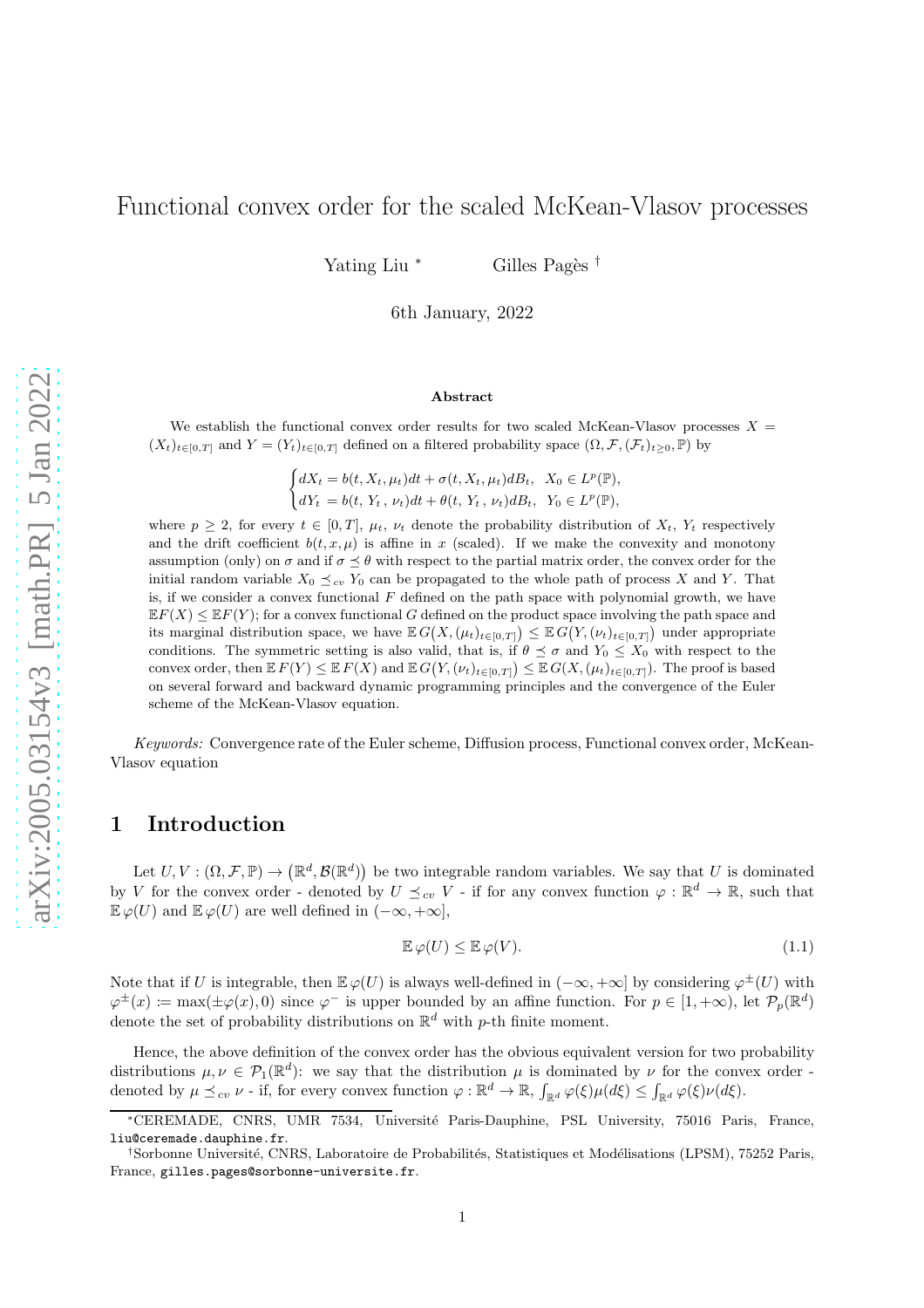# Functional convex order for the scaled McKean-Vlasov processes

Yating Liu [*] Gilles Pagès [†]

6th January, 2022

### Abstract

We establish the functional convex order results for two scaled McKean-Vlasov processes $X = (X_t)_{t\in[0,T]}$ and $Y = (Y_t)_{t\in[0,T]}$ defined on a filtered probability space $(\Omega, \mathcal{F}, (\mathcal{F}_t)_{t\geq 0}, \mathbb{P})$ by

$$
\begin{cases} dX_t = b(t, X_t, \mu_t)dt + \sigma(t, X_t, \mu_t)dB_t, & X_0 \in L^p(\mathbb{P}),\\ dY_t = b(t, Y_t\,, \nu_t)dt + \theta(t, Y_t\,, \nu_t)dB_t, & Y_0 \in L^p(\mathbb{P}), \end{cases}
$$

where $p \geq 2$, for every $t \in [0, T]$, $\mu_t$, $\nu_t$ denote the probability distribution of $X_t$, $Y_t$ respectively and the drift coefficient $b(t, x, \mu)$ is affine in $x$ (scaled). If we make the convexity and monotony assumption (only) on $\sigma$ and if $\sigma \preceq \theta$ with respect to the partial matrix order, the convex order for the initial random variable $X_0 \preceq_{cv} Y_0$ can be propagated to the whole path of process $X$ and $Y$. That is, if we consider a convex functional $F$ defined on the path space with polynomial growth, we have $\mathbb{E}F(X) \leq \mathbb{E}F(Y)$; for a convex functional $G$ defined on the product space involving the path space and its marginal distribution space, we have $\mathbb{E}\, G\big(X, (\mu_t)_{t\in[0,T]}\big) \leq \mathbb{E}\, G\big(Y, (\nu_t)_{t\in[0,T]}\big)$ under appropriate conditions. The symmetric setting is also valid, that is, if $\theta \preceq \sigma$ and $Y_0 \leq X_0$ with respect to the convex order, then $\mathbb{E}\, F(Y) \leq \mathbb{E}\, F(X)$ and $\mathbb{E}\, G\big(Y, (\nu_t)_{t\in[0,T]}\big) \leq \mathbb{E}\, G(X, (\mu_t)_{t\in[0,T]})$. The proof is based on several forward and backward dynamic programming principles and the convergence of the Euler scheme of the McKean-Vlasov equation.

*Keywords:* Convergence rate of the Euler scheme, Diffusion process, Functional convex order, McKean-Vlasov equation

## 1 Introduction

Let $U, V : (\Omega, \mathcal{F}, \mathbb{P}) \to \big(\mathbb{R}^d, \mathcal{B}(\mathbb{R}^d)\big)$ be two integrable random variables. We say that $U$ is dominated by $V$ for the convex order - denoted by $U \preceq_{cv} V$ - if for any convex function $\varphi : \mathbb{R}^d \to \mathbb{R}$, such that $\mathbb{E}\,\varphi(U)$ and $\mathbb{E}\,\varphi(U)$ are well defined in $(-\infty, +\infty]$,

$$
\mathbb{E}\,\varphi(U) \leq \mathbb{E}\,\varphi(V). \tag{1.1}
$$

Note that if $U$ is integrable, then $\mathbb{E}\,\varphi(U)$ is always well-defined in $(-\infty, +\infty]$ by considering $\varphi^{\pm}(U)$ with $\varphi^{\pm}(x) \coloneqq \max(\pm\varphi(x), 0)$ since $\varphi^{-}$ is upper bounded by an affine function. For $p \in [1, +\infty)$, let $\mathcal{P}_p(\mathbb{R}^d)$ denote the set of probability distributions on $\mathbb{R}^d$ with $p$-th finite moment.

Hence, the above definition of the convex order has the obvious equivalent version for two probability distributions $\mu, \nu \in \mathcal{P}_1(\mathbb{R}^d)$: we say that the distribution $\mu$ is dominated by $\nu$ for the convex order - denoted by $\mu \preceq_{cv} \nu$ - if, for every convex function $\varphi : \mathbb{R}^d \to \mathbb{R}$, $\int_{\mathbb{R}^d} \varphi(\xi)\mu(d\xi) \leq \int_{\mathbb{R}^d} \varphi(\xi)\nu(d\xi)$.

---

[*] CEREMADE, CNRS, UMR 7534, Université Paris-Dauphine, PSL University, 75016 Paris, France, liu@ceremade.dauphine.fr.

[†] Sorbonne Université, CNRS, Laboratoire de Probabilités, Statistiques et Modélisations (LPSM), 75252 Paris, France, gilles.pages@sorbonne-universite.fr.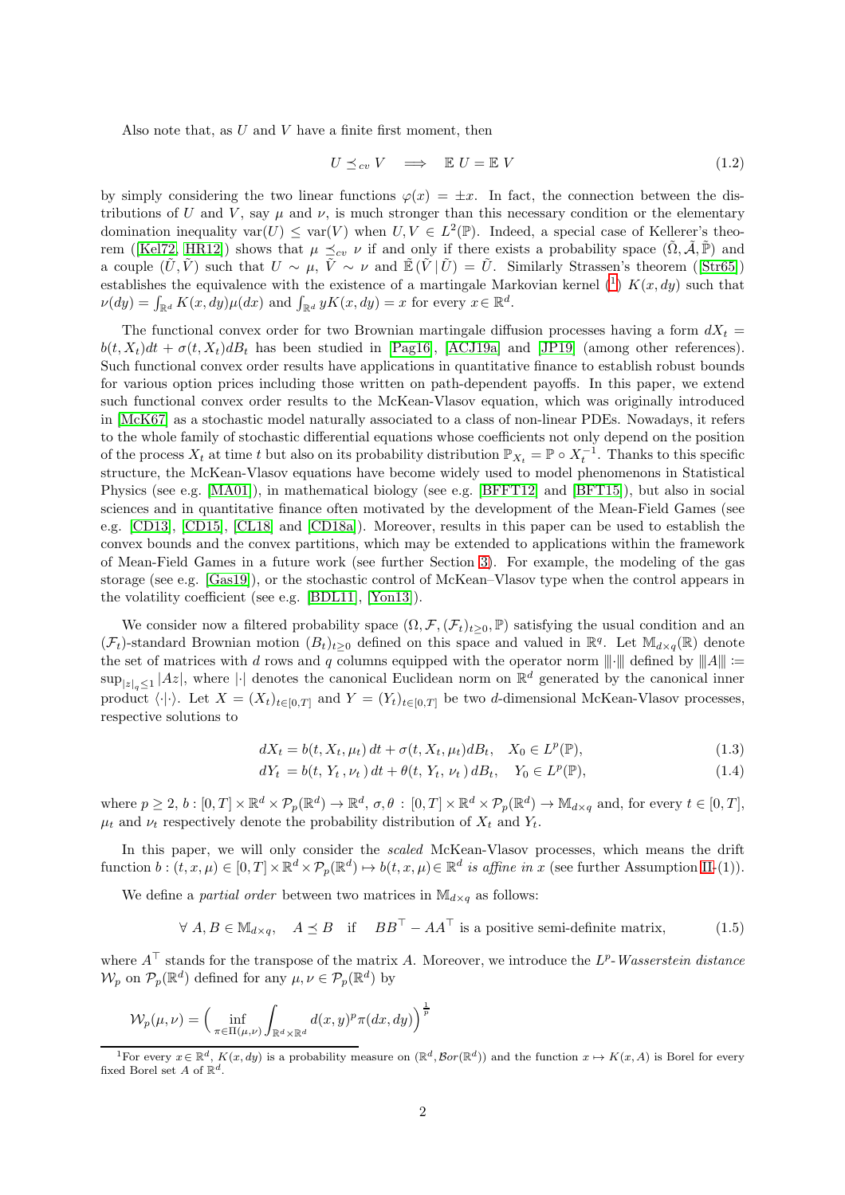Also note that, as $U$ and $V$ have a finite first moment, then

$$U \preceq_{cv} V \quad \Longrightarrow \quad \mathbb{E}\, U = \mathbb{E}\, V \tag{1.2}$$

by simply considering the two linear functions $\varphi(x) = \pm x$. In fact, the connection between the distributions of $U$ and $V$, say $\mu$ and $\nu$, is much stronger than this necessary condition or the elementary domination inequality $\text{var}(U) \leq \text{var}(V)$ when $U, V \in L^2(\mathbb{P})$. Indeed, a special case of Kellerer's theorem ([Kel72, HR12]) shows that $\mu \preceq_{cv} \nu$ if and only if there exists a probability space $(\tilde{\Omega}, \tilde{\mathcal{A}}, \tilde{\mathbb{P}})$ and a couple $(\tilde{U}, \tilde{V})$ such that $U \sim \mu$, $\tilde{V} \sim \nu$ and $\tilde{\mathbb{E}}(\tilde{V} \,|\, \tilde{U}) = \tilde{U}$. Similarly Strassen's theorem ([Str65]) establishes the equivalence with the existence of a martingale Markovian kernel ([1]) $K(x, dy)$ such that $\nu(dy) = \int_{\mathbb{R}^d} K(x, dy)\mu(dx)$ and $\int_{\mathbb{R}^d} yK(x, dy) = x$ for every $x \in \mathbb{R}^d$.

The functional convex order for two Brownian martingale diffusion processes having a form $dX_t = b(t, X_t)dt + \sigma(t, X_t)dB_t$ has been studied in [Pag16], [ACJ19a] and [JP19] (among other references). Such functional convex order results have applications in quantitative finance to establish robust bounds for various option prices including those written on path-dependent payoffs. In this paper, we extend such functional convex order results to the McKean-Vlasov equation, which was originally introduced in [McK67] as a stochastic model naturally associated to a class of non-linear PDEs. Nowadays, it refers to the whole family of stochastic differential equations whose coefficients not only depend on the position of the process $X_t$ at time $t$ but also on its probability distribution $\mathbb{P}_{X_t} = \mathbb{P} \circ X_t^{-1}$. Thanks to this specific structure, the McKean-Vlasov equations have become widely used to model phenomenons in Statistical Physics (see e.g. [MA01]), in mathematical biology (see e.g. [BFFT12] and [BFT15]), but also in social sciences and in quantitative finance often motivated by the development of the Mean-Field Games (see e.g. [CD13], [CD15], [CL18] and [CD18a]). Moreover, results in this paper can be used to establish the convex bounds and the convex partitions, which may be extended to applications within the framework of Mean-Field Games in a future work (see further Section 3). For example, the modeling of the gas storage (see e.g. [Gas19]), or the stochastic control of McKean–Vlasov type when the control appears in the volatility coefficient (see e.g. [BDL11], [Yon13]).

We consider now a filtered probability space $(\Omega, \mathcal{F}, (\mathcal{F}_t)_{t\geq 0}, \mathbb{P})$ satisfying the usual condition and an $(\mathcal{F}_t)$-standard Brownian motion $(B_t)_{t\geq 0}$ defined on this space and valued in $\mathbb{R}^q$. Let $\mathbb{M}_{d\times q}(\mathbb{R})$ denote the set of matrices with $d$ rows and $q$ columns equipped with the operator norm $|||\cdot|||$ defined by $|||A||| := \sup_{|z|_q \leq 1} |Az|$, where $|\cdot|$ denotes the canonical Euclidean norm on $\mathbb{R}^d$ generated by the canonical inner product $\langle\cdot|\cdot\rangle$. Let $X = (X_t)_{t\in[0,T]}$ and $Y = (Y_t)_{t\in[0,T]}$ be two $d$-dimensional McKean-Vlasov processes, respective solutions to

$$dX_t = b(t, X_t, \mu_t)\, dt + \sigma(t, X_t, \mu_t) dB_t, \quad X_0 \in L^p(\mathbb{P}), \tag{1.3}$$

$$dY_t = b(t, Y_t, \nu_t)\, dt + \theta(t, Y_t, \nu_t)\, dB_t, \quad Y_0 \in L^p(\mathbb{P}), \tag{1.4}$$

where $p \geq 2$, $b : [0, T] \times \mathbb{R}^d \times \mathcal{P}_p(\mathbb{R}^d) \to \mathbb{R}^d$, $\sigma, \theta : [0, T] \times \mathbb{R}^d \times \mathcal{P}_p(\mathbb{R}^d) \to \mathbb{M}_{d\times q}$ and, for every $t \in [0, T]$, $\mu_t$ and $\nu_t$ respectively denote the probability distribution of $X_t$ and $Y_t$.

In this paper, we will only consider the *scaled* McKean-Vlasov processes, which means the drift function $b : (t, x, \mu) \in [0, T] \times \mathbb{R}^d \times \mathcal{P}_p(\mathbb{R}^d) \mapsto b(t, x, \mu) \in \mathbb{R}^d$ *is affine in* $x$ (see further Assumption II-(1)).

We define a *partial order* between two matrices in $\mathbb{M}_{d\times q}$ as follows:

$$\forall\, A, B \in \mathbb{M}_{d\times q}, \quad A \preceq B \quad \text{if} \quad BB^\top - AA^\top \text{ is a positive semi-definite matrix,} \tag{1.5}$$

where $A^\top$ stands for the transpose of the matrix $A$. Moreover, we introduce the $L^p$-*Wasserstein distance* $\mathcal{W}_p$ on $\mathcal{P}_p(\mathbb{R}^d)$ defined for any $\mu, \nu \in \mathcal{P}_p(\mathbb{R}^d)$ by

$$\mathcal{W}_p(\mu, \nu) = \Big( \inf_{\pi\in\Pi(\mu,\nu)} \int_{\mathbb{R}^d\times\mathbb{R}^d} d(x, y)^p \pi(dx, dy) \Big)^{\frac{1}{p}}$$

[1]For every $x \in \mathbb{R}^d$, $K(x, dy)$ is a probability measure on $(\mathbb{R}^d, \mathcal{B}or(\mathbb{R}^d))$ and the function $x \mapsto K(x, A)$ is Borel for every fixed Borel set $A$ of $\mathbb{R}^d$.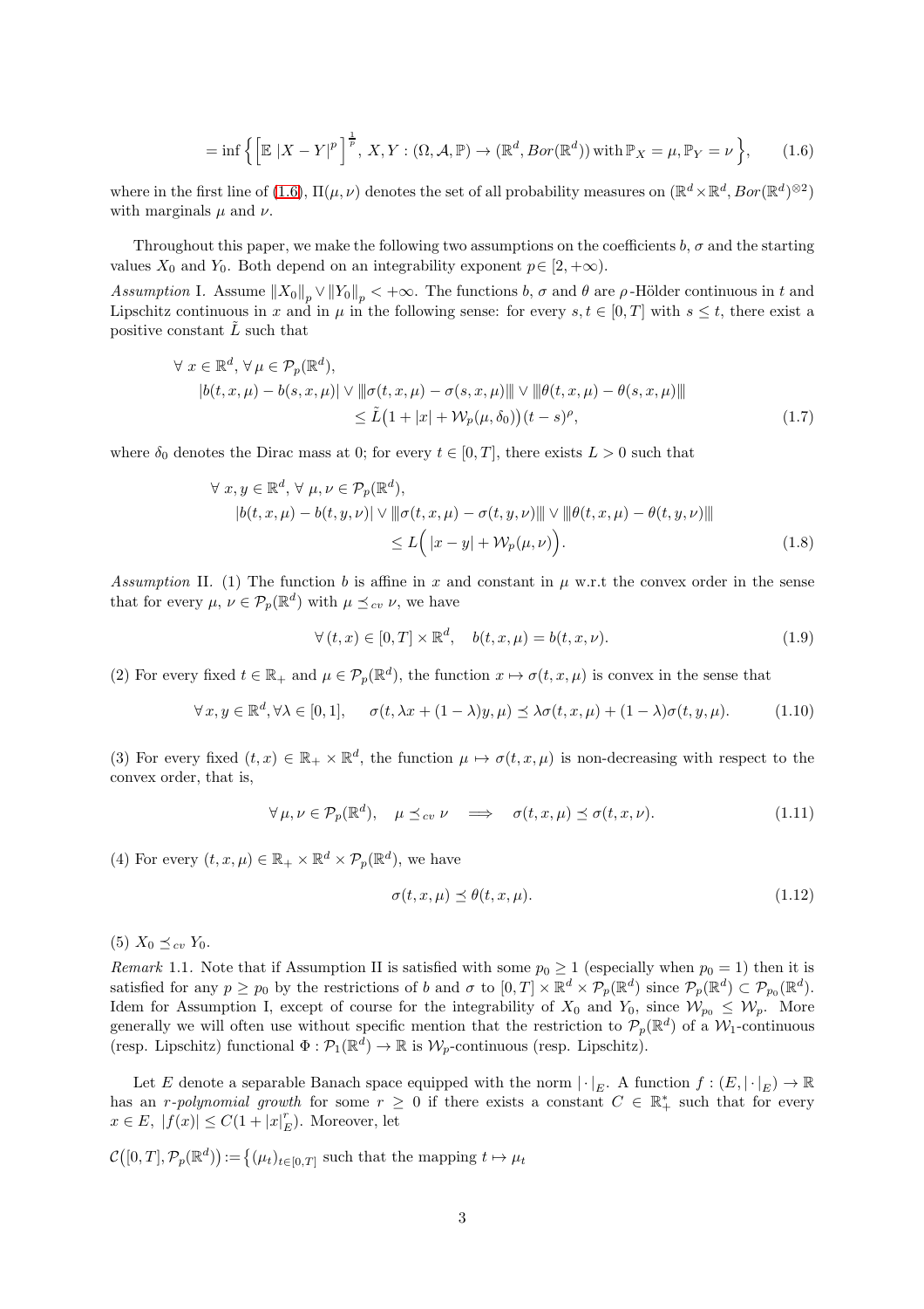$$= \inf \Big\{ \Big[ \mathbb{E}\, |X - Y|^p \Big]^{\frac{1}{p}},\ X, Y : (\Omega, \mathcal{A}, \mathbb{P}) \to (\mathbb{R}^d, Bor(\mathbb{R}^d)) \,\text{with}\, \mathbb{P}_X = \mu, \mathbb{P}_Y = \nu \Big\}, \tag{1.6}$$

where in the first line of (1.6), $\Pi(\mu, \nu)$ denotes the set of all probability measures on $(\mathbb{R}^d \times \mathbb{R}^d, Bor(\mathbb{R}^d)^{\otimes 2})$ with marginals $\mu$ and $\nu$.

Throughout this paper, we make the following two assumptions on the coefficients $b$, $\sigma$ and the starting values $X_0$ and $Y_0$. Both depend on an integrability exponent $p \in [2, +\infty)$.

*Assumption* I. Assume $\left\| X_0 \right\|_p \vee \left\| Y_0 \right\|_p < +\infty$. The functions $b$, $\sigma$ and $\theta$ are $\rho$-Hölder continuous in $t$ and Lipschitz continuous in $x$ and in $\mu$ in the following sense: for every $s, t \in [0, T]$ with $s \le t$, there exist a positive constant $\tilde{L}$ such that

$$\begin{aligned} &\forall\, x \in \mathbb{R}^d,\, \forall\, \mu \in \mathcal{P}_p(\mathbb{R}^d), \\ &\quad |b(t, x, \mu) - b(s, x, \mu)| \vee |\!|\!| \sigma(t, x, \mu) - \sigma(s, x, \mu) |\!|\!| \vee |\!|\!| \theta(t, x, \mu) - \theta(s, x, \mu) |\!|\!| \\ &\qquad\qquad \le \tilde{L}\big(1 + |x| + \mathcal{W}_p(\mu, \delta_0)\big)(t - s)^{\rho}, \end{aligned} \tag{1.7}$$

where $\delta_0$ denotes the Dirac mass at 0; for every $t \in [0, T]$, there exists $L > 0$ such that

$$\begin{aligned} &\forall\, x, y \in \mathbb{R}^d,\, \forall\, \mu, \nu \in \mathcal{P}_p(\mathbb{R}^d), \\ &\quad |b(t, x, \mu) - b(t, y, \nu)| \vee |\!|\!| \sigma(t, x, \mu) - \sigma(t, y, \nu) |\!|\!| \vee |\!|\!| \theta(t, x, \mu) - \theta(t, y, \nu) |\!|\!| \\ &\qquad\qquad \le L\Big(|x - y| + \mathcal{W}_p(\mu, \nu)\Big). \end{aligned} \tag{1.8}$$

*Assumption* II. (1) The function $b$ is affine in $x$ and constant in $\mu$ w.r.t the convex order in the sense that for every $\mu$, $\nu \in \mathcal{P}_p(\mathbb{R}^d)$ with $\mu \preceq_{cv} \nu$, we have

$$\forall\, (t, x) \in [0, T] \times \mathbb{R}^d, \quad b(t, x, \mu) = b(t, x, \nu). \tag{1.9}$$

(2) For every fixed $t \in \mathbb{R}_+$ and $\mu \in \mathcal{P}_p(\mathbb{R}^d)$, the function $x \mapsto \sigma(t, x, \mu)$ is convex in the sense that

$$\forall\, x, y \in \mathbb{R}^d, \forall \lambda \in [0, 1], \qquad \sigma(t, \lambda x + (1 - \lambda) y, \mu) \preceq \lambda \sigma(t, x, \mu) + (1 - \lambda) \sigma(t, y, \mu). \tag{1.10}$$

(3) For every fixed $(t, x) \in \mathbb{R}_+ \times \mathbb{R}^d$, the function $\mu \mapsto \sigma(t, x, \mu)$ is non-decreasing with respect to the convex order, that is,

$$\forall\, \mu, \nu \in \mathcal{P}_p(\mathbb{R}^d), \quad \mu \preceq_{cv} \nu \quad \Longrightarrow \quad \sigma(t, x, \mu) \preceq \sigma(t, x, \nu). \tag{1.11}$$

(4) For every $(t, x, \mu) \in \mathbb{R}_+ \times \mathbb{R}^d \times \mathcal{P}_p(\mathbb{R}^d)$, we have

$$\sigma(t, x, \mu) \preceq \theta(t, x, \mu). \tag{1.12}$$

(5) $X_0 \preceq_{cv} Y_0$.

*Remark* 1.1. Note that if Assumption II is satisfied with some $p_0 \ge 1$ (especially when $p_0 = 1$) then it is satisfied for any $p \ge p_0$ by the restrictions of $b$ and $\sigma$ to $[0, T] \times \mathbb{R}^d \times \mathcal{P}_p(\mathbb{R}^d)$ since $\mathcal{P}_p(\mathbb{R}^d) \subset \mathcal{P}_{p_0}(\mathbb{R}^d)$. Idem for Assumption I, except of course for the integrability of $X_0$ and $Y_0$, since $\mathcal{W}_{p_0} \le \mathcal{W}_p$. More generally we will often use without specific mention that the restriction to $\mathcal{P}_p(\mathbb{R}^d)$ of a $\mathcal{W}_1$-continuous (resp. Lipschitz) functional $\Phi : \mathcal{P}_1(\mathbb{R}^d) \to \mathbb{R}$ is $\mathcal{W}_p$-continuous (resp. Lipschitz).

Let $E$ denote a separable Banach space equipped with the norm $|\cdot|_E$. A function $f : (E, |\cdot|_E) \to \mathbb{R}$ has an *r-polynomial growth* for some $r \ge 0$ if there exists a constant $C \in \mathbb{R}_+^*$ such that for every $x \in E$, $|f(x)| \le C(1 + |x|_E^r)$. Moreover, let

$\mathcal{C}\big([0, T], \mathcal{P}_p(\mathbb{R}^d)\big) := \big\{(\mu_t)_{t \in [0, T]}$ such that the mapping $t \mapsto \mu_t$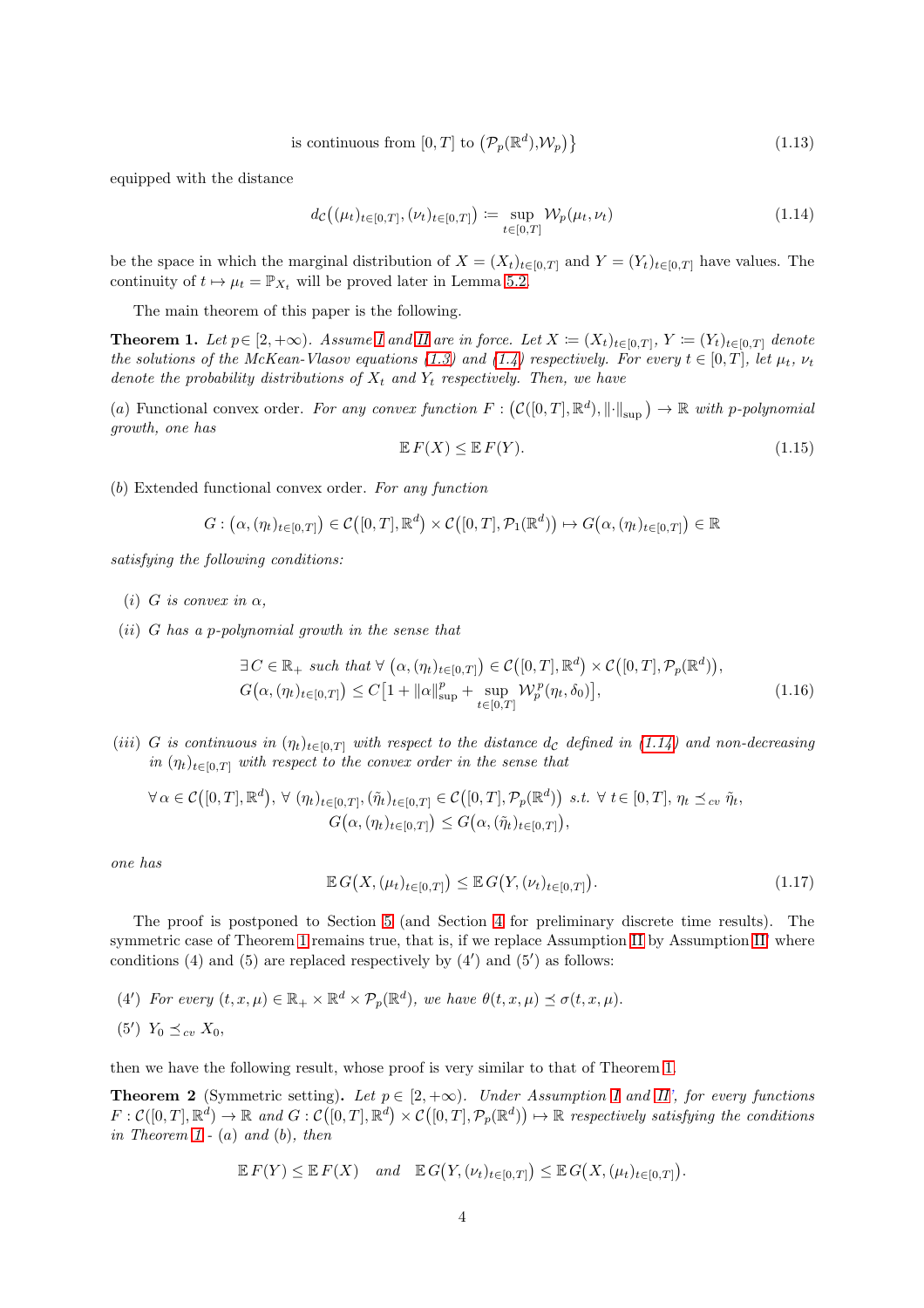$$\text{is continuous from } [0,T] \text{ to } \big(\mathcal{P}_p(\mathbb{R}^d), \mathcal{W}_p\big)\big\} \tag{1.13}$$

equipped with the distance

$$d_{\mathcal{C}}\big((\mu_t)_{t\in[0,T]}, (\nu_t)_{t\in[0,T]}\big) \coloneqq \sup_{t\in[0,T]} \mathcal{W}_p(\mu_t, \nu_t) \tag{1.14}$$

be the space in which the marginal distribution of $X = (X_t)_{t\in[0,T]}$ and $Y = (Y_t)_{t\in[0,T]}$ have values. The continuity of $t \mapsto \mu_t = \mathbb{P}_{X_t}$ will be proved later in Lemma 5.2.

The main theorem of this paper is the following.

**Theorem 1.** *Let $p \in [2, +\infty)$. Assume I and II are in force. Let $X \coloneqq (X_t)_{t\in[0,T]}$, $Y \coloneqq (Y_t)_{t\in[0,T]}$ denote the solutions of the McKean-Vlasov equations (1.3) and (1.4) respectively. For every $t \in [0,T]$, let $\mu_t$, $\nu_t$ denote the probability distributions of $X_t$ and $Y_t$ respectively. Then, we have*

$(a)$ Functional convex order. *For any convex function $F : \big(\mathcal{C}([0,T], \mathbb{R}^d), \|\cdot\|_{\sup}\big) \to \mathbb{R}$ with $p$-polynomial growth, one has*

$$\mathbb{E}\, F(X) \leq \mathbb{E}\, F(Y). \tag{1.15}$$

$(b)$ Extended functional convex order. *For any function*

$$G : \big(\alpha, (\eta_t)_{t\in[0,T]}\big) \in \mathcal{C}\big([0,T], \mathbb{R}^d\big) \times \mathcal{C}\big([0,T], \mathcal{P}_1(\mathbb{R}^d)\big) \mapsto G\big(\alpha, (\eta_t)_{t\in[0,T]}\big) \in \mathbb{R}$$

*satisfying the following conditions:*

- $(i)$ *$G$ is convex in $\alpha$,*
- $(ii)$ *$G$ has a $p$-polynomial growth in the sense that*

$$\begin{aligned} &\exists\, C \in \mathbb{R}_+ \text{ such that } \forall\, \big(\alpha, (\eta_t)_{t\in[0,T]}\big) \in \mathcal{C}\big([0,T], \mathbb{R}^d\big) \times \mathcal{C}\big([0,T], \mathcal{P}_p(\mathbb{R}^d)\big), \\ &G\big(\alpha, (\eta_t)_{t\in[0,T]}\big) \leq C\big[1 + \|\alpha\|_{\sup}^p + \sup_{t\in[0,T]} \mathcal{W}_p^p(\eta_t, \delta_0)\big], \end{aligned} \tag{1.16}$$

- $(iii)$ *$G$ is continuous in $(\eta_t)_{t\in[0,T]}$ with respect to the distance $d_{\mathcal{C}}$ defined in (1.14) and non-decreasing in $(\eta_t)_{t\in[0,T]}$ with respect to the convex order in the sense that*

$$\begin{aligned} &\forall\, \alpha \in \mathcal{C}\big([0,T], \mathbb{R}^d\big),\ \forall\, (\eta_t)_{t\in[0,T]}, (\tilde{\eta}_t)_{t\in[0,T]} \in \mathcal{C}\big([0,T], \mathcal{P}_p(\mathbb{R}^d)\big) \text{ s.t. } \forall\, t \in [0,T],\ \eta_t \preceq_{cv} \tilde{\eta}_t, \\ &\qquad G\big(\alpha, (\eta_t)_{t\in[0,T]}\big) \leq G\big(\alpha, (\tilde{\eta}_t)_{t\in[0,T]}\big), \end{aligned}$$

*one has*

$$\mathbb{E}\, G\big(X, (\mu_t)_{t\in[0,T]}\big) \leq \mathbb{E}\, G\big(Y, (\nu_t)_{t\in[0,T]}\big). \tag{1.17}$$

The proof is postponed to Section 5 (and Section 4 for preliminary discrete time results). The symmetric case of Theorem 1 remains true, that is, if we replace Assumption II by Assumption II' where conditions (4) and (5) are replaced respectively by (4′) and (5′) as follows:

- (4′) *For every $(t, x, \mu) \in \mathbb{R}_+ \times \mathbb{R}^d \times \mathcal{P}_p(\mathbb{R}^d)$, we have $\theta(t, x, \mu) \preceq \sigma(t, x, \mu)$.*
- (5′) $Y_0 \preceq_{cv} X_0$,

then we have the following result, whose proof is very similar to that of Theorem 1.

**Theorem 2** (Symmetric setting)**.** *Let $p \in [2, +\infty)$. Under Assumption I and II', for every functions $F : \mathcal{C}([0,T], \mathbb{R}^d) \to \mathbb{R}$ and $G : \mathcal{C}\big([0,T], \mathbb{R}^d\big) \times \mathcal{C}\big([0,T], \mathcal{P}_p(\mathbb{R}^d)\big) \mapsto \mathbb{R}$ respectively satisfying the conditions in Theorem 1 - (a) and (b), then*

$$\mathbb{E}\, F(Y) \leq \mathbb{E}\, F(X) \quad \text{and} \quad \mathbb{E}\, G\big(Y, (\nu_t)_{t\in[0,T]}\big) \leq \mathbb{E}\, G\big(X, (\mu_t)_{t\in[0,T]}\big).$$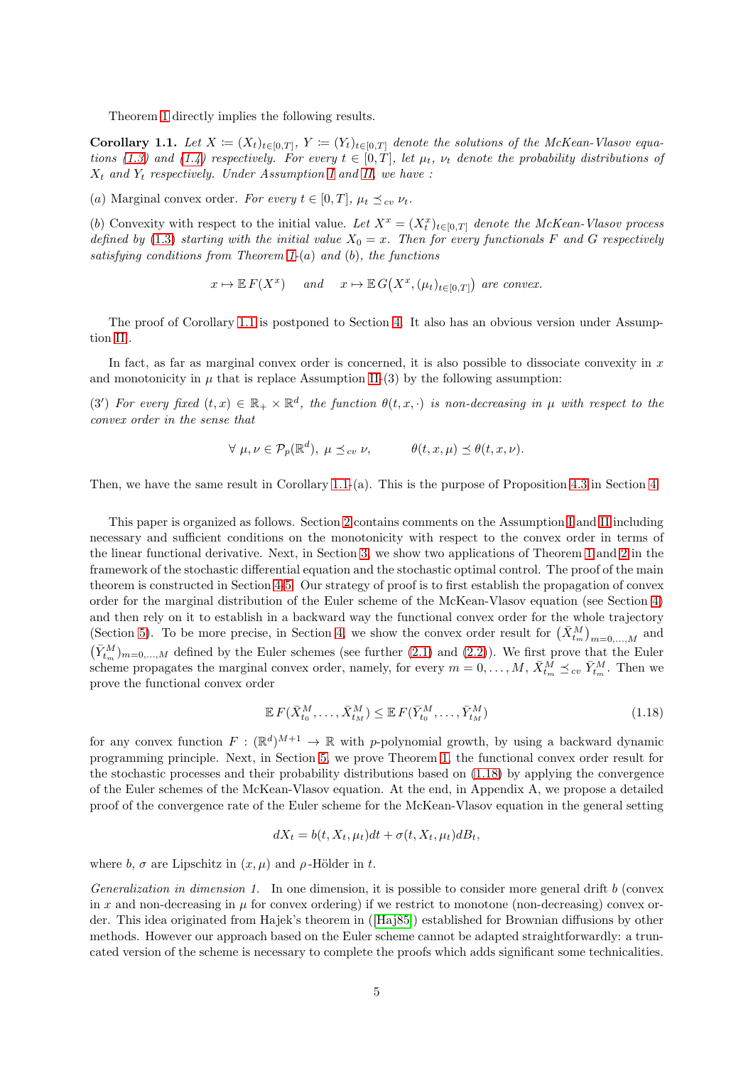Theorem 1 directly implies the following results.

**Corollary 1.1.** *Let $X \coloneqq (X_t)_{t\in[0,T]}$, $Y \coloneqq (Y_t)_{t\in[0,T]}$ denote the solutions of the McKean-Vlasov equations (1.3) and (1.4) respectively. For every $t \in [0,T]$, let $\mu_t$, $\nu_t$ denote the probability distributions of $X_t$ and $Y_t$ respectively. Under Assumption I and II, we have :*

(*a*) Marginal convex order. *For every $t \in [0,T]$, $\mu_t \preceq_{cv} \nu_t$.*

(*b*) Convexity with respect to the initial value. *Let $X^x = (X^x_t)_{t\in[0,T]}$ denote the McKean-Vlasov process defined by (1.3) starting with the initial value $X_0 = x$. Then for every functionals $F$ and $G$ respectively satisfying conditions from Theorem 1-(a) and (b), the functions*

$$x \mapsto \mathbb{E}\, F(X^x) \quad \text{ and } \quad x \mapsto \mathbb{E}\, G\big(X^x, (\mu_t)_{t\in[0,T]}\big) \text{ are convex.}$$

The proof of Corollary 1.1 is postponed to Section 4. It also has an obvious version under Assumption III.

In fact, as far as marginal convex order is concerned, it is also possible to dissociate convexity in $x$ and monotonicity in $\mu$ that is replace Assumption II-(3) by the following assumption:

($3'$) *For every fixed $(t,x) \in \mathbb{R}_+ \times \mathbb{R}^d$, the function $\theta(t,x,\cdot)$ is non-decreasing in $\mu$ with respect to the convex order in the sense that*

$$\forall\, \mu,\nu \in \mathcal{P}_p(\mathbb{R}^d),\ \mu \preceq_{cv} \nu, \qquad \theta(t,x,\mu) \preceq \theta(t,x,\nu).$$

Then, we have the same result in Corollary 1.1-(a). This is the purpose of Proposition 4.3 in Section 4.

This paper is organized as follows. Section 2 contains comments on the Assumption I and II including necessary and sufficient conditions on the monotonicity with respect to the convex order in terms of the linear functional derivative. Next, in Section 3, we show two applications of Theorem 1 and 2 in the framework of the stochastic differential equation and the stochastic optimal control. The proof of the main theorem is constructed in Section 4-5. Our strategy of proof is to first establish the propagation of convex order for the marginal distribution of the Euler scheme of the McKean-Vlasov equation (see Section 4) and then rely on it to establish in a backward way the functional convex order for the whole trajectory (Section 5). To be more precise, in Section 4, we show the convex order result for $\big(\bar{X}^M_{t_m}\big)_{m=0,\ldots,M}$ and $\big(\bar{Y}^M_{t_m}\big)_{m=0,\ldots,M}$ defined by the Euler schemes (see further (2.1) and (2.2)). We first prove that the Euler scheme propagates the marginal convex order, namely, for every $m = 0,\ldots,M$, $\bar{X}^M_{t_m} \preceq_{cv} \bar{Y}^M_{t_m}$. Then we prove the functional convex order

$$\mathbb{E}\, F(\bar{X}^M_{t_0},\ldots,\bar{X}^M_{t_M}) \le \mathbb{E}\, F(\bar{Y}^M_{t_0},\ldots,\bar{Y}^M_{t_M}) \tag{1.18}$$

for any convex function $F : (\mathbb{R}^d)^{M+1} \to \mathbb{R}$ with $p$-polynomial growth, by using a backward dynamic programming principle. Next, in Section 5, we prove Theorem 1, the functional convex order result for the stochastic processes and their probability distributions based on (1.18) by applying the convergence of the Euler schemes of the McKean-Vlasov equation. At the end, in Appendix A, we propose a detailed proof of the convergence rate of the Euler scheme for the McKean-Vlasov equation in the general setting

$$dX_t = b(t,X_t,\mu_t)dt + \sigma(t,X_t,\mu_t)dB_t,$$

where $b$, $\sigma$ are Lipschitz in $(x,\mu)$ and $\rho$-Hölder in $t$.

*Generalization in dimension 1.* In one dimension, it is possible to consider more general drift $b$ (convex in $x$ and non-decreasing in $\mu$ for convex ordering) if we restrict to monotone (non-decreasing) convex order. This idea originated from Hajek's theorem in ([Haj85]) established for Brownian diffusions by other methods. However our approach based on the Euler scheme cannot be adapted straightforwardly: a truncated version of the scheme is necessary to complete the proofs which adds significant some technicalities.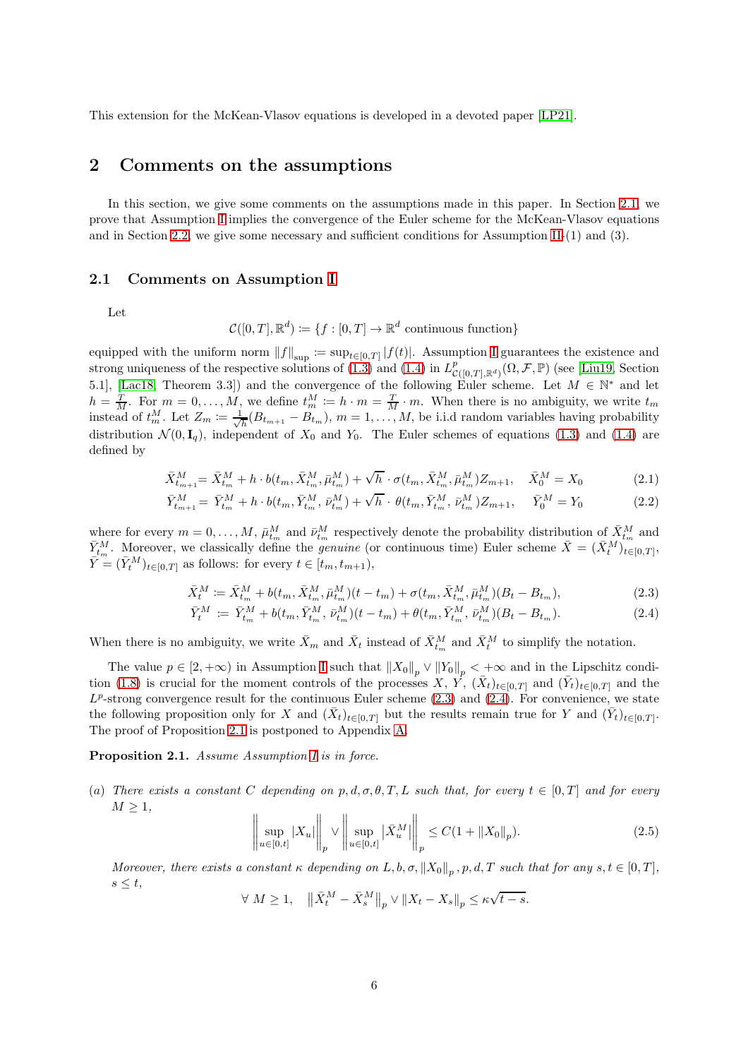This extension for the McKean-Vlasov equations is developed in a devoted paper [LP21].

## 2 Comments on the assumptions

In this section, we give some comments on the assumptions made in this paper. In Section 2.1, we prove that Assumption I implies the convergence of the Euler scheme for the McKean-Vlasov equations and in Section 2.2, we give some necessary and sufficient conditions for Assumption II-(1) and (3).

### 2.1 Comments on Assumption I

Let

$$\mathcal{C}([0,T],\mathbb{R}^d) \coloneqq \{f : [0,T] \to \mathbb{R}^d \text{ continuous function}\}$$

equipped with the uniform norm $\|f\|_{\sup} \coloneqq \sup_{t\in[0,T]} |f(t)|$. Assumption I guarantees the existence and strong uniqueness of the respective solutions of (1.3) and (1.4) in $L^p_{\mathcal{C}([0,T],\mathbb{R}^d)}(\Omega,\mathcal{F},\mathbb{P})$ (see [Liu19, Section 5.1], [Lac18, Theorem 3.3]) and the convergence of the following Euler scheme. Let $M \in \mathbb{N}^*$ and let $h = \frac{T}{M}$. For $m = 0,\dots,M$, we define $t^M_m \coloneqq h\cdot m = \frac{T}{M}\cdot m$. When there is no ambiguity, we write $t_m$ instead of $t^M_m$. Let $Z_m \coloneqq \frac{1}{\sqrt{h}}(B_{t_{m+1}} - B_{t_m})$, $m = 1,\dots,M$, be i.i.d random variables having probability distribution $\mathcal{N}(0,\mathbf{I}_q)$, independent of $X_0$ and $Y_0$. The Euler schemes of equations (1.3) and (1.4) are defined by

$$\bar{X}^M_{t_{m+1}} = \bar{X}^M_{t_m} + h\cdot b(t_m,\bar{X}^M_{t_m},\bar{\mu}^M_{t_m}) + \sqrt{h}\cdot\sigma(t_m,\bar{X}^M_{t_m},\bar{\mu}^M_{t_m})Z_{m+1}, \quad \bar{X}^M_0 = X_0 \tag{2.1}$$

$$\bar{Y}^M_{t_{m+1}} = \bar{Y}^M_{t_m} + h\cdot b(t_m,\bar{Y}^M_{t_m},\bar{\nu}^M_{t_m}) + \sqrt{h}\cdot\theta(t_m,\bar{Y}^M_{t_m},\bar{\nu}^M_{t_m})Z_{m+1}, \quad \bar{Y}^M_0 = Y_0 \tag{2.2}$$

where for every $m = 0,\dots,M$, $\bar{\mu}^M_{t_m}$ and $\bar{\nu}^M_{t_m}$ respectively denote the probability distribution of $\bar{X}^M_{t_m}$ and $\bar{Y}^M_{t_m}$. Moreover, we classically define the *genuine* (or continuous time) Euler scheme $\bar{X} = (\bar{X}^M_t)_{t\in[0,T]}$, $\bar{Y} = (\bar{Y}^M_t)_{t\in[0,T]}$ as follows: for every $t \in [t_m, t_{m+1})$,

$$\bar{X}^M_t \coloneqq \bar{X}^M_{t_m} + b(t_m,\bar{X}^M_{t_m},\bar{\mu}^M_{t_m})(t-t_m) + \sigma(t_m,\bar{X}^M_{t_m},\bar{\mu}^M_{t_m})(B_t - B_{t_m}), \tag{2.3}$$

$$\bar{Y}^M_t \coloneqq \bar{Y}^M_{t_m} + b(t_m,\bar{Y}^M_{t_m},\bar{\nu}^M_{t_m})(t-t_m) + \theta(t_m,\bar{Y}^M_{t_m},\bar{\nu}^M_{t_m})(B_t - B_{t_m}). \tag{2.4}$$

When there is no ambiguity, we write $\bar{X}_m$ and $\bar{X}_t$ instead of $\bar{X}^M_{t_m}$ and $\bar{X}^M_t$ to simplify the notation.

The value $p \in [2,+\infty)$ in Assumption I such that $\|X_0\|_p \vee \|Y_0\|_p < +\infty$ and in the Lipschitz condition (1.8) is crucial for the moment controls of the processes $X$, $Y$, $(\bar{X}_t)_{t\in[0,T]}$ and $(\bar{Y}_t)_{t\in[0,T]}$ and the $L^p$-strong convergence result for the continuous Euler scheme (2.3) and (2.4). For convenience, we state the following proposition only for $X$ and $(\bar{X}_t)_{t\in[0,T]}$ but the results remain true for $Y$ and $(\bar{Y}_t)_{t\in[0,T]}$. The proof of Proposition 2.1 is postponed to Appendix A.

**Proposition 2.1.** *Assume Assumption I is in force.*

*(a) There exists a constant $C$ depending on $p, d, \sigma, \theta, T, L$ such that, for every $t \in [0,T]$ and for every $M \geq 1$,*

$$\left\|\sup_{u\in[0,t]} |X_u|\right\|_p \vee \left\|\sup_{u\in[0,t]} \left|\bar{X}^M_u\right|\right\|_p \leq C(1 + \|X_0\|_p). \tag{2.5}$$

*Moreover, there exists a constant $\kappa$ depending on $L, b, \sigma, \|X_0\|_p, p, d, T$ such that for any $s, t \in [0,T]$, $s \leq t$,*

$$\forall\ M \geq 1, \quad \left\|\bar{X}^M_t - \bar{X}^M_s\right\|_p \vee \|X_t - X_s\|_p \leq \kappa\sqrt{t-s}.$$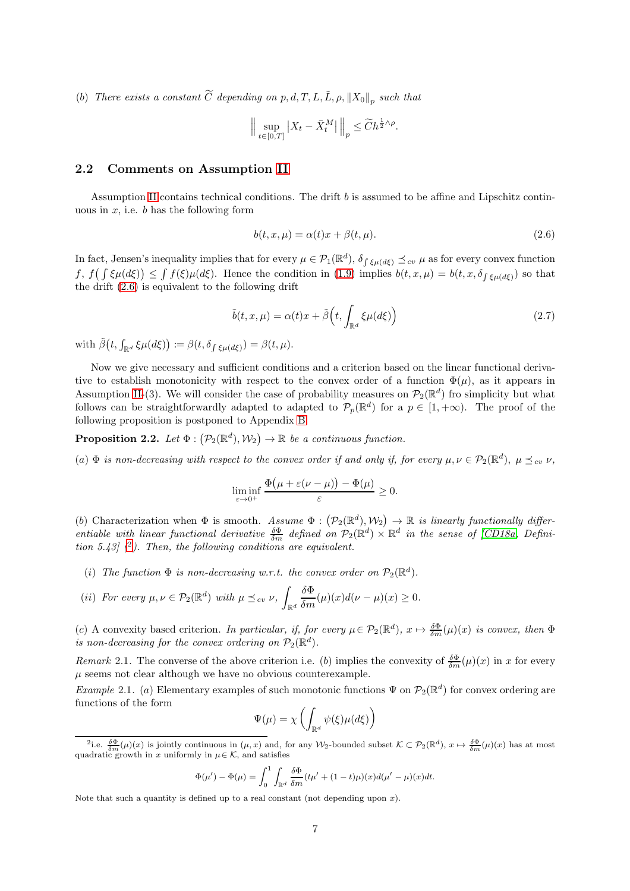(b) *There exists a constant* $\widetilde{C}$ *depending on* $p, d, T, L, \tilde{L}, \rho, \|X_0\|_p$ *such that*

$$\Big\| \sup_{t\in[0,T]} \big|X_t - \bar{X}_t^M\big| \Big\|_p \le \widetilde{C} h^{\frac{1}{2}\wedge\rho}.$$

## 2.2 Comments on Assumption II

Assumption II contains technical conditions. The drift $b$ is assumed to be affine and Lipschitz continuous in $x$, i.e. $b$ has the following form

$$b(t, x, \mu) = \alpha(t)x + \beta(t, \mu). \tag{2.6}$$

In fact, Jensen's inequality implies that for every $\mu \in \mathcal{P}_1(\mathbb{R}^d)$, $\delta_{\int \xi\mu(d\xi)} \preceq_{cv} \mu$ as for every convex function $f$, $f\big(\int \xi\mu(d\xi)\big) \le \int f(\xi)\mu(d\xi)$. Hence the condition in (1.9) implies $b(t, x, \mu) = b(t, x, \delta_{\int \xi\mu(d\xi)})$ so that the drift (2.6) is equivalent to the following drift

$$\tilde{b}(t, x, \mu) = \alpha(t)x + \tilde{\beta}\Big(t, \int_{\mathbb{R}^d} \xi\mu(d\xi)\Big) \tag{2.7}$$

with $\tilde{\beta}\big(t, \int_{\mathbb{R}^d} \xi\mu(d\xi)\big) := \beta(t, \delta_{\int \xi\mu(d\xi)}) = \beta(t, \mu)$.

Now we give necessary and sufficient conditions and a criterion based on the linear functional derivative to establish monotonicity with respect to the convex order of a function $\Phi(\mu)$, as it appears in Assumption II-(3). We will consider the case of probability measures on $\mathcal{P}_2(\mathbb{R}^d)$ fro simplicity but what follows can be straightforwardly adapted to adapted to $\mathcal{P}_p(\mathbb{R}^d)$ for a $p \in [1, +\infty)$. The proof of the following proposition is postponed to Appendix B.

**Proposition 2.2.** *Let* $\Phi : \big(\mathcal{P}_2(\mathbb{R}^d), \mathcal{W}_2\big) \to \mathbb{R}$ *be a continuous function.*

(a) *$\Phi$ is non-decreasing with respect to the convex order if and only if, for every* $\mu, \nu \in \mathcal{P}_2(\mathbb{R}^d)$, $\mu \preceq_{cv} \nu$,

$$\liminf_{\varepsilon\to 0^+} \frac{\Phi\big(\mu + \varepsilon(\nu - \mu)\big) - \Phi(\mu)}{\varepsilon} \ge 0.$$

(b) Characterization when $\Phi$ is smooth. *Assume* $\Phi : \big(\mathcal{P}_2(\mathbb{R}^d), \mathcal{W}_2\big) \to \mathbb{R}$ *is linearly functionally differentiable with linear functional derivative* $\frac{\delta\Phi}{\delta m}$ *defined on* $\mathcal{P}_2(\mathbb{R}^d) \times \mathbb{R}^d$ *in the sense of [CD18a, Definition 5.43] ([2]). Then, the following conditions are equivalent.*

- (i) *The function $\Phi$ is non-decreasing w.r.t. the convex order on* $\mathcal{P}_2(\mathbb{R}^d)$.
- (ii) *For every* $\mu, \nu \in \mathcal{P}_2(\mathbb{R}^d)$ *with* $\mu \preceq_{cv} \nu$, $\displaystyle\int_{\mathbb{R}^d} \frac{\delta\Phi}{\delta m}(\mu)(x)d(\nu - \mu)(x) \ge 0$.

(c) A convexity based criterion. *In particular, if, for every* $\mu \in \mathcal{P}_2(\mathbb{R}^d)$, $x \mapsto \frac{\delta\Phi}{\delta m}(\mu)(x)$ *is convex, then $\Phi$ is non-decreasing for the convex ordering on* $\mathcal{P}_2(\mathbb{R}^d)$.

*Remark* 2.1. The converse of the above criterion i.e. $(b)$ implies the convexity of $\frac{\delta\Phi}{\delta m}(\mu)(x)$ in $x$ for every $\mu$ seems not clear although we have no obvious counterexample.

*Example* 2.1. $(a)$ Elementary examples of such monotonic functions $\Psi$ on $\mathcal{P}_2(\mathbb{R}^d)$ for convex ordering are functions of the form

$$\Psi(\mu) = \chi\left(\int_{\mathbb{R}^d} \psi(\xi)\mu(d\xi)\right)$$

---

[2] i.e. $\frac{\delta\Phi}{\delta m}(\mu)(x)$ is jointly continuous in $(\mu, x)$ and, for any $\mathcal{W}_2$-bounded subset $\mathcal{K} \subset \mathcal{P}_2(\mathbb{R}^d)$, $x \mapsto \frac{\delta\Phi}{\delta m}(\mu)(x)$ has at most quadratic growth in $x$ uniformly in $\mu \in \mathcal{K}$, and satisfies

$$\Phi(\mu') - \Phi(\mu) = \int_0^1 \int_{\mathbb{R}^d} \frac{\delta\Phi}{\delta m}(t\mu' + (1-t)\mu)(x)d(\mu' - \mu)(x)dt.$$

Note that such a quantity is defined up to a real constant (not depending upon $x$).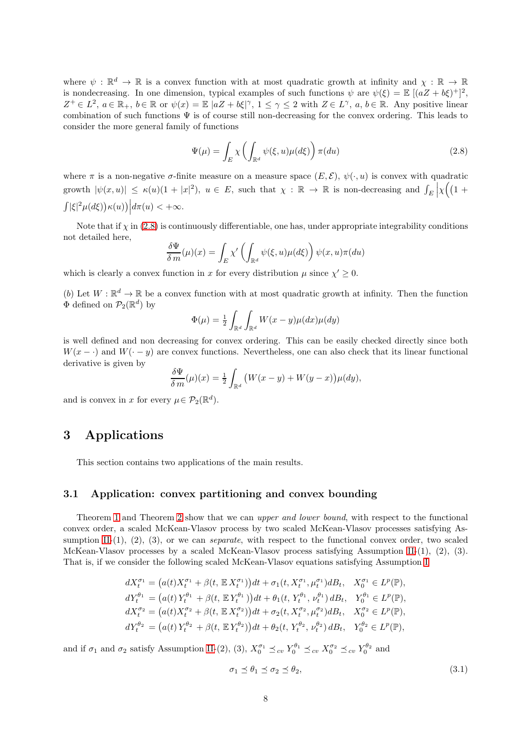where $\psi : \mathbb{R}^d \to \mathbb{R}$ is a convex function with at most quadratic growth at infinity and $\chi : \mathbb{R} \to \mathbb{R}$ is nondecreasing. In one dimension, typical examples of such functions $\psi$ are $\psi(\xi) = \mathbb{E}\,[(aZ + b\xi)^+]^2$, $Z^+ \in L^2$, $a \in \mathbb{R}_+$, $b \in \mathbb{R}$ or $\psi(x) = \mathbb{E}\,|aZ + b\xi|^\gamma$, $1 \le \gamma \le 2$ with $Z \in L^\gamma$, $a, b \in \mathbb{R}$. Any positive linear combination of such functions $\Psi$ is of course still non-decreasing for the convex ordering. This leads to consider the more general family of functions

$$\Psi(\mu) = \int_E \chi\left(\int_{\mathbb{R}^d} \psi(\xi, u)\mu(d\xi)\right)\pi(du) \tag{2.8}$$

where $\pi$ is a non-negative $\sigma$-finite measure on a measure space $(E, \mathcal{E})$, $\psi(\cdot, u)$ is convex with quadratic growth $|\psi(x, u)| \le \kappa(u)(1 + |x|^2)$, $u \in E$, such that $\chi : \mathbb{R} \to \mathbb{R}$ is non-decreasing and $\int_E \Big|\chi\Big(\big(1 + \int|\xi|^2\mu(d\xi)\big)\kappa(u)\Big)\Big| d\pi(u) < +\infty$.

Note that if $\chi$ in (2.8) is continuously differentiable, one has, under appropriate integrability conditions not detailed here,

$$\frac{\delta\Psi}{\delta m}(\mu)(x) = \int_E \chi'\left(\int_{\mathbb{R}^d} \psi(\xi, u)\mu(d\xi)\right)\psi(x, u)\pi(du)$$

which is clearly a convex function in $x$ for every distribution $\mu$ since $\chi' \ge 0$.

$(b)$ Let $W : \mathbb{R}^d \to \mathbb{R}$ be a convex function with at most quadratic growth at infinity. Then the function $\Phi$ defined on $\mathcal{P}_2(\mathbb{R}^d)$ by

$$\Phi(\mu) = \tfrac{1}{2}\int_{\mathbb{R}^d}\int_{\mathbb{R}^d} W(x - y)\mu(dx)\mu(dy)$$

is well defined and non decreasing for convex ordering. This can be easily checked directly since both $W(x - \cdot)$ and $W(\cdot - y)$ are convex functions. Nevertheless, one can also check that its linear functional derivative is given by

$$\frac{\delta\Psi}{\delta m}(\mu)(x) = \tfrac{1}{2}\int_{\mathbb{R}^d} \big(W(x - y) + W(y - x)\big)\mu(dy),$$

and is convex in $x$ for every $\mu \in \mathcal{P}_2(\mathbb{R}^d)$.

# 3 Applications

This section contains two applications of the main results.

## 3.1 Application: convex partitioning and convex bounding

Theorem 1 and Theorem 2 show that we can *upper and lower bound*, with respect to the functional convex order, a scaled McKean-Vlasov process by two scaled McKean-Vlasov processes satisfying Assumption II-(1), (2), (3), or we can *separate*, with respect to the functional convex order, two scaled McKean-Vlasov processes by a scaled McKean-Vlasov process satisfying Assumption II-(1), (2), (3). That is, if we consider the following scaled McKean-Vlasov equations satisfying Assumption I

$$\begin{aligned}
dX_t^{\sigma_1} &= \big(a(t)X_t^{\sigma_1} + \beta(t, \mathbb{E}\,X_t^{\sigma_1})\big)dt + \sigma_1(t, X_t^{\sigma_1}, \mu_t^{\sigma_1})dB_t, \quad X_0^{\sigma_1} \in L^p(\mathbb{P}),\\
dY_t^{\theta_1} &= \big(a(t)\,Y_t^{\theta_1} + \beta(t, \mathbb{E}\,Y_t^{\theta_1})\big)dt + \theta_1(t, Y_t^{\theta_1}, \nu_t^{\theta_1})\,dB_t, \quad Y_0^{\theta_1} \in L^p(\mathbb{P}),\\
dX_t^{\sigma_2} &= \big(a(t)X_t^{\sigma_2} + \beta(t, \mathbb{E}\,X_t^{\sigma_2})\big)dt + \sigma_2(t, X_t^{\sigma_2}, \mu_t^{\sigma_2})dB_t, \quad X_0^{\sigma_2} \in L^p(\mathbb{P}),\\
dY_t^{\theta_2} &= \big(a(t)\,Y_t^{\theta_2} + \beta(t, \mathbb{E}\,Y_t^{\theta_2})\big)dt + \theta_2(t, Y_t^{\theta_2}, \nu_t^{\theta_2})\,dB_t, \quad Y_0^{\theta_2} \in L^p(\mathbb{P}),
\end{aligned}$$

and if $\sigma_1$ and $\sigma_2$ satisfy Assumption II-(2), (3), $X_0^{\sigma_1} \preceq_{cv} Y_0^{\theta_1} \preceq_{cv} X_0^{\sigma_2} \preceq_{cv} Y_0^{\theta_2}$ and

$$\sigma_1 \preceq \theta_1 \preceq \sigma_2 \preceq \theta_2, \tag{3.1}$$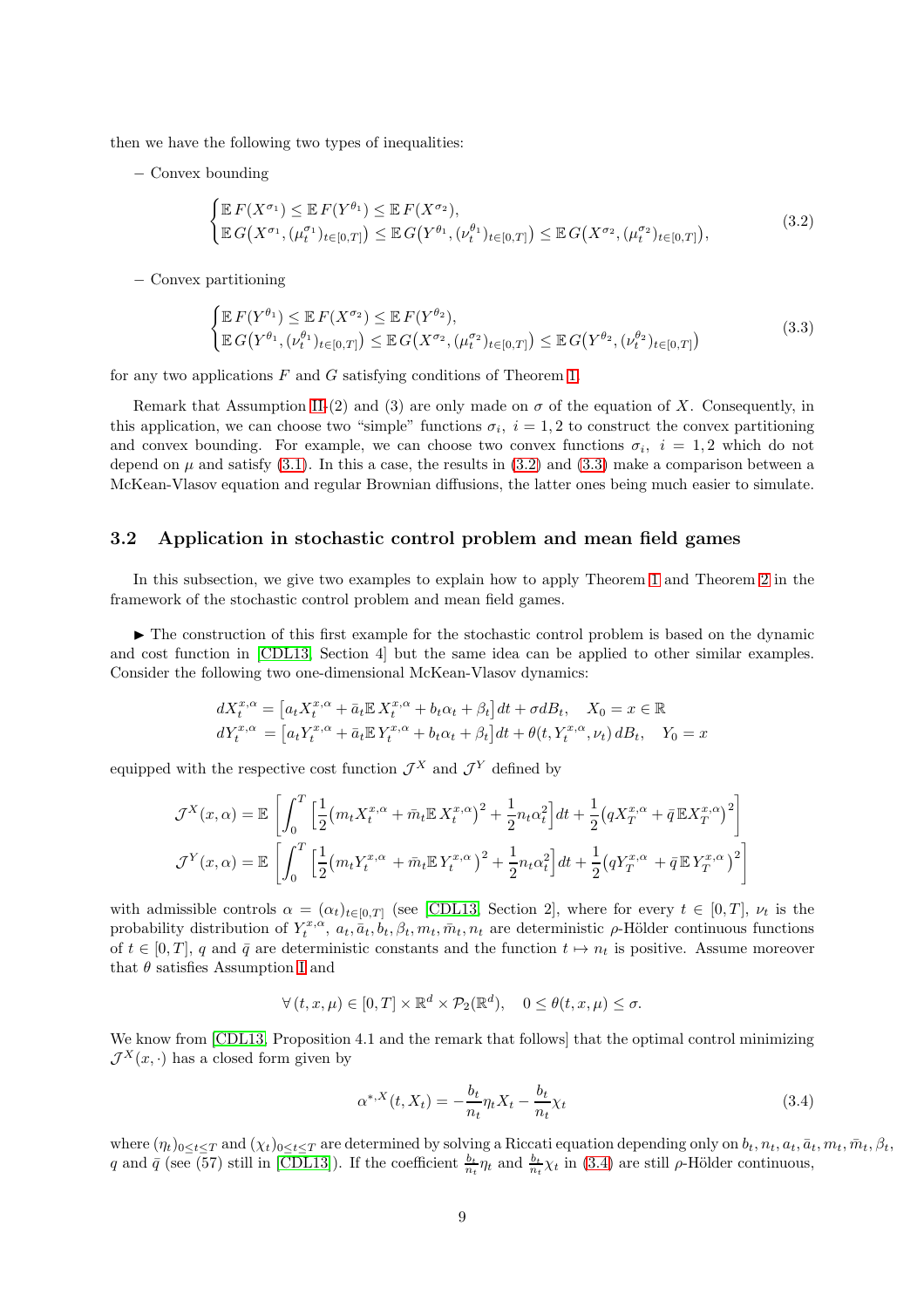then we have the following two types of inequalities:

– Convex bounding

$$
\begin{cases}
\mathbb{E}\, F(X^{\sigma_1}) \le \mathbb{E}\, F(Y^{\theta_1}) \le \mathbb{E}\, F(X^{\sigma_2}),\\
\mathbb{E}\, G\big(X^{\sigma_1}, (\mu_t^{\sigma_1})_{t\in[0,T]}\big) \le \mathbb{E}\, G\big(Y^{\theta_1}, (\nu_t^{\theta_1})_{t\in[0,T]}\big) \le \mathbb{E}\, G\big(X^{\sigma_2}, (\mu_t^{\sigma_2})_{t\in[0,T]}\big),
\end{cases}
\tag{3.2}
$$

– Convex partitioning

$$
\begin{cases}
\mathbb{E}\, F(Y^{\theta_1}) \le \mathbb{E}\, F(X^{\sigma_2}) \le \mathbb{E}\, F(Y^{\theta_2}),\\
\mathbb{E}\, G\big(Y^{\theta_1}, (\nu_t^{\theta_1})_{t\in[0,T]}\big) \le \mathbb{E}\, G\big(X^{\sigma_2}, (\mu_t^{\sigma_2})_{t\in[0,T]}\big) \le \mathbb{E}\, G\big(Y^{\theta_2}, (\nu_t^{\theta_2})_{t\in[0,T]}\big)
\end{cases}
\tag{3.3}
$$

for any two applications $F$ and $G$ satisfying conditions of Theorem 1.

Remark that Assumption II-(2) and (3) are only made on $\sigma$ of the equation of $X$. Consequently, in this application, we can choose two "simple" functions $\sigma_i$, $i = 1, 2$ to construct the convex partitioning and convex bounding. For example, we can choose two convex functions $\sigma_i$, $i = 1, 2$ which do not depend on $\mu$ and satisfy (3.1). In this a case, the results in (3.2) and (3.3) make a comparison between a McKean-Vlasov equation and regular Brownian diffusions, the latter ones being much easier to simulate.

### 3.2 Application in stochastic control problem and mean field games

In this subsection, we give two examples to explain how to apply Theorem 1 and Theorem 2 in the framework of the stochastic control problem and mean field games.

▶ The construction of this first example for the stochastic control problem is based on the dynamic and cost function in [CDL13, Section 4] but the same idea can be applied to other similar examples. Consider the following two one-dimensional McKean-Vlasov dynamics:

$$
\begin{aligned}
dX_t^{x,\alpha} &= \big[a_t X_t^{x,\alpha} + \bar{a}_t \mathbb{E}\, X_t^{x,\alpha} + b_t\alpha_t + \beta_t\big]dt + \sigma dB_t, \quad X_0 = x \in \mathbb{R}\\
dY_t^{x,\alpha} &= \big[a_t Y_t^{x,\alpha} + \bar{a}_t \mathbb{E}\, Y_t^{x,\alpha} + b_t\alpha_t + \beta_t\big]dt + \theta(t, Y_t^{x,\alpha}, \nu_t)\, dB_t, \quad Y_0 = x
\end{aligned}
$$

equipped with the respective cost function $\mathcal{J}^X$ and $\mathcal{J}^Y$ defined by

$$
\begin{aligned}
\mathcal{J}^X(x,\alpha) &= \mathbb{E}\left[\int_0^T \Big[\frac{1}{2}\big(m_t X_t^{x,\alpha} + \bar{m}_t \mathbb{E}\, X_t^{x,\alpha}\big)^2 + \frac{1}{2} n_t \alpha_t^2\Big]dt + \frac{1}{2}\big(q X_T^{x,\alpha} + \bar{q}\,\mathbb{E} X_T^{x,\alpha}\big)^2\right]\\
\mathcal{J}^Y(x,\alpha) &= \mathbb{E}\left[\int_0^T \Big[\frac{1}{2}\big(m_t Y_t^{x,\alpha} + \bar{m}_t \mathbb{E}\, Y_t^{x,\alpha}\big)^2 + \frac{1}{2} n_t \alpha_t^2\Big]dt + \frac{1}{2}\big(q Y_T^{x,\alpha} + \bar{q}\,\mathbb{E}\, Y_T^{x,\alpha}\big)^2\right]
\end{aligned}
$$

with admissible controls $\alpha = (\alpha_t)_{t\in[0,T]}$ (see [CDL13, Section 2], where for every $t \in [0,T]$, $\nu_t$ is the probability distribution of $Y_t^{x,\alpha}$, $a_t, \bar{a}_t, b_t, \beta_t, m_t, \bar{m}_t, n_t$ are deterministic $\rho$-Hölder continuous functions of $t \in [0,T]$, $q$ and $\bar{q}$ are deterministic constants and the function $t \mapsto n_t$ is positive. Assume moreover that $\theta$ satisfies Assumption I and

$$
\forall\, (t,x,\mu) \in [0,T] \times \mathbb{R}^d \times \mathcal{P}_2(\mathbb{R}^d), \quad 0 \le \theta(t,x,\mu) \le \sigma.
$$

We know from [CDL13, Proposition 4.1 and the remark that follows] that the optimal control minimizing $\mathcal{J}^X(x,\cdot)$ has a closed form given by

$$
\alpha^{*,X}(t, X_t) = -\frac{b_t}{n_t}\eta_t X_t - \frac{b_t}{n_t}\chi_t
\tag{3.4}
$$

where $(\eta_t)_{0\le t\le T}$ and $(\chi_t)_{0\le t\le T}$ are determined by solving a Riccati equation depending only on $b_t, n_t, a_t, \bar{a}_t, m_t, \bar{m}_t, \beta_t$, $q$ and $\bar{q}$ (see (57) still in [CDL13]). If the coefficient $\frac{b_t}{n_t}\eta_t$ and $\frac{b_t}{n_t}\chi_t$ in (3.4) are still $\rho$-Hölder continuous,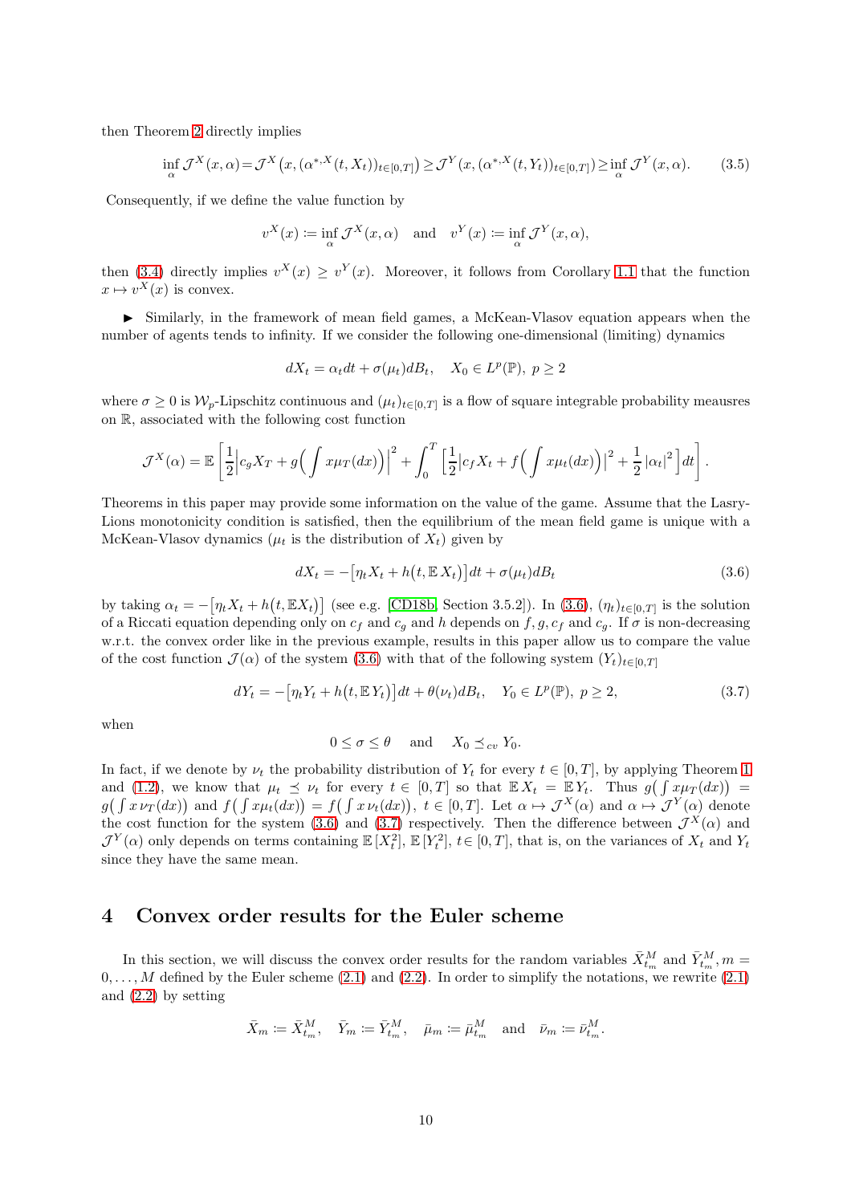then Theorem 2 directly implies

$$\inf_{\alpha}\mathcal{J}^X(x,\alpha)=\mathcal{J}^X\big(x,(\alpha^{*,X}(t,X_t))_{t\in[0,T]}\big)\geq\mathcal{J}^Y(x,(\alpha^{*,X}(t,Y_t))_{t\in[0,T]})\geq\inf_{\alpha}\mathcal{J}^Y(x,\alpha). \tag{3.5}$$

Consequently, if we define the value function by

$$v^X(x)\coloneqq\inf_{\alpha}\mathcal{J}^X(x,\alpha)\quad\text{and}\quad v^Y(x)\coloneqq\inf_{\alpha}\mathcal{J}^Y(x,\alpha),$$

then (3.4) directly implies $v^X(x)\geq v^Y(x)$. Moreover, it follows from Corollary 1.1 that the function $x\mapsto v^X(x)$ is convex.

▶ Similarly, in the framework of mean field games, a McKean-Vlasov equation appears when the number of agents tends to infinity. If we consider the following one-dimensional (limiting) dynamics

$$dX_t=\alpha_t dt+\sigma(\mu_t)dB_t,\quad X_0\in L^p(\mathbb{P}),\ p\geq 2$$

where $\sigma\geq 0$ is $\mathcal{W}_p$-Lipschitz continuous and $(\mu_t)_{t\in[0,T]}$ is a flow of square integrable probability meausres on $\mathbb{R}$, associated with the following cost function

$$\mathcal{J}^X(\alpha)=\mathbb{E}\left[\frac{1}{2}\Big|c_gX_T+g\Big(\int x\mu_T(dx)\Big)\Big|^2+\int_0^T\Big[\frac{1}{2}\Big|c_fX_t+f\Big(\int x\mu_t(dx)\Big)\Big|^2+\frac{1}{2}\left|\alpha_t\right|^2\Big]dt\right].$$

Theorems in this paper may provide some information on the value of the game. Assume that the Lasry-Lions monotonicity condition is satisfied, then the equilibrium of the mean field game is unique with a McKean-Vlasov dynamics ($\mu_t$ is the distribution of $X_t$) given by

$$dX_t=-\big[\eta_tX_t+h\big(t,\mathbb{E}\,X_t\big)\big]dt+\sigma(\mu_t)dB_t \tag{3.6}$$

by taking $\alpha_t=-\big[\eta_tX_t+h\big(t,\mathbb{E}X_t\big)\big]$ (see e.g. [CD18b, Section 3.5.2]). In (3.6), $(\eta_t)_{t\in[0,T]}$ is the solution of a Riccati equation depending only on $c_f$ and $c_g$ and $h$ depends on $f,g,c_f$ and $c_g$. If $\sigma$ is non-decreasing w.r.t. the convex order like in the previous example, results in this paper allow us to compare the value of the cost function $\mathcal{J}(\alpha)$ of the system (3.6) with that of the following system $(Y_t)_{t\in[0,T]}$

$$dY_t=-\big[\eta_tY_t+h\big(t,\mathbb{E}\,Y_t\big)\big]dt+\theta(\nu_t)dB_t,\quad Y_0\in L^p(\mathbb{P}),\ p\geq 2, \tag{3.7}$$

when

$$0\leq\sigma\leq\theta\quad\text{and}\quad X_0\preceq_{cv}Y_0.$$

In fact, if we denote by $\nu_t$ the probability distribution of $Y_t$ for every $t\in[0,T]$, by applying Theorem 1 and (1.2), we know that $\mu_t\preceq\nu_t$ for every $t\in[0,T]$ so that $\mathbb{E}\,X_t=\mathbb{E}\,Y_t$. Thus $g\big(\int x\mu_T(dx)\big)=g\big(\int x\,\nu_T(dx)\big)$ and $f\big(\int x\mu_t(dx)\big)=f\big(\int x\,\nu_t(dx)\big)$, $t\in[0,T]$. Let $\alpha\mapsto\mathcal{J}^X(\alpha)$ and $\alpha\mapsto\mathcal{J}^Y(\alpha)$ denote the cost function for the system (3.6) and (3.7) respectively. Then the difference between $\mathcal{J}^X(\alpha)$ and $\mathcal{J}^Y(\alpha)$ only depends on terms containing $\mathbb{E}\,[X_t^2]$, $\mathbb{E}\,[Y_t^2]$, $t\in[0,T]$, that is, on the variances of $X_t$ and $Y_t$ since they have the same mean.

# 4 Convex order results for the Euler scheme

In this section, we will discuss the convex order results for the random variables $\bar{X}^M_{t_m}$ and $\bar{Y}^M_{t_m}, m=0,\dots,M$ defined by the Euler scheme (2.1) and (2.2). In order to simplify the notations, we rewrite (2.1) and (2.2) by setting

$$\bar{X}_m\coloneqq\bar{X}^M_{t_m},\quad\bar{Y}_m\coloneqq\bar{Y}^M_{t_m},\quad\bar{\mu}_m\coloneqq\bar{\mu}^M_{t_m}\quad\text{and}\quad\bar{\nu}_m\coloneqq\bar{\nu}^M_{t_m}.$$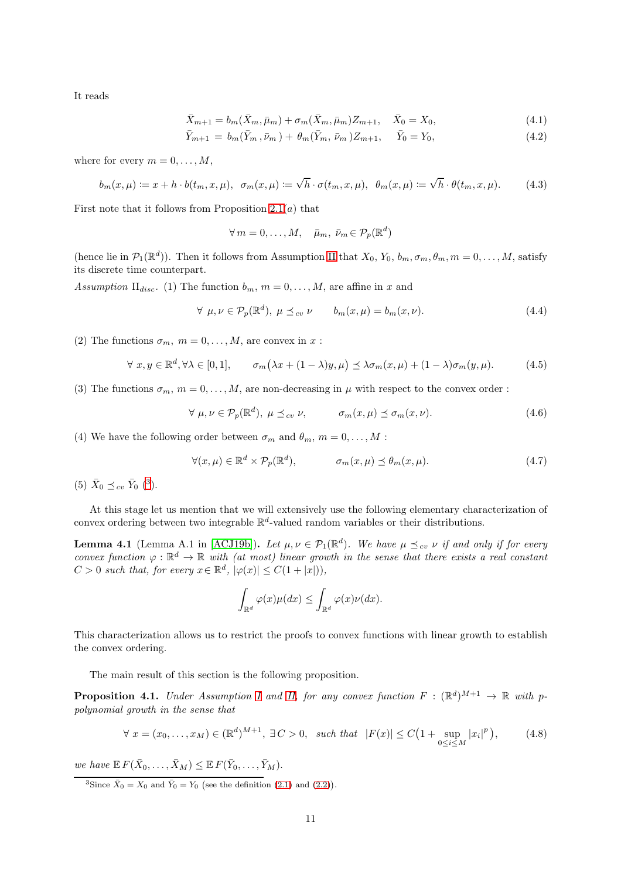It reads

$$\bar{X}_{m+1} = b_m(\bar{X}_m, \bar{\mu}_m) + \sigma_m(\bar{X}_m, \bar{\mu}_m)Z_{m+1}, \quad \bar{X}_0 = X_0, \tag{4.1}$$

$$\bar{Y}_{m+1} = b_m(\bar{Y}_m, \bar{\nu}_m) + \theta_m(\bar{Y}_m, \bar{\nu}_m)Z_{m+1}, \quad \bar{Y}_0 = Y_0, \tag{4.2}$$

where for every $m = 0, \ldots, M$,

$$b_m(x, \mu) \coloneqq x + h \cdot b(t_m, x, \mu), \;\; \sigma_m(x, \mu) \coloneqq \sqrt{h} \cdot \sigma(t_m, x, \mu), \;\; \theta_m(x, \mu) \coloneqq \sqrt{h} \cdot \theta(t_m, x, \mu). \tag{4.3}$$

First note that it follows from Proposition 2.1$(a)$ that

$$\forall\, m = 0, \ldots, M, \quad \bar{\mu}_m,\; \bar{\nu}_m \in \mathcal{P}_p(\mathbb{R}^d)$$

(hence lie in $\mathcal{P}_1(\mathbb{R}^d)$). Then it follows from Assumption II that $X_0$, $Y_0$, $b_m, \sigma_m, \theta_m$, $m = 0, \ldots, M$, satisfy its discrete time counterpart.

*Assumption* $\text{II}_{disc}$. (1) The function $b_m$, $m = 0, \ldots, M$, are affine in $x$ and

$$\forall\; \mu, \nu \in \mathcal{P}_p(\mathbb{R}^d),\; \mu \preceq_{cv} \nu \qquad b_m(x, \mu) = b_m(x, \nu). \tag{4.4}$$

(2) The functions $\sigma_m$, $m = 0, \ldots, M$, are convex in $x$ :

$$\forall\; x, y \in \mathbb{R}^d, \forall \lambda \in [0, 1], \qquad \sigma_m\big(\lambda x + (1-\lambda) y, \mu\big) \preceq \lambda \sigma_m(x, \mu) + (1-\lambda)\sigma_m(y, \mu). \tag{4.5}$$

(3) The functions $\sigma_m$, $m = 0, \ldots, M$, are non-decreasing in $\mu$ with respect to the convex order :

$$\forall\; \mu, \nu \in \mathcal{P}_p(\mathbb{R}^d),\; \mu \preceq_{cv} \nu, \qquad \sigma_m(x, \mu) \preceq \sigma_m(x, \nu). \tag{4.6}$$

(4) We have the following order between $\sigma_m$ and $\theta_m$, $m = 0, \ldots, M$ :

$$\forall (x, \mu) \in \mathbb{R}^d \times \mathcal{P}_p(\mathbb{R}^d), \qquad \sigma_m(x, \mu) \preceq \theta_m(x, \mu). \tag{4.7}$$

(5) $\bar{X}_0 \preceq_{cv} \bar{Y}_0$ ([3]).

At this stage let us mention that we will extensively use the following elementary characterization of convex ordering between two integrable $\mathbb{R}^d$-valued random variables or their distributions.

**Lemma 4.1** (Lemma A.1 in [ACJ19b]). *Let $\mu, \nu \in \mathcal{P}_1(\mathbb{R}^d)$. We have $\mu \preceq_{cv} \nu$ if and only if for every convex function $\varphi : \mathbb{R}^d \to \mathbb{R}$ with (at most) linear growth in the sense that there exists a real constant $C > 0$ such that, for every $x \in \mathbb{R}^d$, $|\varphi(x)| \leq C(1 + |x|)$),*

$$\int_{\mathbb{R}^d} \varphi(x)\mu(dx) \leq \int_{\mathbb{R}^d} \varphi(x)\nu(dx).$$

This characterization allows us to restrict the proofs to convex functions with linear growth to establish the convex ordering.

The main result of this section is the following proposition.

**Proposition 4.1.** *Under Assumption I and II, for any convex function $F : (\mathbb{R}^d)^{M+1} \to \mathbb{R}$ with $p$-polynomial growth in the sense that*

$$\forall\; x = (x_0, \ldots, x_M) \in (\mathbb{R}^d)^{M+1},\; \exists\, C > 0, \;\; \textit{such that} \;\; |F(x)| \leq C\big(1 + \sup_{0 \leq i \leq M} |x_i|^p\big), \tag{4.8}$$

*we have* $\mathbb{E}\, F(\bar{X}_0, \ldots, \bar{X}_M) \leq \mathbb{E}\, F(\bar{Y}_0, \ldots, \bar{Y}_M)$.

[3] Since $\bar{X}_0 = X_0$ and $\bar{Y}_0 = Y_0$ (see the definition (2.1) and (2.2)).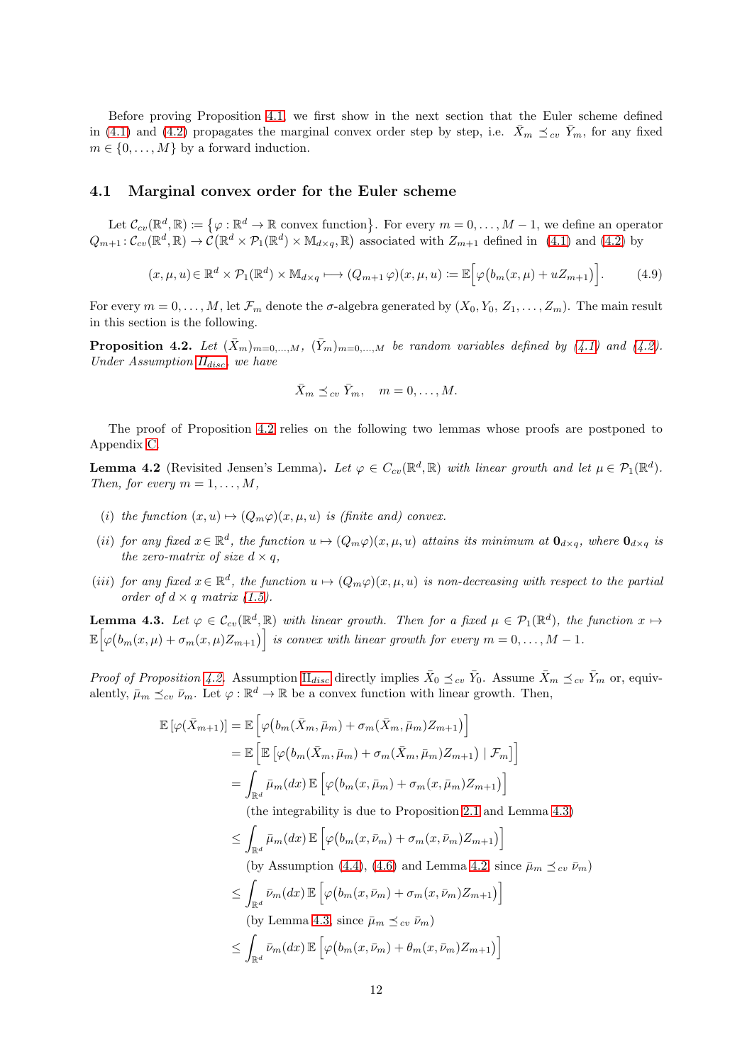Before proving Proposition 4.1, we first show in the next section that the Euler scheme defined in (4.1) and (4.2) propagates the marginal convex order step by step, i.e. $\bar{X}_m \preceq_{cv} \bar{Y}_m$, for any fixed $m \in \{0, \ldots, M\}$ by a forward induction.

## 4.1 Marginal convex order for the Euler scheme

Let $\mathcal{C}_{cv}(\mathbb{R}^d, \mathbb{R}) := \{\varphi : \mathbb{R}^d \to \mathbb{R} \text{ convex function}\}$. For every $m = 0, \ldots, M-1$, we define an operator $Q_{m+1} : \mathcal{C}_{cv}(\mathbb{R}^d, \mathbb{R}) \to \mathcal{C}\big(\mathbb{R}^d \times \mathcal{P}_1(\mathbb{R}^d) \times \mathbb{M}_{d\times q}, \mathbb{R}\big)$ associated with $Z_{m+1}$ defined in (4.1) and (4.2) by

$$(x, \mu, u) \in \mathbb{R}^d \times \mathcal{P}_1(\mathbb{R}^d) \times \mathbb{M}_{d\times q} \longmapsto (Q_{m+1}\,\varphi)(x, \mu, u) := \mathbb{E}\Big[\varphi\big(b_m(x, \mu) + uZ_{m+1}\big)\Big]. \tag{4.9}$$

For every $m = 0, \ldots, M$, let $\mathcal{F}_m$ denote the $\sigma$-algebra generated by $(X_0, Y_0, Z_1, \ldots, Z_m)$. The main result in this section is the following.

**Proposition 4.2.** *Let $(\bar{X}_m)_{m=0,\ldots,M}$, $(\bar{Y}_m)_{m=0,\ldots,M}$ be random variables defined by (4.1) and (4.2). Under Assumption $II_{disc}$, we have*

$$\bar{X}_m \preceq_{cv} \bar{Y}_m, \quad m = 0, \ldots, M.$$

The proof of Proposition 4.2 relies on the following two lemmas whose proofs are postponed to Appendix C.

**Lemma 4.2** (Revisited Jensen's Lemma). *Let $\varphi \in C_{cv}(\mathbb{R}^d, \mathbb{R})$ with linear growth and let $\mu \in \mathcal{P}_1(\mathbb{R}^d)$. Then, for every $m = 1, \ldots, M$,*

*(i) the function $(x, u) \mapsto (Q_m\varphi)(x, \mu, u)$ is (finite and) convex.*

*(ii) for any fixed $x \in \mathbb{R}^d$, the function $u \mapsto (Q_m\varphi)(x, \mu, u)$ attains its minimum at $\mathbf{0}_{d\times q}$, where $\mathbf{0}_{d\times q}$ is the zero-matrix of size $d \times q$,*

*(iii) for any fixed $x \in \mathbb{R}^d$, the function $u \mapsto (Q_m\varphi)(x, \mu, u)$ is non-decreasing with respect to the partial order of $d \times q$ matrix (1.5).*

**Lemma 4.3.** *Let $\varphi \in \mathcal{C}_{cv}(\mathbb{R}^d, \mathbb{R})$ with linear growth. Then for a fixed $\mu \in \mathcal{P}_1(\mathbb{R}^d)$, the function $x \mapsto \mathbb{E}\Big[\varphi\big(b_m(x, \mu) + \sigma_m(x, \mu)Z_{m+1}\big)\Big]$ is convex with linear growth for every $m = 0, \ldots, M-1$.*

*Proof of Proposition 4.2.* Assumption $II_{disc}$ directly implies $\bar{X}_0 \preceq_{cv} \bar{Y}_0$. Assume $\bar{X}_m \preceq_{cv} \bar{Y}_m$ or, equivalently, $\bar{\mu}_m \preceq_{cv} \bar{\nu}_m$. Let $\varphi : \mathbb{R}^d \to \mathbb{R}$ be a convex function with linear growth. Then,

$$
\begin{aligned}
\mathbb{E}\left[\varphi(\bar{X}_{m+1})\right] &= \mathbb{E}\left[\varphi\big(b_m(\bar{X}_m, \bar{\mu}_m) + \sigma_m(\bar{X}_m, \bar{\mu}_m)Z_{m+1}\big)\right] \\
&= \mathbb{E}\left[\mathbb{E}\left[\varphi\big(b_m(\bar{X}_m, \bar{\mu}_m) + \sigma_m(\bar{X}_m, \bar{\mu}_m)Z_{m+1}\big) \mid \mathcal{F}_m\right]\right] \\
&= \int_{\mathbb{R}^d} \bar{\mu}_m(dx)\, \mathbb{E}\left[\varphi\big(b_m(x, \bar{\mu}_m) + \sigma_m(x, \bar{\mu}_m)Z_{m+1}\big)\right] \\
&\quad \text{(the integrability is due to Proposition 2.1 and Lemma 4.3)} \\
&\leq \int_{\mathbb{R}^d} \bar{\mu}_m(dx)\, \mathbb{E}\left[\varphi\big(b_m(x, \bar{\nu}_m) + \sigma_m(x, \bar{\nu}_m)Z_{m+1}\big)\right] \\
&\quad \text{(by Assumption (4.4), (4.6) and Lemma 4.2, since } \bar{\mu}_m \preceq_{cv} \bar{\nu}_m) \\
&\leq \int_{\mathbb{R}^d} \bar{\nu}_m(dx)\, \mathbb{E}\left[\varphi\big(b_m(x, \bar{\nu}_m) + \sigma_m(x, \bar{\nu}_m)Z_{m+1}\big)\right] \\
&\quad \text{(by Lemma 4.3, since } \bar{\mu}_m \preceq_{cv} \bar{\nu}_m) \\
&\leq \int_{\mathbb{R}^d} \bar{\nu}_m(dx)\, \mathbb{E}\left[\varphi\big(b_m(x, \bar{\nu}_m) + \theta_m(x, \bar{\nu}_m)Z_{m+1}\big)\right]
\end{aligned}
$$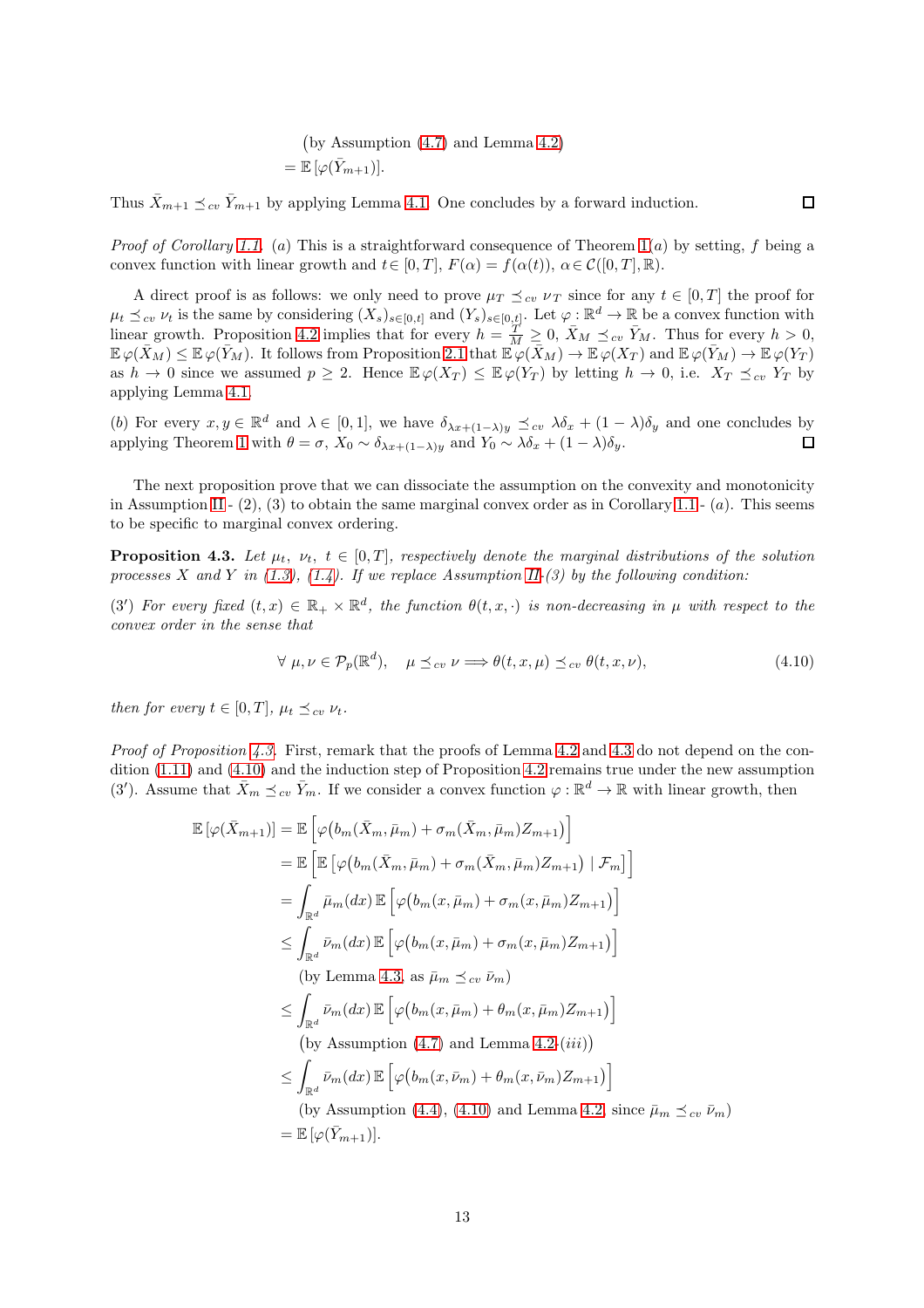$$
\begin{aligned}
&\big(\text{by Assumption (4.7) and Lemma 4.2}\big)\\
&= \mathbb{E}\,[\varphi(\bar{Y}_{m+1})].
\end{aligned}
$$

Thus $\bar{X}_{m+1} \preceq_{cv} \bar{Y}_{m+1}$ by applying Lemma 4.1. One concludes by a forward induction. □

*Proof of Corollary 1.1.* (*a*) This is a straightforward consequence of Theorem 1(*a*) by setting, $f$ being a convex function with linear growth and $t \in [0,T]$, $F(\alpha) = f(\alpha(t))$, $\alpha \in \mathcal{C}([0,T], \mathbb{R})$.

A direct proof is as follows: we only need to prove $\mu_T \preceq_{cv} \nu_T$ since for any $t \in [0,T]$ the proof for $\mu_t \preceq_{cv} \nu_t$ is the same by considering $(X_s)_{s\in[0,t]}$ and $(Y_s)_{s\in[0,t]}$. Let $\varphi : \mathbb{R}^d \to \mathbb{R}$ be a convex function with linear growth. Proposition 4.2 implies that for every $h = \frac{T}{M} \geq 0$, $\bar{X}_M \preceq_{cv} \bar{Y}_M$. Thus for every $h > 0$, $\mathbb{E}\,\varphi(\bar{X}_M) \leq \mathbb{E}\,\varphi(\bar{Y}_M)$. It follows from Proposition 2.1 that $\mathbb{E}\,\varphi(\bar{X}_M) \to \mathbb{E}\,\varphi(X_T)$ and $\mathbb{E}\,\varphi(\bar{Y}_M) \to \mathbb{E}\,\varphi(Y_T)$ as $h \to 0$ since we assumed $p \geq 2$. Hence $\mathbb{E}\,\varphi(X_T) \leq \mathbb{E}\,\varphi(Y_T)$ by letting $h \to 0$, i.e. $X_T \preceq_{cv} Y_T$ by applying Lemma 4.1.

(*b*) For every $x, y \in \mathbb{R}^d$ and $\lambda \in [0,1]$, we have $\delta_{\lambda x+(1-\lambda)y} \preceq_{cv} \lambda\delta_x + (1-\lambda)\delta_y$ and one concludes by applying Theorem 1 with $\theta = \sigma$, $X_0 \sim \delta_{\lambda x+(1-\lambda)y}$ and $Y_0 \sim \lambda\delta_x + (1-\lambda)\delta_y$. □

The next proposition prove that we can dissociate the assumption on the convexity and monotonicity in Assumption II - (2), (3) to obtain the same marginal convex order as in Corollary 1.1 - (*a*). This seems to be specific to marginal convex ordering.

**Proposition 4.3.** *Let $\mu_t$, $\nu_t$, $t \in [0,T]$, respectively denote the marginal distributions of the solution processes $X$ and $Y$ in (1.3), (1.4). If we replace Assumption II-(3) by the following condition:*

*(3′) For every fixed $(t,x) \in \mathbb{R}_+ \times \mathbb{R}^d$, the function $\theta(t,x,\cdot)$ is non-decreasing in $\mu$ with respect to the convex order in the sense that*

$$
\forall\, \mu, \nu \in \mathcal{P}_p(\mathbb{R}^d), \quad \mu \preceq_{cv} \nu \Longrightarrow \theta(t,x,\mu) \preceq_{cv} \theta(t,x,\nu), \tag{4.10}
$$

*then for every $t \in [0,T]$, $\mu_t \preceq_{cv} \nu_t$.*

*Proof of Proposition 4.3.* First, remark that the proofs of Lemma 4.2 and 4.3 do not depend on the condition (1.11) and (4.10) and the induction step of Proposition 4.2 remains true under the new assumption (3′). Assume that $\bar{X}_m \preceq_{cv} \bar{Y}_m$. If we consider a convex function $\varphi : \mathbb{R}^d \to \mathbb{R}$ with linear growth, then

$$
\begin{aligned}
\mathbb{E}\,[\varphi(\bar{X}_{m+1})] &= \mathbb{E}\Big[\varphi\big(b_m(\bar{X}_m, \bar{\mu}_m) + \sigma_m(\bar{X}_m, \bar{\mu}_m) Z_{m+1}\big)\Big]\\
&= \mathbb{E}\Big[\mathbb{E}\big[\varphi\big(b_m(\bar{X}_m, \bar{\mu}_m) + \sigma_m(\bar{X}_m, \bar{\mu}_m) Z_{m+1}\big) \mid \mathcal{F}_m\big]\Big]\\
&= \int_{\mathbb{R}^d} \bar{\mu}_m(dx)\, \mathbb{E}\Big[\varphi\big(b_m(x, \bar{\mu}_m) + \sigma_m(x, \bar{\mu}_m) Z_{m+1}\big)\Big]\\
&\leq \int_{\mathbb{R}^d} \bar{\nu}_m(dx)\, \mathbb{E}\Big[\varphi\big(b_m(x, \bar{\mu}_m) + \sigma_m(x, \bar{\mu}_m) Z_{m+1}\big)\Big]\\
&\quad \text{(by Lemma 4.3, as } \bar{\mu}_m \preceq_{cv} \bar{\nu}_m)\\
&\leq \int_{\mathbb{R}^d} \bar{\nu}_m(dx)\, \mathbb{E}\Big[\varphi\big(b_m(x, \bar{\mu}_m) + \theta_m(x, \bar{\mu}_m) Z_{m+1}\big)\Big]\\
&\quad \big(\text{by Assumption (4.7) and Lemma 4.2-}(iii)\big)\\
&\leq \int_{\mathbb{R}^d} \bar{\nu}_m(dx)\, \mathbb{E}\Big[\varphi\big(b_m(x, \bar{\nu}_m) + \theta_m(x, \bar{\nu}_m) Z_{m+1}\big)\Big]\\
&\quad \text{(by Assumption (4.4), (4.10) and Lemma 4.2, since } \bar{\mu}_m \preceq_{cv} \bar{\nu}_m)\\
&= \mathbb{E}\,[\varphi(\bar{Y}_{m+1})].
\end{aligned}
$$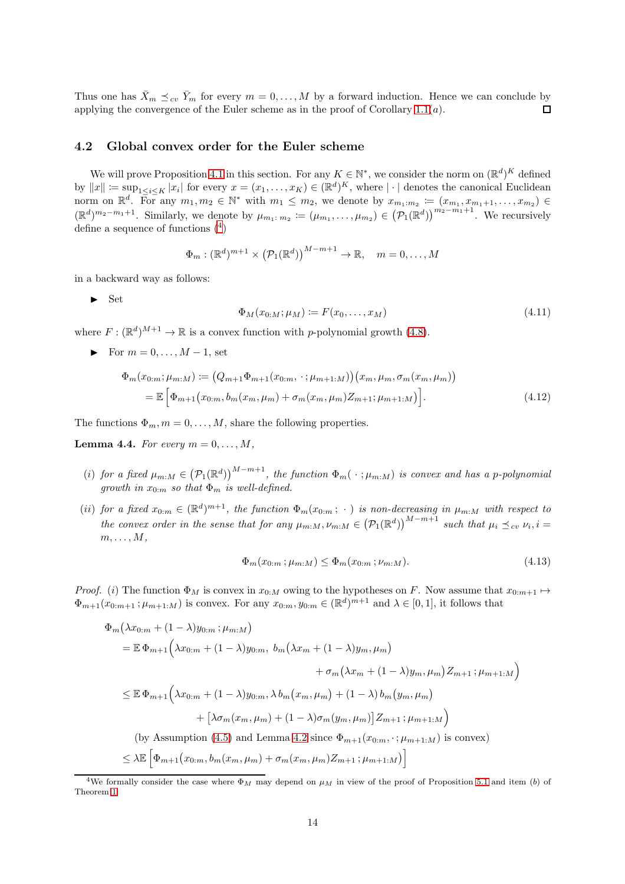Thus one has $\bar{X}_m \preceq_{cv} \bar{Y}_m$ for every $m = 0, \ldots, M$ by a forward induction. Hence we can conclude by applying the convergence of the Euler scheme as in the proof of Corollary 1.1($a$). $\square$

## 4.2 Global convex order for the Euler scheme

We will prove Proposition 4.1 in this section. For any $K \in \mathbb{N}^*$, we consider the norm on $(\mathbb{R}^d)^K$ defined by $\|x\| \coloneqq \sup_{1\leq i\leq K} |x_i|$ for every $x = (x_1, \ldots, x_K) \in (\mathbb{R}^d)^K$, where $|\cdot|$ denotes the canonical Euclidean norm on $\mathbb{R}^d$. For any $m_1, m_2 \in \mathbb{N}^*$ with $m_1 \leq m_2$, we denote by $x_{m_1:m_2} \coloneqq (x_{m_1}, x_{m_1+1}, \ldots, x_{m_2}) \in (\mathbb{R}^d)^{m_2-m_1+1}$. Similarly, we denote by $\mu_{m_1:\,m_2} \coloneqq (\mu_{m_1}, \ldots, \mu_{m_2}) \in \big(\mathcal{P}_1(\mathbb{R}^d)\big)^{m_2-m_1+1}$. We recursively define a sequence of functions ([4])

$$\Phi_m : (\mathbb{R}^d)^{m+1} \times \big(\mathcal{P}_1(\mathbb{R}^d)\big)^{M-m+1} \to \mathbb{R}, \quad m = 0, \ldots, M$$

in a backward way as follows:

- Set
$$\Phi_M(x_{0:M}; \mu_M) \coloneqq F(x_0, \ldots, x_M) \tag{4.11}$$

where $F : (\mathbb{R}^d)^{M+1} \to \mathbb{R}$ is a convex function with $p$-polynomial growth (4.8).

- For $m = 0, \ldots, M-1$, set
$$\begin{aligned}\Phi_m(x_{0:m}; \mu_{m:M}) &\coloneqq \big(Q_{m+1}\Phi_{m+1}(x_{0:m}, \cdot\,; \mu_{m+1:M})\big)\big(x_m, \mu_m, \sigma_m(x_m, \mu_m)\big)\\ &= \mathbb{E}\Big[\Phi_{m+1}\big(x_{0:m}, b_m(x_m, \mu_m) + \sigma_m(x_m, \mu_m)Z_{m+1}; \mu_{m+1:M}\big)\Big]. \end{aligned}\tag{4.12}$$

The functions $\Phi_m, m = 0, \ldots, M$, share the following properties.

**Lemma 4.4.** *For every $m = 0, \ldots, M$,*

*(i) for a fixed $\mu_{m:M} \in \big(\mathcal{P}_1(\mathbb{R}^d)\big)^{M-m+1}$, the function $\Phi_m(\,\cdot\,; \mu_{m:M})$ is convex and has a $p$-polynomial growth in $x_{0:m}$ so that $\Phi_m$ is well-defined.*

*(ii) for a fixed $x_{0:m} \in (\mathbb{R}^d)^{m+1}$, the function $\Phi_m(x_{0:m}\,; \,\cdot\,)$ is non-decreasing in $\mu_{m:M}$ with respect to the convex order in the sense that for any $\mu_{m:M}, \nu_{m:M} \in \big(\mathcal{P}_1(\mathbb{R}^d)\big)^{M-m+1}$ such that $\mu_i \preceq_{cv} \nu_i, i = m, \ldots, M$,*

$$\Phi_m(x_{0:m}\,; \mu_{m:M}) \leq \Phi_m(x_{0:m}\,; \nu_{m:M}). \tag{4.13}$$

*Proof.* (i) The function $\Phi_M$ is convex in $x_{0:M}$ owing to the hypotheses on $F$. Now assume that $x_{0:m+1} \mapsto \Phi_{m+1}(x_{0:m+1}\,; \mu_{m+1:M})$ is convex. For any $x_{0:m}, y_{0:m} \in (\mathbb{R}^d)^{m+1}$ and $\lambda \in [0, 1]$, it follows that

$$\begin{aligned}
&\Phi_m\big(\lambda x_{0:m} + (1-\lambda)y_{0:m}\,; \mu_{m:M}\big)\\
&= \mathbb{E}\,\Phi_{m+1}\Big(\lambda x_{0:m} + (1-\lambda)y_{0:m},\ b_m\big(\lambda x_m + (1-\lambda)y_m, \mu_m\big)\\
&\qquad\qquad + \sigma_m\big(\lambda x_m + (1-\lambda)y_m, \mu_m\big)Z_{m+1}\,; \mu_{m+1:M}\Big)\\
&\leq \mathbb{E}\,\Phi_{m+1}\Big(\lambda x_{0:m} + (1-\lambda)y_{0:m}, \lambda\, b_m\big(x_m, \mu_m\big) + (1-\lambda)\, b_m\big(y_m, \mu_m\big)\\
&\qquad\qquad + \big[\lambda\sigma_m(x_m, \mu_m) + (1-\lambda)\sigma_m(y_m, \mu_m)\big]Z_{m+1}\,; \mu_{m+1:M}\Big)\\
&\qquad \text{(by Assumption (4.5) and Lemma 4.2 since } \Phi_{m+1}(x_{0:m}, \cdot\,; \mu_{m+1:M}) \text{ is convex)}\\
&\leq \lambda\mathbb{E}\Big[\Phi_{m+1}\big(x_{0:m}, b_m(x_m, \mu_m) + \sigma_m(x_m, \mu_m)Z_{m+1}\,; \mu_{m+1:M}\big)\Big]
\end{aligned}$$

[4] We formally consider the case where $\Phi_M$ may depend on $\mu_M$ in view of the proof of Proposition 5.1 and item ($b$) of Theorem 1.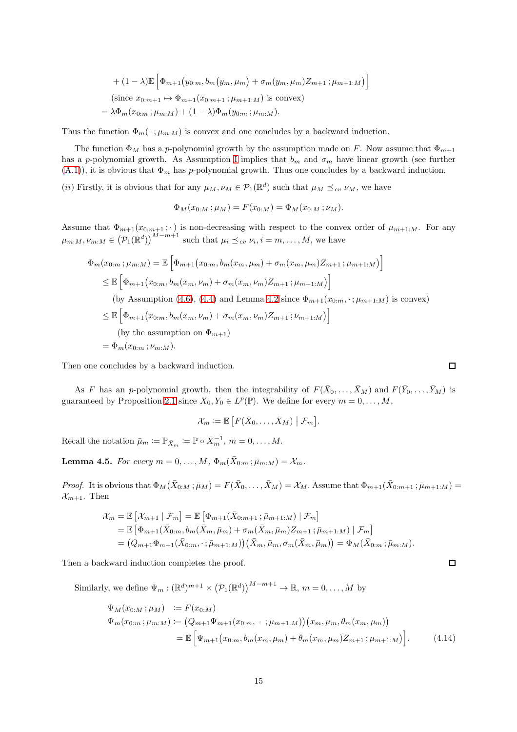$$
\begin{aligned}
&+ (1-\lambda)\mathbb{E}\Big[\Phi_{m+1}\big(y_{0:m}, b_m(y_m,\mu_m) + \sigma_m(y_m,\mu_m)Z_{m+1}\,;\mu_{m+1:M}\big)\Big]\\
&\quad (\text{since } x_{0:m+1} \mapsto \Phi_{m+1}(x_{0:m+1}\,;\mu_{m+1:M}) \text{ is convex})\\
&= \lambda\Phi_m(x_{0:m}\,;\mu_{m:M}) + (1-\lambda)\Phi_m(y_{0:m}\,;\mu_{m:M}).
\end{aligned}
$$

Thus the function $\Phi_m(\,\cdot\,;\mu_{m:M})$ is convex and one concludes by a backward induction.

The function $\Phi_M$ has a $p$-polynomial growth by the assumption made on $F$. Now assume that $\Phi_{m+1}$ has a $p$-polynomial growth. As Assumption I implies that $b_m$ and $\sigma_m$ have linear growth (see further (A.1)), it is obvious that $\Phi_m$ has $p$-polynomial growth. Thus one concludes by a backward induction.

$(ii)$ Firstly, it is obvious that for any $\mu_M, \nu_M \in \mathcal{P}_1(\mathbb{R}^d)$ such that $\mu_M \preceq_{cv} \nu_M$, we have

$$
\Phi_M(x_{0:M}\,;\mu_M) = F(x_{0:M}) = \Phi_M(x_{0:M}\,;\nu_M).
$$

Assume that $\Phi_{m+1}(x_{0:m+1}\,;\cdot)$ is non-decreasing with respect to the convex order of $\mu_{m+1:M}$. For any $\mu_{m:M}, \nu_{m:M} \in \big(\mathcal{P}_1(\mathbb{R}^d)\big)^{M-m+1}$ such that $\mu_i \preceq_{cv} \nu_i$, $i = m, \ldots, M$, we have

$$
\begin{aligned}
\Phi_m(x_{0:m}\,;\mu_{m:M}) &= \mathbb{E}\Big[\Phi_{m+1}\big(x_{0:m}, b_m(x_m,\mu_m) + \sigma_m(x_m,\mu_m)Z_{m+1}\,;\mu_{m+1:M}\big)\Big]\\
&\le \mathbb{E}\Big[\Phi_{m+1}\big(x_{0:m}, b_m(x_m,\nu_m) + \sigma_m(x_m,\nu_m)Z_{m+1}\,;\mu_{m+1:M}\big)\Big]\\
&\qquad (\text{by Assumption (4.6), (4.4) and Lemma 4.2 since } \Phi_{m+1}(x_{0:m},\cdot\,;\mu_{m+1:M}) \text{ is convex})\\
&\le \mathbb{E}\Big[\Phi_{m+1}\big(x_{0:m}, b_m(x_m,\nu_m) + \sigma_m(x_m,\nu_m)Z_{m+1}\,;\nu_{m+1:M}\big)\Big]\\
&\qquad (\text{by the assumption on } \Phi_{m+1})\\
&= \Phi_m(x_{0:m}\,;\nu_{m:M}).
\end{aligned}
$$

Then one concludes by a backward induction. $\square$

As $F$ has an $p$-polynomial growth, then the integrability of $F(\bar{X}_0, \ldots, \bar{X}_M)$ and $F(\bar{Y}_0, \ldots, \bar{Y}_M)$ is guaranteed by Proposition 2.1 since $X_0, Y_0 \in L^p(\mathbb{P})$. We define for every $m = 0, \ldots, M$,

$$
\mathcal{X}_m \coloneqq \mathbb{E}\big[F(\bar{X}_0, \ldots, \bar{X}_M) \;\big|\; \mathcal{F}_m\big].
$$

Recall the notation $\bar{\mu}_m \coloneqq \mathbb{P}_{\bar{X}_m} \coloneqq \mathbb{P} \circ \bar{X}_m^{-1}$, $m = 0, \ldots, M$.

**Lemma 4.5.** *For every $m = 0, \ldots, M$, $\Phi_m(\bar{X}_{0:m}\,;\bar{\mu}_{m:M}) = \mathcal{X}_m$.*

*Proof.* It is obvious that $\Phi_M(\bar{X}_{0:M}\,;\bar{\mu}_M) = F(\bar{X}_0, \ldots, \bar{X}_M) = \mathcal{X}_M$. Assume that $\Phi_{m+1}(\bar{X}_{0:m+1}\,;\bar{\mu}_{m+1:M}) = \mathcal{X}_{m+1}$. Then

$$
\begin{aligned}
\mathcal{X}_m &= \mathbb{E}\big[\mathcal{X}_{m+1} \mid \mathcal{F}_m\big] = \mathbb{E}\big[\Phi_{m+1}(\bar{X}_{0:m+1}\,;\bar{\mu}_{m+1:M}) \mid \mathcal{F}_m\big]\\
&= \mathbb{E}\big[\Phi_{m+1}(\bar{X}_{0:m}, b_m(\bar{X}_m,\bar{\mu}_m) + \sigma_m(\bar{X}_m,\bar{\mu}_m)Z_{m+1}\,;\bar{\mu}_{m+1:M}) \mid \mathcal{F}_m\big]\\
&= \big(Q_{m+1}\Phi_{m+1}(\bar{X}_{0:m},\cdot\,;\bar{\mu}_{m+1:M})\big)\big(\bar{X}_m, \bar{\mu}_m, \sigma_m(\bar{X}_m,\bar{\mu}_m)\big) = \Phi_M(\bar{X}_{0:m}\,;\bar{\mu}_{m:M}).
\end{aligned}
$$

Then a backward induction completes the proof. $\square$

Similarly, we define $\Psi_m : (\mathbb{R}^d)^{m+1} \times \big(\mathcal{P}_1(\mathbb{R}^d)\big)^{M-m+1} \to \mathbb{R}$, $m = 0, \ldots, M$ by

$$
\begin{aligned}
\Psi_M(x_{0:M}\,;\mu_M) &\coloneqq F(x_{0:M})\\
\Psi_m(x_{0:m}\,;\mu_{m:M}) &\coloneqq \big(Q_{m+1}\Psi_{m+1}(x_{0:m},\;\cdot\;;\mu_{m+1:M})\big)\big(x_m, \mu_m, \theta_m(x_m,\mu_m)\big)\\
&= \mathbb{E}\Big[\Psi_{m+1}\big(x_{0:m}, b_m(x_m,\mu_m) + \theta_m(x_m,\mu_m)Z_{m+1}\,;\mu_{m+1:M}\big)\Big]. \qquad (4.14)
\end{aligned}
$$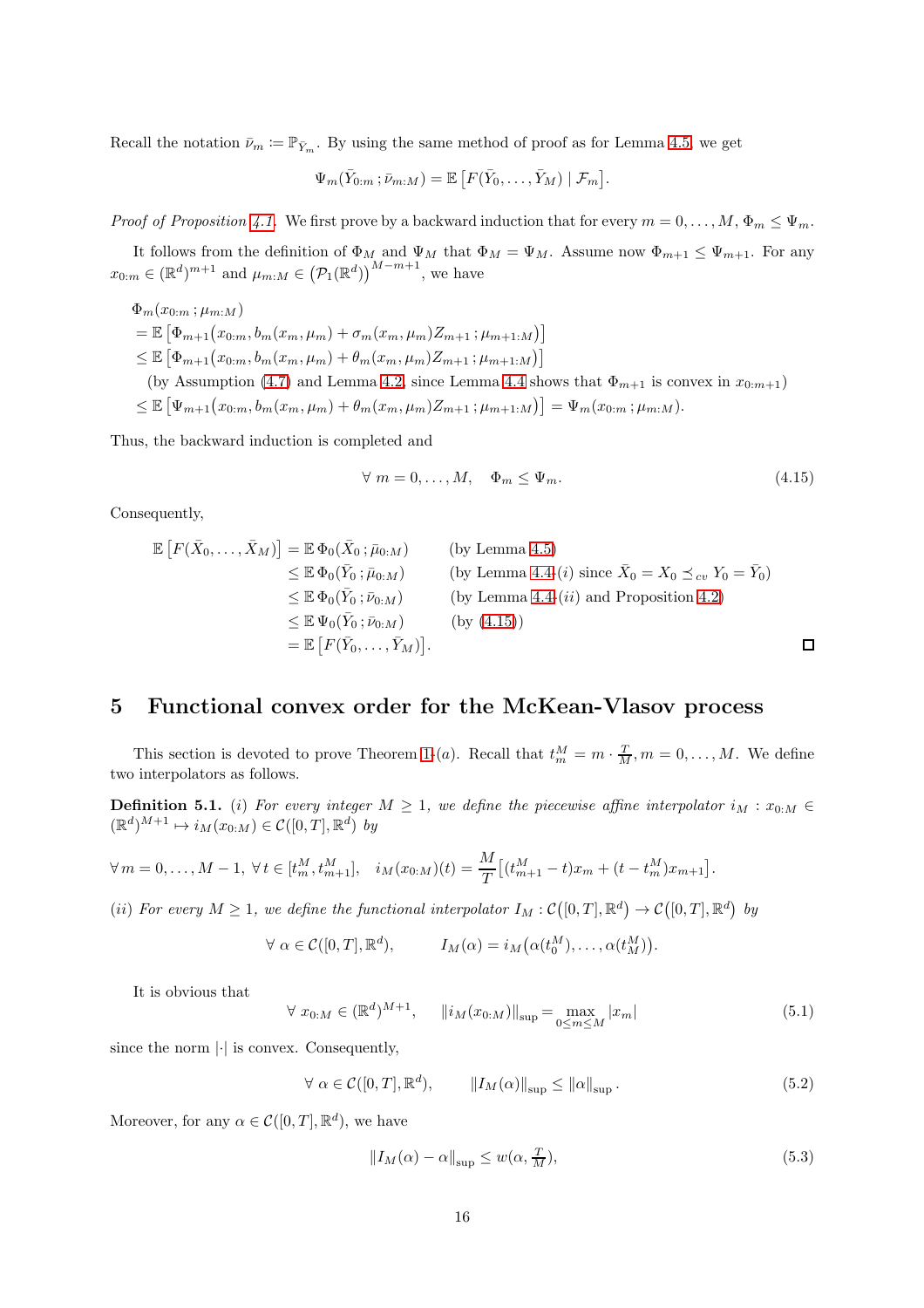Recall the notation $\bar{\nu}_m := \mathbb{P}_{\bar{Y}_m}$. By using the same method of proof as for Lemma 4.5, we get

$$\Psi_m(\bar{Y}_{0:m}\,;\bar{\nu}_{m:M}) = \mathbb{E}\left[F(\bar{Y}_0,\ldots,\bar{Y}_M) \mid \mathcal{F}_m\right].$$

*Proof of Proposition 4.1.* We first prove by a backward induction that for every $m = 0,\ldots,M$, $\Phi_m \le \Psi_m$.

It follows from the definition of $\Phi_M$ and $\Psi_M$ that $\Phi_M = \Psi_M$. Assume now $\Phi_{m+1} \le \Psi_{m+1}$. For any $x_{0:m} \in (\mathbb{R}^d)^{m+1}$ and $\mu_{m:M} \in \big(\mathcal{P}_1(\mathbb{R}^d)\big)^{M-m+1}$, we have

$$\begin{aligned}
&\Phi_m(x_{0:m}\,;\mu_{m:M})\\
&= \mathbb{E}\left[\Phi_{m+1}\big(x_{0:m}, b_m(x_m,\mu_m) + \sigma_m(x_m,\mu_m)Z_{m+1}\,;\mu_{m+1:M}\big)\right]\\
&\le \mathbb{E}\left[\Phi_{m+1}\big(x_{0:m}, b_m(x_m,\mu_m) + \theta_m(x_m,\mu_m)Z_{m+1}\,;\mu_{m+1:M}\big)\right]\\
&\quad \text{(by Assumption (4.7) and Lemma 4.2, since Lemma 4.4 shows that } \Phi_{m+1} \text{ is convex in } x_{0:m+1})\\
&\le \mathbb{E}\left[\Psi_{m+1}\big(x_{0:m}, b_m(x_m,\mu_m) + \theta_m(x_m,\mu_m)Z_{m+1}\,;\mu_{m+1:M}\big)\right] = \Psi_m(x_{0:m}\,;\mu_{m:M}).
\end{aligned}$$

Thus, the backward induction is completed and

$$\forall\, m = 0,\ldots,M, \quad \Phi_m \le \Psi_m. \tag{4.15}$$

Consequently,

$$\begin{aligned}
\mathbb{E}\left[F(\bar{X}_0,\ldots,\bar{X}_M)\right] &= \mathbb{E}\,\Phi_0(\bar{X}_0\,;\bar{\mu}_{0:M}) && \text{(by Lemma 4.5)}\\
&\le \mathbb{E}\,\Phi_0(\bar{Y}_0\,;\bar{\mu}_{0:M}) && \text{(by Lemma 4.4-}(i)\text{ since } \bar{X}_0 = X_0 \preceq_{cv} Y_0 = \bar{Y}_0)\\
&\le \mathbb{E}\,\Phi_0(\bar{Y}_0\,;\bar{\nu}_{0:M}) && \text{(by Lemma 4.4-}(ii)\text{ and Proposition 4.2)}\\
&\le \mathbb{E}\,\Psi_0(\bar{Y}_0\,;\bar{\nu}_{0:M}) && \text{(by (4.15))}\\
&= \mathbb{E}\left[F(\bar{Y}_0,\ldots,\bar{Y}_M)\right].
\end{aligned}$$

□

# 5 Functional convex order for the McKean-Vlasov process

This section is devoted to prove Theorem 1-$(a)$. Recall that $t_m^M = m\cdot\frac{T}{M}, m = 0,\ldots,M$. We define two interpolators as follows.

**Definition 5.1.** $(i)$ *For every integer $M \ge 1$, we define the piecewise affine interpolator $i_M : x_{0:M} \in (\mathbb{R}^d)^{M+1} \mapsto i_M(x_{0:M}) \in \mathcal{C}([0,T],\mathbb{R}^d)$ by*

$$\forall\, m = 0,\ldots,M-1,\ \forall\, t \in [t_m^M, t_{m+1}^M], \quad i_M(x_{0:M})(t) = \frac{M}{T}\left[(t_{m+1}^M - t)x_m + (t - t_m^M)x_{m+1}\right].$$

$(ii)$ *For every $M \ge 1$, we define the functional interpolator $I_M : \mathcal{C}\big([0,T],\mathbb{R}^d\big) \to \mathcal{C}\big([0,T],\mathbb{R}^d\big)$ by*

$$\forall\, \alpha \in \mathcal{C}([0,T],\mathbb{R}^d), \qquad I_M(\alpha) = i_M\big(\alpha(t_0^M),\ldots,\alpha(t_M^M)\big).$$

It is obvious that

$$\forall\, x_{0:M} \in (\mathbb{R}^d)^{M+1}, \quad \left\|i_M(x_{0:M})\right\|_{\sup} = \max_{0\le m\le M} |x_m| \tag{5.1}$$

since the norm $|\cdot|$ is convex. Consequently,

$$\forall\, \alpha \in \mathcal{C}([0,T],\mathbb{R}^d), \qquad \left\|I_M(\alpha)\right\|_{\sup} \le \left\|\alpha\right\|_{\sup}. \tag{5.2}$$

Moreover, for any $\alpha \in \mathcal{C}([0,T],\mathbb{R}^d)$, we have

$$\left\|I_M(\alpha) - \alpha\right\|_{\sup} \le w(\alpha, \tfrac{T}{M}), \tag{5.3}$$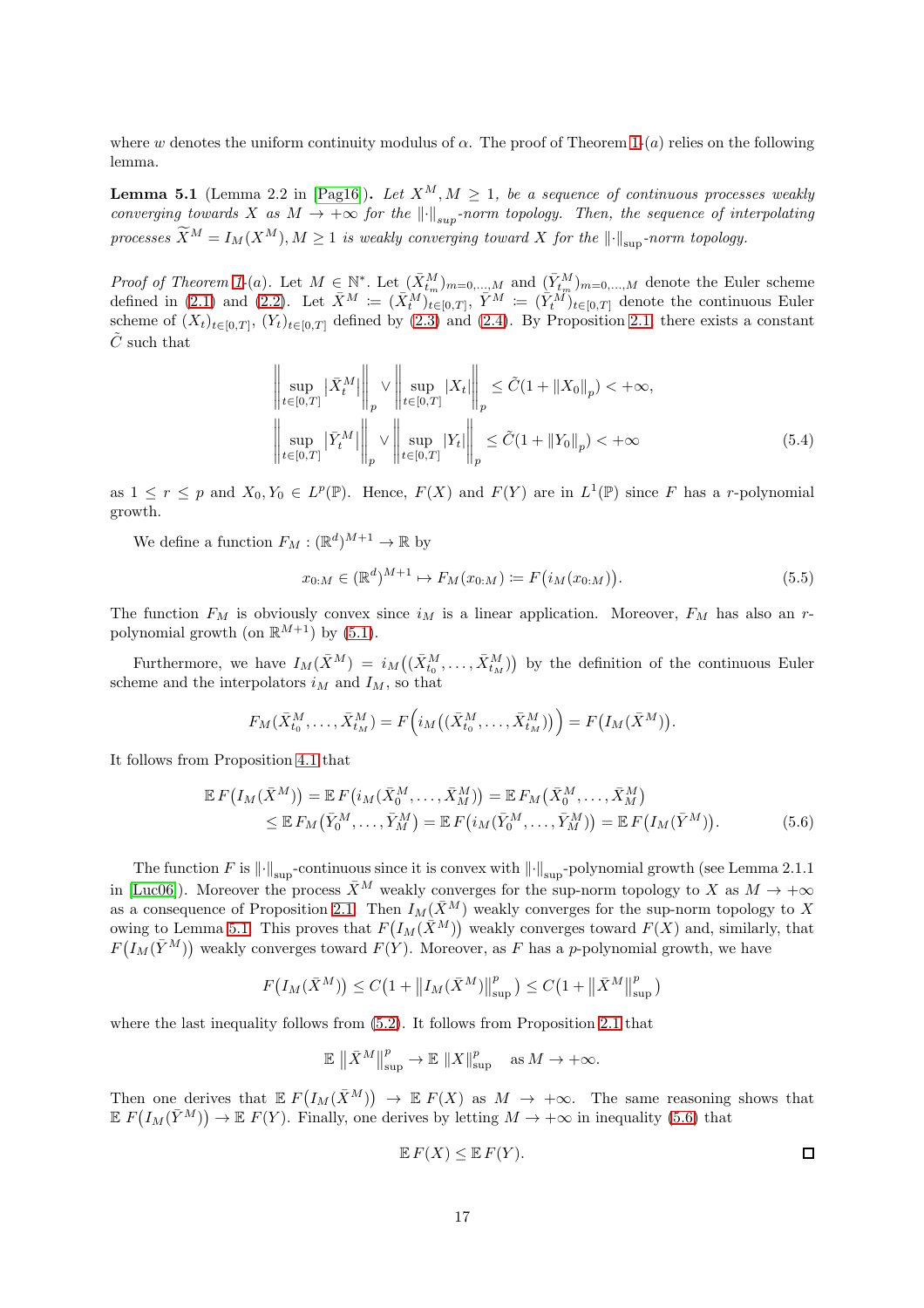where $w$ denotes the uniform continuity modulus of $\alpha$. The proof of Theorem 1-$(a)$ relies on the following lemma.

**Lemma 5.1** (Lemma 2.2 in [Pag16]). *Let $X^M, M \geq 1$, be a sequence of continuous processes weakly converging towards $X$ as $M \to +\infty$ for the $\|\cdot\|_{sup}$-norm topology. Then, the sequence of interpolating processes $\widetilde{X}^M = I_M(X^M), M \geq 1$ is weakly converging toward $X$ for the $\|\cdot\|_{\sup}$-norm topology.*

*Proof of Theorem 1-$(a)$.* Let $M \in \mathbb{N}^*$. Let $(\bar{X}^M_{t_m})_{m=0,\ldots,M}$ and $(\bar{Y}^M_{t_m})_{m=0,\ldots,M}$ denote the Euler scheme defined in (2.1) and (2.2). Let $\bar{X}^M \coloneqq (\bar{X}^M_t)_{t\in[0,T]}$, $\bar{Y}^M \coloneqq (\bar{Y}^M_t)_{t\in[0,T]}$ denote the continuous Euler scheme of $(X_t)_{t\in[0,T]}$, $(Y_t)_{t\in[0,T]}$ defined by (2.3) and (2.4). By Proposition 2.1, there exists a constant $\tilde{C}$ such that

$$
\begin{aligned}
&\left\| \sup_{t\in[0,T]} \left|\bar{X}^M_t\right| \right\|_p \vee \left\| \sup_{t\in[0,T]} |X_t| \right\|_p \leq \tilde{C}(1 + \|X_0\|_p) < +\infty, \\
&\left\| \sup_{t\in[0,T]} \left|\bar{Y}^M_t\right| \right\|_p \vee \left\| \sup_{t\in[0,T]} |Y_t| \right\|_p \leq \tilde{C}(1 + \|Y_0\|_p) < +\infty
\end{aligned}
\tag{5.4}
$$

as $1 \leq r \leq p$ and $X_0, Y_0 \in L^p(\mathbb{P})$. Hence, $F(X)$ and $F(Y)$ are in $L^1(\mathbb{P})$ since $F$ has a $r$-polynomial growth.

We define a function $F_M : (\mathbb{R}^d)^{M+1} \to \mathbb{R}$ by

$$
x_{0:M} \in (\mathbb{R}^d)^{M+1} \mapsto F_M(x_{0:M}) \coloneqq F\big(i_M(x_{0:M})\big). \tag{5.5}
$$

The function $F_M$ is obviously convex since $i_M$ is a linear application. Moreover, $F_M$ has also an $r$-polynomial growth (on $\mathbb{R}^{M+1}$) by (5.1).

Furthermore, we have $I_M(\bar{X}^M) = i_M\big((\bar{X}^M_{t_0}, \ldots, \bar{X}^M_{t_M})\big)$ by the definition of the continuous Euler scheme and the interpolators $i_M$ and $I_M$, so that

$$
F_M(\bar{X}^M_{t_0}, \ldots, \bar{X}^M_{t_M}) = F\Big(i_M\big((\bar{X}^M_{t_0}, \ldots, \bar{X}^M_{t_M})\big)\Big) = F\big(I_M(\bar{X}^M)\big).
$$

It follows from Proposition 4.1 that

$$
\begin{aligned}
\mathbb{E}\, F\big(I_M(\bar{X}^M)\big) &= \mathbb{E}\, F\big(i_M(\bar{X}^M_0, \ldots, \bar{X}^M_M)\big) = \mathbb{E}\, F_M\big(\bar{X}^M_0, \ldots, \bar{X}^M_M\big) \\
&\leq \mathbb{E}\, F_M\big(\bar{Y}^M_0, \ldots, \bar{Y}^M_M\big) = \mathbb{E}\, F\big(i_M(\bar{Y}^M_0, \ldots, \bar{Y}^M_M)\big) = \mathbb{E}\, F\big(I_M(\bar{Y}^M)\big).
\end{aligned}
\tag{5.6}
$$

The function $F$ is $\|\cdot\|_{\sup}$-continuous since it is convex with $\|\cdot\|_{\sup}$-polynomial growth (see Lemma 2.1.1 in [Luc06]). Moreover the process $\bar{X}^M$ weakly converges for the sup-norm topology to $X$ as $M \to +\infty$ as a consequence of Proposition 2.1. Then $I_M(\bar{X}^M)$ weakly converges for the sup-norm topology to $X$ owing to Lemma 5.1. This proves that $F\big(I_M(\bar{X}^M)\big)$ weakly converges toward $F(X)$ and, similarly, that $F\big(I_M(\bar{Y}^M)\big)$ weakly converges toward $F(Y)$. Moreover, as $F$ has a $p$-polynomial growth, we have

$$
F\big(I_M(\bar{X}^M)\big) \leq C\big(1 + \left\|I_M(\bar{X}^M)\right\|^p_{\sup}\big) \leq C\big(1 + \left\|\bar{X}^M\right\|^p_{\sup}\big)
$$

where the last inequality follows from (5.2). It follows from Proposition 2.1 that

$$
\mathbb{E}\,\left\|\bar{X}^M\right\|^p_{\sup} \to \mathbb{E}\,\|X\|^p_{\sup} \quad \text{as } M \to +\infty.
$$

Then one derives that $\mathbb{E}\, F\big(I_M(\bar{X}^M)\big) \to \mathbb{E}\, F(X)$ as $M \to +\infty$. The same reasoning shows that $\mathbb{E}\, F\big(I_M(\bar{Y}^M)\big) \to \mathbb{E}\, F(Y)$. Finally, one derives by letting $M \to +\infty$ in inequality (5.6) that

$$
\mathbb{E}\, F(X) \leq \mathbb{E}\, F(Y).
$$

□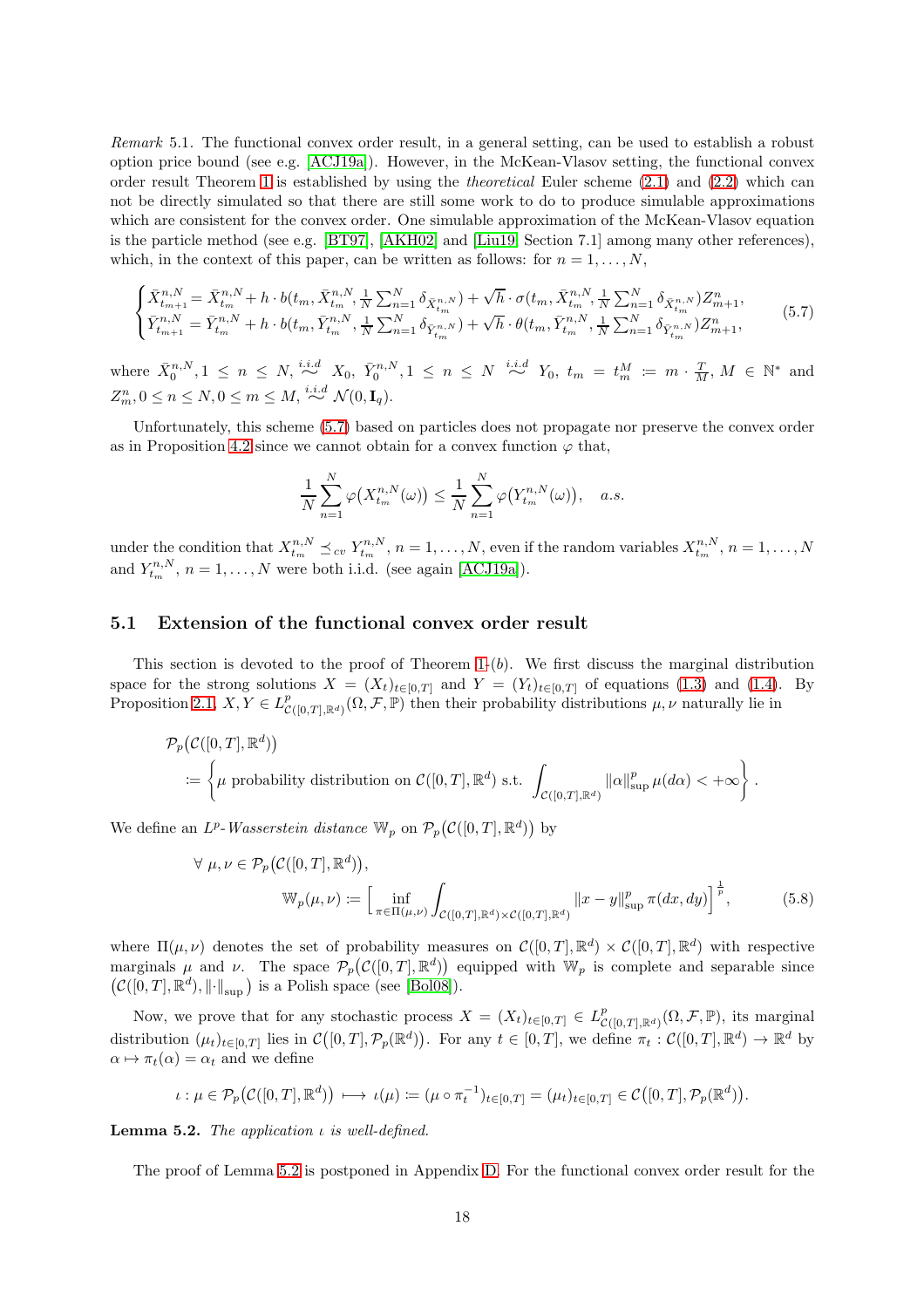*Remark* 5.1. The functional convex order result, in a general setting, can be used to establish a robust option price bound (see e.g. [ACJ19a]). However, in the McKean-Vlasov setting, the functional convex order result Theorem 1 is established by using the *theoretical* Euler scheme (2.1) and (2.2) which can not be directly simulated so that there are still some work to do to produce simulable approximations which are consistent for the convex order. One simulable approximation of the McKean-Vlasov equation is the particle method (see e.g. [BT97], [AKH02] and [Liu19, Section 7.1] among many other references), which, in the context of this paper, can be written as follows: for $n = 1, \ldots, N$,

$$
\begin{cases}
\bar{X}^{n,N}_{t_{m+1}} = \bar{X}^{n,N}_{t_m} + h \cdot b(t_m, \bar{X}^{n,N}_{t_m}, \frac{1}{N}\sum_{n=1}^{N} \delta_{\bar{X}^{n,N}_{t_m}}) + \sqrt{h} \cdot \sigma(t_m, \bar{X}^{n,N}_{t_m}, \frac{1}{N}\sum_{n=1}^{N} \delta_{\bar{X}^{n,N}_{t_m}}) Z^n_{m+1}, \\
\bar{Y}^{n,N}_{t_{m+1}} = \bar{Y}^{n,N}_{t_m} + h \cdot b(t_m, \bar{Y}^{n,N}_{t_m}, \frac{1}{N}\sum_{n=1}^{N} \delta_{\bar{Y}^{n,N}_{t_m}}) + \sqrt{h} \cdot \theta(t_m, \bar{Y}^{n,N}_{t_m}, \frac{1}{N}\sum_{n=1}^{N} \delta_{\bar{Y}^{n,N}_{t_m}}) Z^n_{m+1},
\end{cases}
\tag{5.7}
$$

where $\bar{X}^{n,N}_0, 1 \le n \le N, \overset{i.i.d}{\sim} X_0$, $\bar{Y}^{n,N}_0, 1 \le n \le N \overset{i.i.d}{\sim} Y_0$, $t_m = t^M_m := m \cdot \frac{T}{M}$, $M \in \mathbb{N}^*$ and $Z^n_m, 0 \le n \le N, 0 \le m \le M, \overset{i.i.d}{\sim} \mathcal{N}(0, \mathbf{I}_q)$.

Unfortunately, this scheme (5.7) based on particles does not propagate nor preserve the convex order as in Proposition 4.2 since we cannot obtain for a convex function $\varphi$ that,

$$
\frac{1}{N}\sum_{n=1}^{N} \varphi\big(X^{n,N}_{t_m}(\omega)\big) \le \frac{1}{N}\sum_{n=1}^{N} \varphi\big(Y^{n,N}_{t_m}(\omega)\big), \quad a.s.
$$

under the condition that $X^{n,N}_{t_m} \preceq_{cv} Y^{n,N}_{t_m}$, $n = 1, \ldots, N$, even if the random variables $X^{n,N}_{t_m}$, $n = 1, \ldots, N$ and $Y^{n,N}_{t_m}$, $n = 1, \ldots, N$ were both i.i.d. (see again [ACJ19a]).

### 5.1 Extension of the functional convex order result

This section is devoted to the proof of Theorem 1-(*b*). We first discuss the marginal distribution space for the strong solutions $X = (X_t)_{t\in[0,T]}$ and $Y = (Y_t)_{t\in[0,T]}$ of equations (1.3) and (1.4). By Proposition 2.1, $X, Y \in L^p_{\mathcal{C}([0,T],\mathbb{R}^d)}(\Omega, \mathcal{F}, \mathbb{P})$ then their probability distributions $\mu, \nu$ naturally lie in

$$
\begin{aligned}
&\mathcal{P}_p\big(\mathcal{C}([0,T], \mathbb{R}^d)\big) \\
&\quad := \left\{ \mu \text{ probability distribution on } \mathcal{C}([0,T], \mathbb{R}^d) \text{ s.t. } \int_{\mathcal{C}([0,T],\mathbb{R}^d)} \|\alpha\|^p_{\sup} \mu(d\alpha) < +\infty \right\}.
\end{aligned}
$$

We define an $L^p$-*Wasserstein distance* $\mathbb{W}_p$ on $\mathcal{P}_p\big(\mathcal{C}([0,T], \mathbb{R}^d)\big)$ by

$$
\begin{aligned}
&\forall\, \mu, \nu \in \mathcal{P}_p\big(\mathcal{C}([0,T], \mathbb{R}^d)\big), \\
&\qquad \mathbb{W}_p(\mu, \nu) := \Big[ \inf_{\pi \in \Pi(\mu,\nu)} \int_{\mathcal{C}([0,T],\mathbb{R}^d)\times\mathcal{C}([0,T],\mathbb{R}^d)} \|x - y\|^p_{\sup}\, \pi(dx, dy) \Big]^{\frac{1}{p}},
\end{aligned}
\tag{5.8}
$$

where $\Pi(\mu, \nu)$ denotes the set of probability measures on $\mathcal{C}([0,T], \mathbb{R}^d) \times \mathcal{C}([0,T], \mathbb{R}^d)$ with respective marginals $\mu$ and $\nu$. The space $\mathcal{P}_p\big(\mathcal{C}([0,T], \mathbb{R}^d)\big)$ equipped with $\mathbb{W}_p$ is complete and separable since $\big(\mathcal{C}([0,T], \mathbb{R}^d), \|\cdot\|_{\sup}\big)$ is a Polish space (see [Bol08]).

Now, we prove that for any stochastic process $X = (X_t)_{t\in[0,T]} \in L^p_{\mathcal{C}([0,T],\mathbb{R}^d)}(\Omega, \mathcal{F}, \mathbb{P})$, its marginal distribution $(\mu_t)_{t\in[0,T]}$ lies in $\mathcal{C}\big([0,T], \mathcal{P}_p(\mathbb{R}^d)\big)$. For any $t \in [0,T]$, we define $\pi_t : \mathcal{C}([0,T], \mathbb{R}^d) \to \mathbb{R}^d$ by $\alpha \mapsto \pi_t(\alpha) = \alpha_t$ and we define

$$
\iota : \mu \in \mathcal{P}_p\big(\mathcal{C}([0,T], \mathbb{R}^d)\big) \longmapsto \iota(\mu) := (\mu \circ \pi_t^{-1})_{t\in[0,T]} = (\mu_t)_{t\in[0,T]} \in \mathcal{C}\big([0,T], \mathcal{P}_p(\mathbb{R}^d)\big).
$$

**Lemma 5.2.** *The application $\iota$ is well-defined.*

The proof of Lemma 5.2 is postponed in Appendix D. For the functional convex order result for the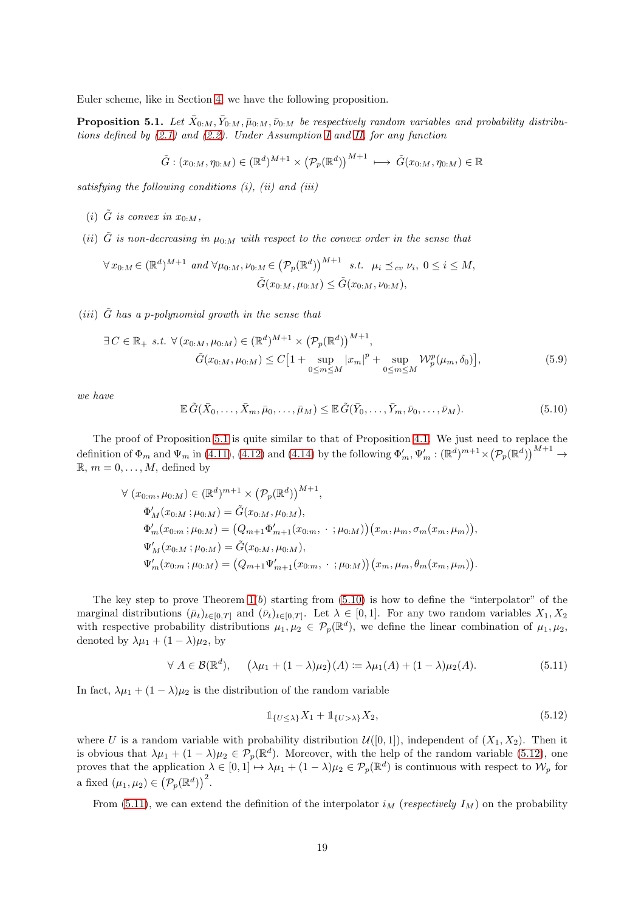Euler scheme, like in Section 4, we have the following proposition.

**Proposition 5.1.** *Let $\bar{X}_{0:M}, \bar{Y}_{0:M}, \bar{\mu}_{0:M}, \bar{\nu}_{0:M}$ be respectively random variables and probability distributions defined by (2.1) and (2.2). Under Assumption I and II, for any function*

$$\tilde{G} : (x_{0:M}, \eta_{0:M}) \in (\mathbb{R}^d)^{M+1} \times \big(\mathcal{P}_p(\mathbb{R}^d)\big)^{M+1} \longmapsto \tilde{G}(x_{0:M}, \eta_{0:M}) \in \mathbb{R}$$

*satisfying the following conditions (i), (ii) and (iii)*

*(i) $\tilde{G}$ is convex in $x_{0:M}$,*

*(ii) $\tilde{G}$ is non-decreasing in $\mu_{0:M}$ with respect to the convex order in the sense that*

$$\forall\, x_{0:M} \in (\mathbb{R}^d)^{M+1} \text{ and } \forall \mu_{0:M}, \nu_{0:M} \in \big(\mathcal{P}_p(\mathbb{R}^d)\big)^{M+1} \text{ s.t. } \mu_i \preceq_{cv} \nu_i,\ 0 \le i \le M,$$
$$\tilde{G}(x_{0:M}, \mu_{0:M}) \le \tilde{G}(x_{0:M}, \nu_{0:M}),$$

*(iii) $\tilde{G}$ has a p-polynomial growth in the sense that*

$$\exists\, C \in \mathbb{R}_+ \text{ s.t. } \forall\, (x_{0:M}, \mu_{0:M}) \in (\mathbb{R}^d)^{M+1} \times \big(\mathcal{P}_p(\mathbb{R}^d)\big)^{M+1},$$
$$\tilde{G}(x_{0:M}, \mu_{0:M}) \le C\big[1 + \sup_{0\le m\le M} |x_m|^p + \sup_{0\le m\le M} \mathcal{W}_p^p(\mu_m, \delta_0)\big], \tag{5.9}$$

*we have*

$$\mathbb{E}\, \tilde{G}(\bar{X}_0, \dots, \bar{X}_m, \bar{\mu}_0, \dots, \bar{\mu}_M) \le \mathbb{E}\, \tilde{G}(\bar{Y}_0, \dots, \bar{Y}_m, \bar{\nu}_0, \dots, \bar{\nu}_M). \tag{5.10}$$

The proof of Proposition 5.1 is quite similar to that of Proposition 4.1. We just need to replace the definition of $\Phi_m$ and $\Psi_m$ in (4.11), (4.12) and (4.14) by the following $\Phi'_m, \Psi'_m : (\mathbb{R}^d)^{m+1} \times \big(\mathcal{P}_p(\mathbb{R}^d)\big)^{M+1} \to \mathbb{R}$, $m = 0, \dots, M$, defined by

$$\begin{aligned}
&\forall\ (x_{0:m}, \mu_{0:M}) \in (\mathbb{R}^d)^{m+1} \times \big(\mathcal{P}_p(\mathbb{R}^d)\big)^{M+1},\\
&\quad \Phi'_M(x_{0:M}\,; \mu_{0:M}) = \tilde{G}(x_{0:M}, \mu_{0:M}),\\
&\quad \Phi'_m(x_{0:m}\,; \mu_{0:M}) = \big(Q_{m+1}\Phi'_{m+1}(x_{0:m},\ \cdot\ ; \mu_{0:M})\big)\big(x_m, \mu_m, \sigma_m(x_m, \mu_m)\big),\\
&\quad \Psi'_M(x_{0:M}\,; \mu_{0:M}) = \tilde{G}(x_{0:M}, \mu_{0:M}),\\
&\quad \Psi'_m(x_{0:m}\,; \mu_{0:M}) = \big(Q_{m+1}\Psi'_{m+1}(x_{0:m},\ \cdot\ ; \mu_{0:M})\big)\big(x_m, \mu_m, \theta_m(x_m, \mu_m)\big).
\end{aligned}$$

The key step to prove Theorem 1(*b*) starting from (5.10) is how to define the "interpolator" of the marginal distributions $(\bar{\mu}_t)_{t\in[0,T]}$ and $(\bar{\nu}_t)_{t\in[0,T]}$. Let $\lambda \in [0, 1]$. For any two random variables $X_1, X_2$ with respective probability distributions $\mu_1, \mu_2 \in \mathcal{P}_p(\mathbb{R}^d)$, we define the linear combination of $\mu_1, \mu_2$, denoted by $\lambda\mu_1 + (1-\lambda)\mu_2$, by

$$\forall\ A \in \mathcal{B}(\mathbb{R}^d), \qquad \big(\lambda\mu_1 + (1-\lambda)\mu_2\big)(A) \coloneqq \lambda\mu_1(A) + (1-\lambda)\mu_2(A). \tag{5.11}$$

In fact, $\lambda\mu_1 + (1-\lambda)\mu_2$ is the distribution of the random variable

$$\mathbb{1}_{\{U\le\lambda\}} X_1 + \mathbb{1}_{\{U>\lambda\}} X_2, \tag{5.12}$$

where $U$ is a random variable with probability distribution $\mathcal{U}([0, 1])$, independent of $(X_1, X_2)$. Then it is obvious that $\lambda\mu_1 + (1-\lambda)\mu_2 \in \mathcal{P}_p(\mathbb{R}^d)$. Moreover, with the help of the random variable (5.12), one proves that the application $\lambda \in [0, 1] \mapsto \lambda\mu_1 + (1-\lambda)\mu_2 \in \mathcal{P}_p(\mathbb{R}^d)$ is continuous with respect to $\mathcal{W}_p$ for a fixed $(\mu_1, \mu_2) \in \big(\mathcal{P}_p(\mathbb{R}^d)\big)^2$.

From (5.11), we can extend the definition of the interpolator $i_M$ (*respectively* $I_M$) on the probability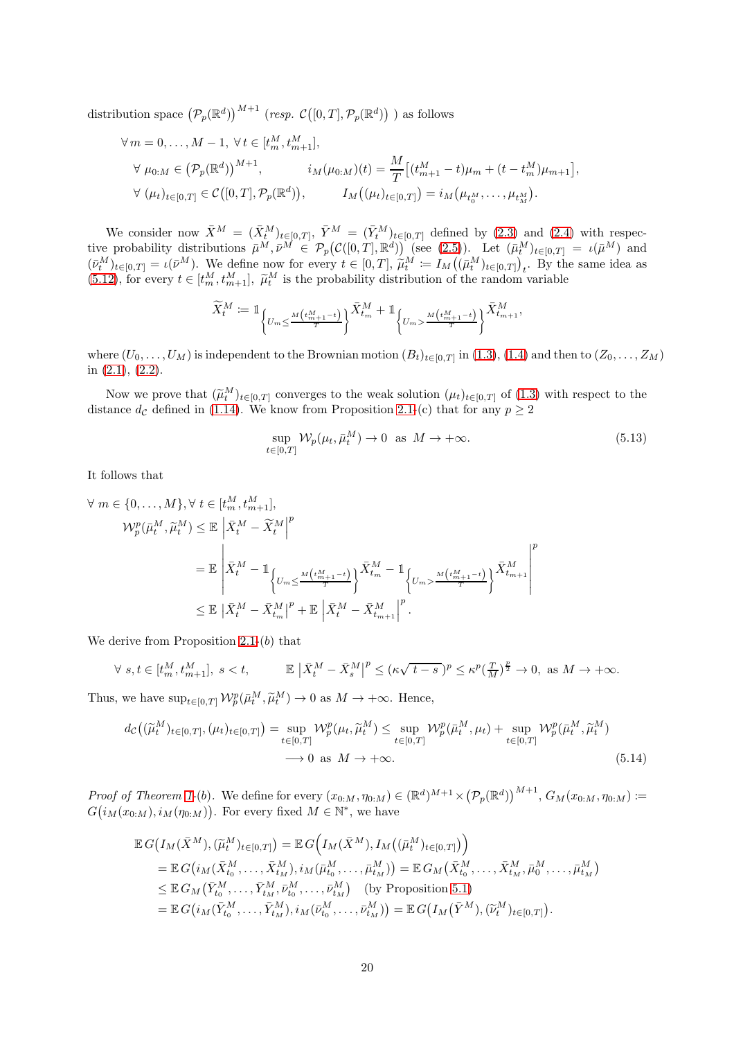distribution space $\big(\mathcal{P}_p(\mathbb{R}^d)\big)^{M+1}$ (*resp.* $\mathcal{C}\big([0,T],\mathcal{P}_p(\mathbb{R}^d)\big)$ ) as follows

$$
\begin{aligned}
&\forall\, m=0,\ldots,M-1,\ \forall\, t\in[t_m^M,t_{m+1}^M],\\
&\quad \forall\ \mu_{0:M}\in\big(\mathcal{P}_p(\mathbb{R}^d)\big)^{M+1}, \qquad\qquad i_M(\mu_{0:M})(t)=\frac{M}{T}\big[(t_{m+1}^M-t)\mu_m+(t-t_m^M)\mu_{m+1}\big],\\
&\quad \forall\ (\mu_t)_{t\in[0,T]}\in\mathcal{C}\big([0,T],\mathcal{P}_p(\mathbb{R}^d)\big), \qquad I_M\big((\mu_t)_{t\in[0,T]}\big)=i_M\big(\mu_{t_0^M},\ldots,\mu_{t_M^M}\big).
\end{aligned}
$$

We consider now $\bar{X}^M=(\bar{X}_t^M)_{t\in[0,T]}$, $\bar{Y}^M=(\bar{Y}_t^M)_{t\in[0,T]}$ defined by (2.3) and (2.4) with respective probability distributions $\bar{\mu}^M,\bar{\nu}^M\in\mathcal{P}_p\big(\mathcal{C}([0,T],\mathbb{R}^d)\big)$ (see (2.5)). Let $(\bar{\mu}_t^M)_{t\in[0,T]}=\iota(\bar{\mu}^M)$ and $(\bar{\nu}_t^M)_{t\in[0,T]}=\iota(\bar{\nu}^M)$. We define now for every $t\in[0,T]$, $\widetilde{\mu}_t^M\coloneqq I_M\big((\bar{\mu}_t^M)_{t\in[0,T]}\big)_t$. By the same idea as (5.12), for every $t\in[t_m^M,t_{m+1}^M]$, $\widetilde{\mu}_t^M$ is the probability distribution of the random variable

$$
\widetilde{X}_t^M\coloneqq \mathbb{1}_{\left\{U_m\le\frac{M\left(t_{m+1}^M-t\right)}{T}\right\}}\bar{X}_{t_m}^M+\mathbb{1}_{\left\{U_m>\frac{M\left(t_{m+1}^M-t\right)}{T}\right\}}\bar{X}_{t_{m+1}}^M,
$$

where $(U_0,\ldots,U_M)$ is independent to the Brownian motion $(B_t)_{t\in[0,T]}$ in (1.3), (1.4) and then to $(Z_0,\ldots,Z_M)$ in (2.1), (2.2).

Now we prove that $(\widetilde{\mu}_t^M)_{t\in[0,T]}$ converges to the weak solution $(\mu_t)_{t\in[0,T]}$ of (1.3) with respect to the distance $d_{\mathcal{C}}$ defined in (1.14). We know from Proposition 2.1-(c) that for any $p\ge 2$

$$
\sup_{t\in[0,T]}\mathcal{W}_p(\mu_t,\bar{\mu}_t^M)\to 0\ \text{ as }\ M\to+\infty. \tag{5.13}
$$

It follows that

$$
\begin{aligned}
&\forall\, m\in\{0,\ldots,M\},\forall\, t\in[t_m^M,t_{m+1}^M],\\
&\quad \mathcal{W}_p^p(\bar{\mu}_t^M,\widetilde{\mu}_t^M)\le\mathbb{E}\left|\bar{X}_t^M-\widetilde{X}_t^M\right|^p\\
&\qquad=\mathbb{E}\left|\bar{X}_t^M-\mathbb{1}_{\left\{U_m\le\frac{M\left(t_{m+1}^M-t\right)}{T}\right\}}\bar{X}_{t_m}^M-\mathbb{1}_{\left\{U_m>\frac{M\left(t_{m+1}^M-t\right)}{T}\right\}}\bar{X}_{t_{m+1}}^M\right|^p\\
&\qquad\le\mathbb{E}\left|\bar{X}_t^M-\bar{X}_{t_m}^M\right|^p+\mathbb{E}\left|\bar{X}_t^M-\bar{X}_{t_{m+1}}^M\right|^p.
\end{aligned}
$$

We derive from Proposition 2.1-(b) that

$$
\forall\ s,t\in[t_m^M,t_{m+1}^M],\ s<t,\qquad \mathbb{E}\left|\bar{X}_t^M-\bar{X}_s^M\right|^p\le(\kappa\sqrt{t-s}\,)^p\le\kappa^p(\tfrac{T}{M})^{\frac{p}{2}}\to 0,\ \text{ as }M\to+\infty.
$$

Thus, we have $\sup_{t\in[0,T]}\mathcal{W}_p^p(\bar{\mu}_t^M,\widetilde{\mu}_t^M)\to 0$ as $M\to+\infty$. Hence,

$$
\begin{aligned}
d_{\mathcal{C}}\big((\widetilde{\mu}_t^M)_{t\in[0,T]},(\mu_t)_{t\in[0,T]}\big)&=\sup_{t\in[0,T]}\mathcal{W}_p^p(\mu_t,\widetilde{\mu}_t^M)\le\sup_{t\in[0,T]}\mathcal{W}_p^p(\bar{\mu}_t^M,\mu_t)+\sup_{t\in[0,T]}\mathcal{W}_p^p(\bar{\mu}_t^M,\widetilde{\mu}_t^M)\\
&\longrightarrow 0\ \text{ as }\ M\to+\infty.
\end{aligned} \tag{5.14}
$$

*Proof of Theorem 1-(b).* We define for every $(x_{0:M},\eta_{0:M})\in(\mathbb{R}^d)^{M+1}\times\big(\mathcal{P}_p(\mathbb{R}^d)\big)^{M+1}$, $G_M(x_{0:M},\eta_{0:M})\coloneqq G\big(i_M(x_{0:M}),i_M(\eta_{0:M})\big)$. For every fixed $M\in\mathbb{N}^*$, we have

$$
\begin{aligned}
\mathbb{E}\,G\big(I_M(\bar{X}^M),(\widetilde{\mu}_t^M)_{t\in[0,T]}\big)&=\mathbb{E}\,G\Big(I_M(\bar{X}^M),I_M\big((\bar{\mu}_t^M)_{t\in[0,T]}\big)\Big)\\
&=\mathbb{E}\,G\big(i_M(\bar{X}_{t_0}^M,\ldots,\bar{X}_{t_M}^M),i_M(\bar{\mu}_{t_0}^M,\ldots,\bar{\mu}_{t_M}^M)\big)=\mathbb{E}\,G_M\big(\bar{X}_{t_0}^M,\ldots,\bar{X}_{t_M}^M,\bar{\mu}_0^M,\ldots,\bar{\mu}_{t_M}^M\big)\\
&\le\mathbb{E}\,G_M\big(\bar{Y}_{t_0}^M,\ldots,\bar{Y}_{t_M}^M,\bar{\nu}_{t_0}^M,\ldots,\bar{\nu}_{t_M}^M\big)\quad\text{(by Proposition 5.1)}\\
&=\mathbb{E}\,G\big(i_M(\bar{Y}_{t_0}^M,\ldots,\bar{Y}_{t_M}^M),i_M(\bar{\nu}_{t_0}^M,\ldots,\bar{\nu}_{t_M}^M)\big)=\mathbb{E}\,G\big(I_M(\bar{Y}^M),(\widetilde{\nu}_t^M)_{t\in[0,T]}\big).
\end{aligned}
$$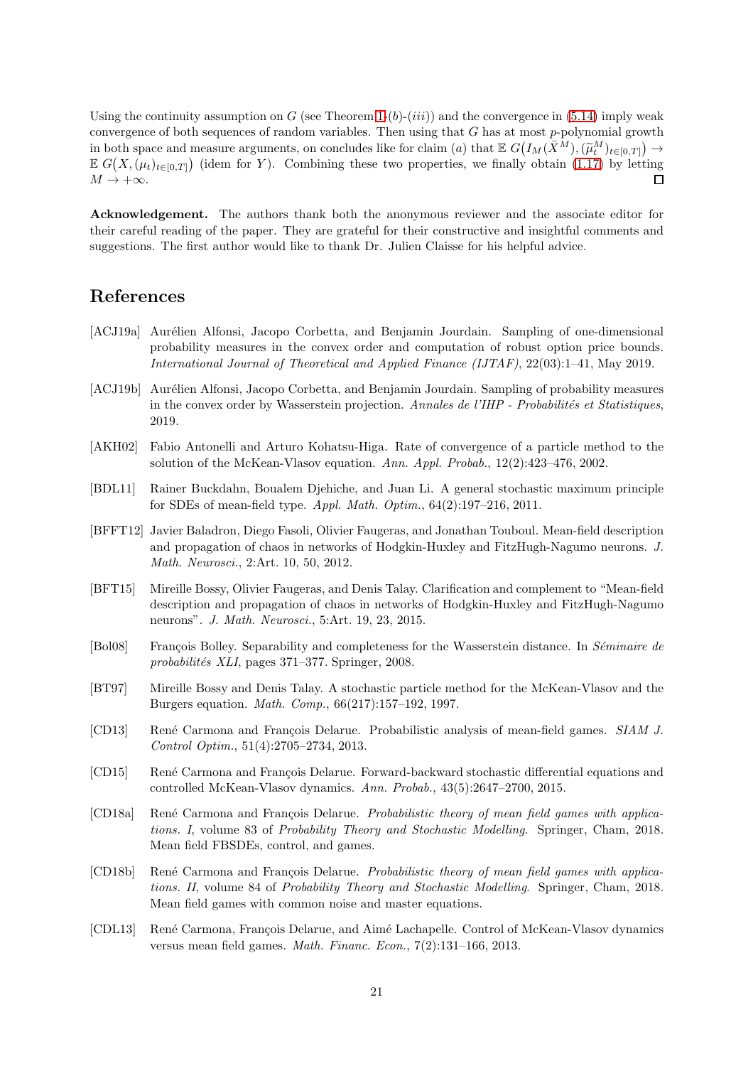Using the continuity assumption on $G$ (see Theorem 1-$(b)$-$(iii)$) and the convergence in (5.14) imply weak convergence of both sequences of random variables. Then using that $G$ has at most $p$-polynomial growth in both space and measure arguments, on concludes like for claim $(a)$ that $\mathbb{E}\, G\big(I_M(\bar{X}^M), (\widetilde{\mu}_t^M)_{t\in[0,T]}\big) \to \mathbb{E}\, G\big(X, (\mu_t)_{t\in[0,T]}\big)$ (idem for $Y$). Combining these two properties, we finally obtain (1.17) by letting $M \to +\infty$. □

**Acknowledgement.** The authors thank both the anonymous reviewer and the associate editor for their careful reading of the paper. They are grateful for their constructive and insightful comments and suggestions. The first author would like to thank Dr. Julien Claisse for his helpful advice.

# References

[ACJ19a] Aurélien Alfonsi, Jacopo Corbetta, and Benjamin Jourdain. Sampling of one-dimensional probability measures in the convex order and computation of robust option price bounds. *International Journal of Theoretical and Applied Finance (IJTAF)*, 22(03):1–41, May 2019.

[ACJ19b] Aurélien Alfonsi, Jacopo Corbetta, and Benjamin Jourdain. Sampling of probability measures in the convex order by Wasserstein projection. *Annales de l'IHP - Probabilités et Statistiques*, 2019.

[AKH02] Fabio Antonelli and Arturo Kohatsu-Higa. Rate of convergence of a particle method to the solution of the McKean-Vlasov equation. *Ann. Appl. Probab.*, 12(2):423–476, 2002.

[BDL11] Rainer Buckdahn, Boualem Djehiche, and Juan Li. A general stochastic maximum principle for SDEs of mean-field type. *Appl. Math. Optim.*, 64(2):197–216, 2011.

[BFFT12] Javier Baladron, Diego Fasoli, Olivier Faugeras, and Jonathan Touboul. Mean-field description and propagation of chaos in networks of Hodgkin-Huxley and FitzHugh-Nagumo neurons. *J. Math. Neurosci.*, 2:Art. 10, 50, 2012.

[BFT15] Mireille Bossy, Olivier Faugeras, and Denis Talay. Clarification and complement to "Mean-field description and propagation of chaos in networks of Hodgkin-Huxley and FitzHugh-Nagumo neurons". *J. Math. Neurosci.*, 5:Art. 19, 23, 2015.

[Bol08] François Bolley. Separability and completeness for the Wasserstein distance. In *Séminaire de probabilités XLI*, pages 371–377. Springer, 2008.

[BT97] Mireille Bossy and Denis Talay. A stochastic particle method for the McKean-Vlasov and the Burgers equation. *Math. Comp.*, 66(217):157–192, 1997.

[CD13] René Carmona and François Delarue. Probabilistic analysis of mean-field games. *SIAM J. Control Optim.*, 51(4):2705–2734, 2013.

[CD15] René Carmona and François Delarue. Forward-backward stochastic differential equations and controlled McKean-Vlasov dynamics. *Ann. Probab.*, 43(5):2647–2700, 2015.

[CD18a] René Carmona and François Delarue. *Probabilistic theory of mean field games with applications. I*, volume 83 of *Probability Theory and Stochastic Modelling*. Springer, Cham, 2018. Mean field FBSDEs, control, and games.

[CD18b] René Carmona and François Delarue. *Probabilistic theory of mean field games with applications. II*, volume 84 of *Probability Theory and Stochastic Modelling*. Springer, Cham, 2018. Mean field games with common noise and master equations.

[CDL13] René Carmona, François Delarue, and Aimé Lachapelle. Control of McKean-Vlasov dynamics versus mean field games. *Math. Financ. Econ.*, 7(2):131–166, 2013.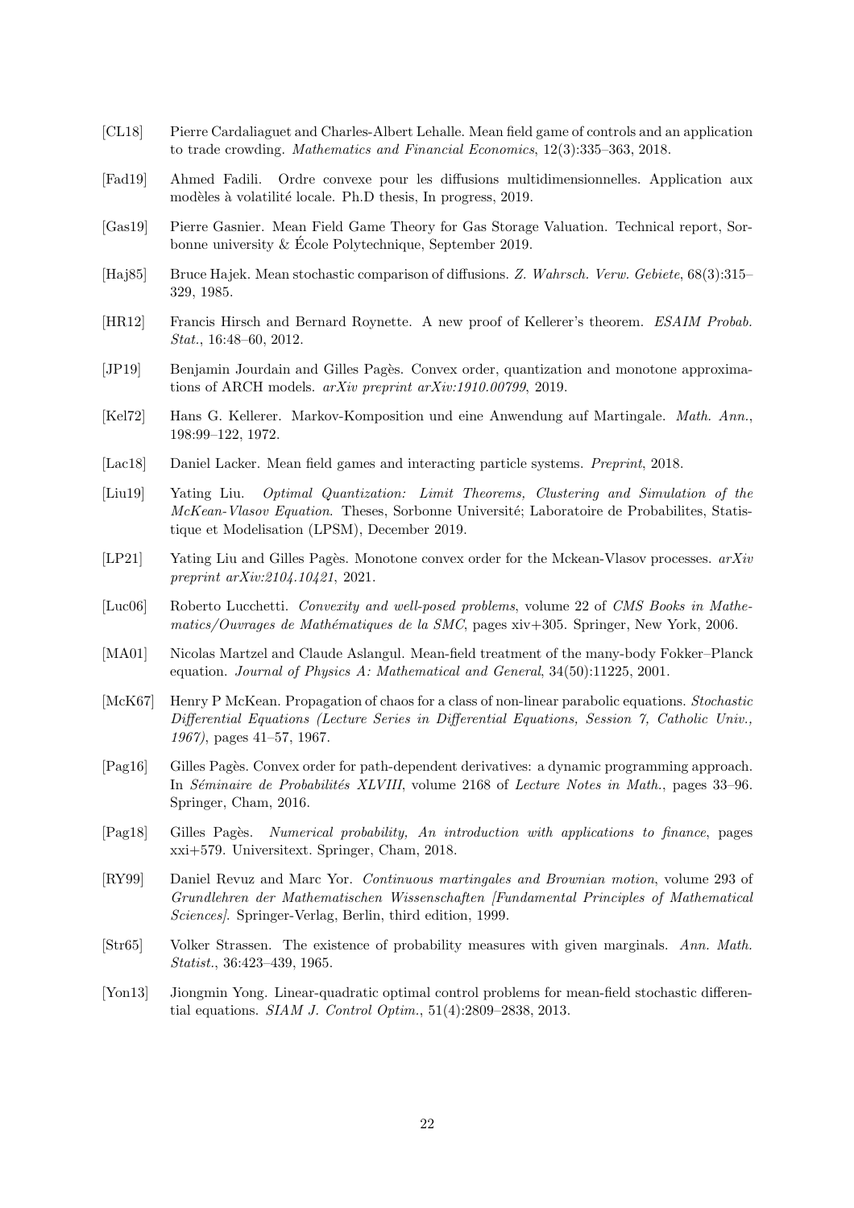[CL18] Pierre Cardaliaguet and Charles-Albert Lehalle. Mean field game of controls and an application to trade crowding. *Mathematics and Financial Economics*, 12(3):335–363, 2018.

[Fad19] Ahmed Fadili. Ordre convexe pour les diffusions multidimensionnelles. Application aux modèles à volatilité locale. Ph.D thesis, In progress, 2019.

[Gas19] Pierre Gasnier. Mean Field Game Theory for Gas Storage Valuation. Technical report, Sorbonne university & École Polytechnique, September 2019.

[Haj85] Bruce Hajek. Mean stochastic comparison of diffusions. *Z. Wahrsch. Verw. Gebiete*, 68(3):315–329, 1985.

[HR12] Francis Hirsch and Bernard Roynette. A new proof of Kellerer's theorem. *ESAIM Probab. Stat.*, 16:48–60, 2012.

[JP19] Benjamin Jourdain and Gilles Pagès. Convex order, quantization and monotone approximations of ARCH models. *arXiv preprint arXiv:1910.00799*, 2019.

[Kel72] Hans G. Kellerer. Markov-Komposition und eine Anwendung auf Martingale. *Math. Ann.*, 198:99–122, 1972.

[Lac18] Daniel Lacker. Mean field games and interacting particle systems. *Preprint*, 2018.

[Liu19] Yating Liu. *Optimal Quantization: Limit Theorems, Clustering and Simulation of the McKean-Vlasov Equation*. Theses, Sorbonne Université; Laboratoire de Probabilites, Statistique et Modelisation (LPSM), December 2019.

[LP21] Yating Liu and Gilles Pagès. Monotone convex order for the Mckean-Vlasov processes. *arXiv preprint arXiv:2104.10421*, 2021.

[Luc06] Roberto Lucchetti. *Convexity and well-posed problems*, volume 22 of *CMS Books in Mathematics/Ouvrages de Mathématiques de la SMC*, pages xiv+305. Springer, New York, 2006.

[MA01] Nicolas Martzel and Claude Aslangul. Mean-field treatment of the many-body Fokker–Planck equation. *Journal of Physics A: Mathematical and General*, 34(50):11225, 2001.

[McK67] Henry P McKean. Propagation of chaos for a class of non-linear parabolic equations. *Stochastic Differential Equations (Lecture Series in Differential Equations, Session 7, Catholic Univ., 1967)*, pages 41–57, 1967.

[Pag16] Gilles Pagès. Convex order for path-dependent derivatives: a dynamic programming approach. In *Séminaire de Probabilités XLVIII*, volume 2168 of *Lecture Notes in Math.*, pages 33–96. Springer, Cham, 2016.

[Pag18] Gilles Pagès. *Numerical probability, An introduction with applications to finance*, pages xxi+579. Universitext. Springer, Cham, 2018.

[RY99] Daniel Revuz and Marc Yor. *Continuous martingales and Brownian motion*, volume 293 of *Grundlehren der Mathematischen Wissenschaften [Fundamental Principles of Mathematical Sciences]*. Springer-Verlag, Berlin, third edition, 1999.

[Str65] Volker Strassen. The existence of probability measures with given marginals. *Ann. Math. Statist.*, 36:423–439, 1965.

[Yon13] Jiongmin Yong. Linear-quadratic optimal control problems for mean-field stochastic differential equations. *SIAM J. Control Optim.*, 51(4):2809–2838, 2013.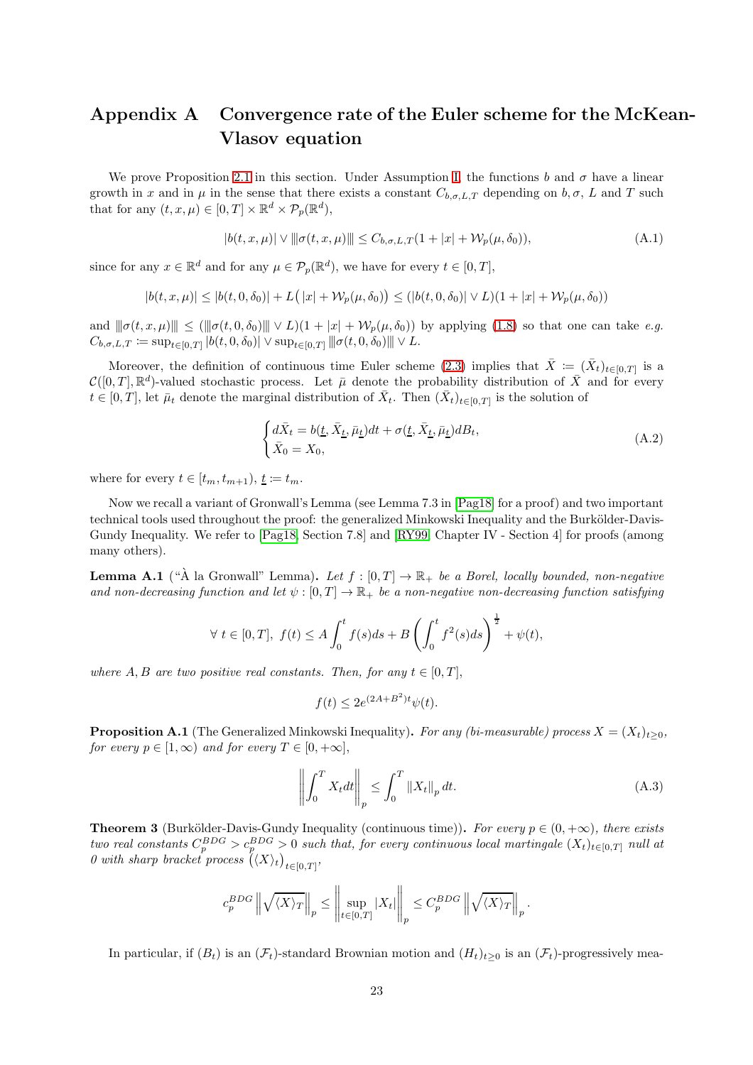# Appendix A Convergence rate of the Euler scheme for the McKean-Vlasov equation

We prove Proposition 2.1 in this section. Under Assumption I, the functions $b$ and $\sigma$ have a linear growth in $x$ and in $\mu$ in the sense that there exists a constant $C_{b,\sigma,L,T}$ depending on $b, \sigma$, $L$ and $T$ such that for any $(t, x, \mu) \in [0, T] \times \mathbb{R}^d \times \mathcal{P}_p(\mathbb{R}^d)$,

$$|b(t, x, \mu)| \vee |||\sigma(t, x, \mu)||| \leq C_{b,\sigma,L,T}(1 + |x| + \mathcal{W}_p(\mu, \delta_0)), \tag{A.1}$$

since for any $x \in \mathbb{R}^d$ and for any $\mu \in \mathcal{P}_p(\mathbb{R}^d)$, we have for every $t \in [0, T]$,

$$|b(t, x, \mu)| \leq |b(t, 0, \delta_0)| + L\big(|x| + \mathcal{W}_p(\mu, \delta_0)\big) \leq (|b(t, 0, \delta_0)| \vee L)(1 + |x| + \mathcal{W}_p(\mu, \delta_0))$$

and $|||\sigma(t, x, \mu)||| \leq (|||\sigma(t, 0, \delta_0)||| \vee L)(1 + |x| + \mathcal{W}_p(\mu, \delta_0))$ by applying (1.8) so that one can take *e.g.* $C_{b,\sigma,L,T} := \sup_{t\in[0,T]} |b(t, 0, \delta_0)| \vee \sup_{t\in[0,T]} |||\sigma(t, 0, \delta_0)||| \vee L$.

Moreover, the definition of continuous time Euler scheme (2.3) implies that $\bar{X} := (\bar{X}_t)_{t\in[0,T]}$ is a $\mathcal{C}([0, T], \mathbb{R}^d)$-valued stochastic process. Let $\bar{\mu}$ denote the probability distribution of $\bar{X}$ and for every $t \in [0, T]$, let $\bar{\mu}_t$ denote the marginal distribution of $\bar{X}_t$. Then $(\bar{X}_t)_{t\in[0,T]}$ is the solution of

$$\begin{cases} d\bar{X}_t = b(\underline{t}, \bar{X}_{\underline{t}}, \bar{\mu}_{\underline{t}})dt + \sigma(\underline{t}, \bar{X}_{\underline{t}}, \bar{\mu}_{\underline{t}})dB_t, \\ \bar{X}_0 = X_0, \end{cases} \tag{A.2}$$

where for every $t \in [t_m, t_{m+1})$, $\underline{t} := t_m$.

Now we recall a variant of Gronwall's Lemma (see Lemma 7.3 in [Pag18] for a proof) and two important technical tools used throughout the proof: the generalized Minkowski Inequality and the Burkölder-Davis-Gundy Inequality. We refer to [Pag18] Section 7.8] and [RY99] Chapter IV - Section 4] for proofs (among many others).

**Lemma A.1** ("À la Gronwall" Lemma)**.** *Let $f : [0, T] \to \mathbb{R}_+$ be a Borel, locally bounded, non-negative and non-decreasing function and let $\psi : [0, T] \to \mathbb{R}_+$ be a non-negative non-decreasing function satisfying*

$$\forall\ t \in [0, T],\ f(t) \leq A \int_0^t f(s)ds + B \left(\int_0^t f^2(s)ds\right)^{\frac{1}{2}} + \psi(t),$$

*where $A, B$ are two positive real constants. Then, for any $t \in [0, T]$,*

$$f(t) \leq 2e^{(2A+B^2)t}\psi(t).$$

**Proposition A.1** (The Generalized Minkowski Inequality)**.** *For any (bi-measurable) process $X = (X_t)_{t\geq 0}$, for every $p \in [1, \infty)$ and for every $T \in [0, +\infty]$,*

$$\left\| \int_0^T X_t dt \right\|_p \leq \int_0^T \|X_t\|_p\, dt. \tag{A.3}$$

**Theorem 3** (Burkölder-Davis-Gundy Inequality (continuous time))**.** *For every $p \in (0, +\infty)$, there exists two real constants $C_p^{BDG} > c_p^{BDG} > 0$ such that, for every continuous local martingale $(X_t)_{t\in[0,T]}$ null at 0 with sharp bracket process $\big(\langle X\rangle_t\big)_{t\in[0,T]}$,*

$$c_p^{BDG} \left\| \sqrt{\langle X\rangle_T} \right\|_p \leq \left\| \sup_{t\in[0,T]} |X_t| \right\|_p \leq C_p^{BDG} \left\| \sqrt{\langle X\rangle_T} \right\|_p.$$

In particular, if $(B_t)$ is an $(\mathcal{F}_t)$-standard Brownian motion and $(H_t)_{t\geq 0}$ is an $(\mathcal{F}_t)$-progressively mea-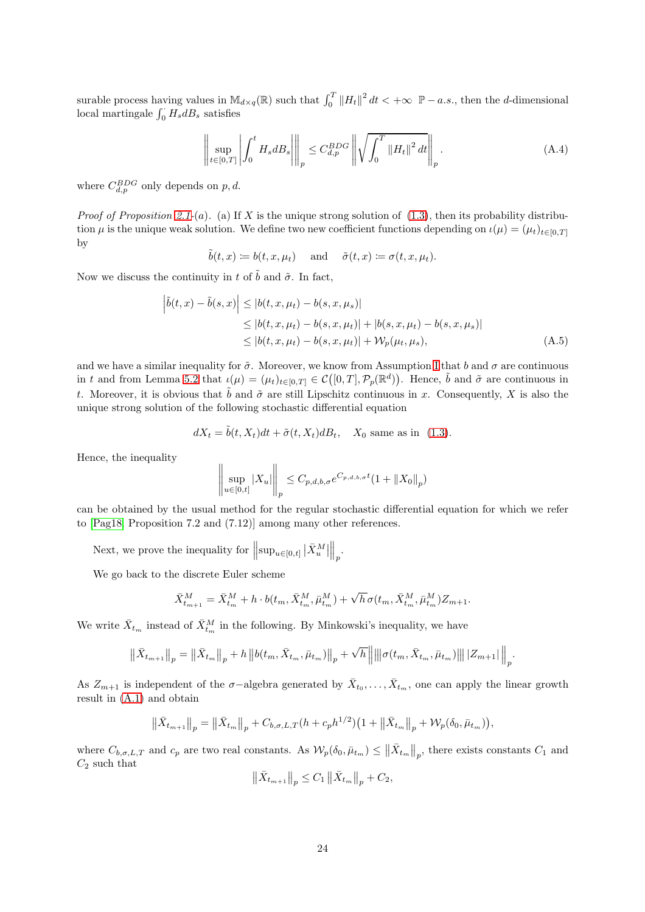surable process having values in $\mathbb{M}_{d\times q}(\mathbb{R})$ such that $\int_0^T \|H_t\|^2\,dt < +\infty$ $\mathbb{P}-a.s.$, then the $d$-dimensional local martingale $\int_0^\cdot H_s dB_s$ satisfies

$$
\left\| \sup_{t\in[0,T]} \left| \int_0^t H_s dB_s \right| \right\|_p \le C_{d,p}^{BDG} \left\| \sqrt{\int_0^T \|H_t\|^2\,dt} \right\|_p. \tag{A.4}
$$

where $C_{d,p}^{BDG}$ only depends on $p, d$.

*Proof of Proposition 2.1-(a).* (a) If $X$ is the unique strong solution of (1.3), then its probability distribution $\mu$ is the unique weak solution. We define two new coefficient functions depending on $\iota(\mu) = (\mu_t)_{t\in[0,T]}$ by

$$
\tilde{b}(t,x) \coloneqq b(t,x,\mu_t) \quad \text{and} \quad \tilde{\sigma}(t,x) \coloneqq \sigma(t,x,\mu_t).
$$

Now we discuss the continuity in $t$ of $\tilde{b}$ and $\tilde{\sigma}$. In fact,

$$
\begin{aligned}
\left|\tilde{b}(t,x) - \tilde{b}(s,x)\right| &\le |b(t,x,\mu_t) - b(s,x,\mu_s)| \\
&\le |b(t,x,\mu_t) - b(s,x,\mu_t)| + |b(s,x,\mu_t) - b(s,x,\mu_s)| \\
&\le |b(t,x,\mu_t) - b(s,x,\mu_t)| + \mathcal{W}_p(\mu_t,\mu_s),
\end{aligned} \tag{A.5}
$$

and we have a similar inequality for $\tilde{\sigma}$. Moreover, we know from Assumption I that $b$ and $\sigma$ are continuous in $t$ and from Lemma 5.2 that $\iota(\mu) = (\mu_t)_{t\in[0,T]} \in \mathcal{C}\big([0,T],\mathcal{P}_p(\mathbb{R}^d)\big)$. Hence, $\tilde{b}$ and $\tilde{\sigma}$ are continuous in $t$. Moreover, it is obvious that $\tilde{b}$ and $\tilde{\sigma}$ are still Lipschitz continuous in $x$. Consequently, $X$ is also the unique strong solution of the following stochastic differential equation

$$
dX_t = \tilde{b}(t,X_t)dt + \tilde{\sigma}(t,X_t)dB_t, \quad X_0 \text{ same as in (1.3)}.
$$

Hence, the inequality

$$
\left\| \sup_{u\in[0,t]} |X_u| \right\|_p \le C_{p,d,b,\sigma} e^{C_{p,d,b,\sigma} t}(1 + \|X_0\|_p)
$$

can be obtained by the usual method for the regular stochastic differential equation for which we refer to [Pag18, Proposition 7.2 and (7.12)] among many other references.

Next, we prove the inequality for $\left\|\sup_{u\in[0,t]} |\bar{X}_u^M|\right\|_p$.

We go back to the discrete Euler scheme

$$
\bar{X}_{t_{m+1}}^M = \bar{X}_{t_m}^M + h\cdot b(t_m,\bar{X}_{t_m}^M,\bar{\mu}_{t_m}^M) + \sqrt{h}\,\sigma(t_m,\bar{X}_{t_m}^M,\bar{\mu}_{t_m}^M)Z_{m+1}.
$$

We write $\bar{X}_{t_m}$ instead of $\bar{X}_{t_m}^M$ in the following. By Minkowski's inequality, we have

$$
\left\|\bar{X}_{t_{m+1}}\right\|_p = \left\|\bar{X}_{t_m}\right\|_p + h\left\|b(t_m,\bar{X}_{t_m},\bar{\mu}_{t_m})\right\|_p + \sqrt{h}\left\| \left|\!\left|\!\left|\sigma(t_m,\bar{X}_{t_m},\bar{\mu}_{t_m})\right|\!\right|\!\right| |Z_{m+1}| \right\|_p.
$$

As $Z_{m+1}$ is independent of the $\sigma-$algebra generated by $\bar{X}_{t_0},\dots,\bar{X}_{t_m}$, one can apply the linear growth result in (A.1) and obtain

$$
\left\|\bar{X}_{t_{m+1}}\right\|_p = \left\|\bar{X}_{t_m}\right\|_p + C_{b,\sigma,L,T}(h + c_p h^{1/2})\big(1 + \left\|\bar{X}_{t_m}\right\|_p + \mathcal{W}_p(\delta_0,\bar{\mu}_{t_m})\big),
$$

where $C_{b,\sigma,L,T}$ and $c_p$ are two real constants. As $\mathcal{W}_p(\delta_0,\bar{\mu}_{t_m}) \le \left\|\bar{X}_{t_m}\right\|_p$, there exists constants $C_1$ and $C_2$ such that

$$
\left\|\bar{X}_{t_{m+1}}\right\|_p \le C_1\left\|\bar{X}_{t_m}\right\|_p + C_2,
$$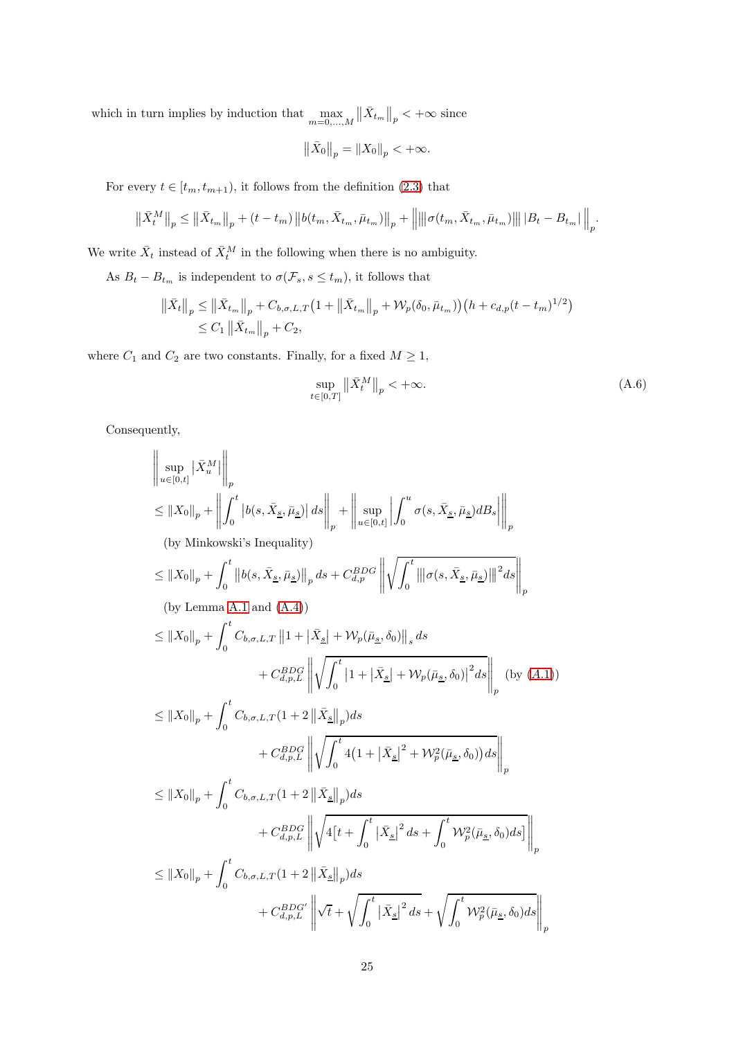which in turn implies by induction that $\max_{m=0,\ldots,M} \left\|\bar{X}_{t_m}\right\|_p < +\infty$ since

$$\left\|\bar{X}_0\right\|_p = \left\|X_0\right\|_p < +\infty.$$

For every $t \in [t_m, t_{m+1})$, it follows from the definition (2.3) that

$$\left\|\bar{X}_t^M\right\|_p \leq \left\|\bar{X}_{t_m}\right\|_p + (t - t_m)\left\|b(t_m, \bar{X}_{t_m}, \bar{\mu}_{t_m})\right\|_p + \left\| |||\sigma(t_m, \bar{X}_{t_m}, \bar{\mu}_{t_m})||| \left|B_t - B_{t_m}\right| \right\|_p.$$

We write $\bar{X}_t$ instead of $\bar{X}_t^M$ in the following when there is no ambiguity.

As $B_t - B_{t_m}$ is independent to $\sigma(\mathcal{F}_s, s \leq t_m)$, it follows that

$$\begin{aligned}
\left\|\bar{X}_t\right\|_p &\leq \left\|\bar{X}_{t_m}\right\|_p + C_{b,\sigma,L,T}\big(1 + \left\|\bar{X}_{t_m}\right\|_p + \mathcal{W}_p(\delta_0, \bar{\mu}_{t_m})\big)\big(h + c_{d,p}(t - t_m)^{1/2}\big) \\
&\leq C_1 \left\|\bar{X}_{t_m}\right\|_p + C_2,
\end{aligned}$$

where $C_1$ and $C_2$ are two constants. Finally, for a fixed $M \geq 1$,

$$\sup_{t \in [0,T]} \left\|\bar{X}_t^M\right\|_p < +\infty. \tag{A.6}$$

Consequently,

$$\begin{aligned}
&\left\| \sup_{u \in [0,t]} \left|\bar{X}_u^M\right| \right\|_p \\
&\leq \left\|X_0\right\|_p + \left\| \int_0^t \left|b(s, \bar{X}_{\underline{s}}, \bar{\mu}_{\underline{s}})\right| ds \right\|_p + \left\| \sup_{u \in [0,t]} \left| \int_0^u \sigma(s, \bar{X}_{\underline{s}}, \bar{\mu}_{\underline{s}}) dB_s \right| \right\|_p \\
&\quad \text{(by Minkowski's Inequality)} \\
&\leq \left\|X_0\right\|_p + \int_0^t \left\|b(s, \bar{X}_{\underline{s}}, \bar{\mu}_{\underline{s}})\right\|_p ds + C_{d,p}^{BDG} \left\| \sqrt{\int_0^t |||\sigma(s, \bar{X}_{\underline{s}}, \bar{\mu}_{\underline{s}})|||^2 ds} \right\|_p \\
&\quad \text{(by Lemma A.1 and (A.4))} \\
&\leq \left\|X_0\right\|_p + \int_0^t C_{b,\sigma,L,T} \left\|1 + \left|\bar{X}_{\underline{s}}\right| + \mathcal{W}_p(\bar{\mu}_{\underline{s}}, \delta_0)\right\|_s ds \\
&\qquad\qquad + C_{d,p,L}^{BDG} \left\| \sqrt{\int_0^t \left|1 + \left|\bar{X}_{\underline{s}}\right| + \mathcal{W}_p(\bar{\mu}_{\underline{s}}, \delta_0)\right|^2 ds} \right\|_p \quad \text{(by (A.1))} \\
&\leq \left\|X_0\right\|_p + \int_0^t C_{b,\sigma,L,T}(1 + 2\left\|\bar{X}_{\underline{s}}\right\|_p) ds \\
&\qquad\qquad + C_{d,p,L}^{BDG} \left\| \sqrt{\int_0^t 4\big(1 + \left|\bar{X}_{\underline{s}}\right|^2 + \mathcal{W}_p^2(\bar{\mu}_{\underline{s}}, \delta_0)\big) ds} \right\|_p \\
&\leq \left\|X_0\right\|_p + \int_0^t C_{b,\sigma,L,T}(1 + 2\left\|\bar{X}_{\underline{s}}\right\|_p) ds \\
&\qquad\qquad + C_{d,p,L}^{BDG} \left\| \sqrt{4\big[t + \int_0^t \left|\bar{X}_{\underline{s}}\right|^2 ds + \int_0^t \mathcal{W}_p^2(\bar{\mu}_{\underline{s}}, \delta_0) ds\big]} \right\|_p \\
&\leq \left\|X_0\right\|_p + \int_0^t C_{b,\sigma,L,T}(1 + 2\left\|\bar{X}_{\underline{s}}\right\|_p) ds \\
&\qquad\qquad + C_{d,p,L}^{BDG'} \left\| \sqrt{t} + \sqrt{\int_0^t \left|\bar{X}_{\underline{s}}\right|^2 ds} + \sqrt{\int_0^t \mathcal{W}_p^2(\bar{\mu}_{\underline{s}}, \delta_0) ds} \right\|_p
\end{aligned}$$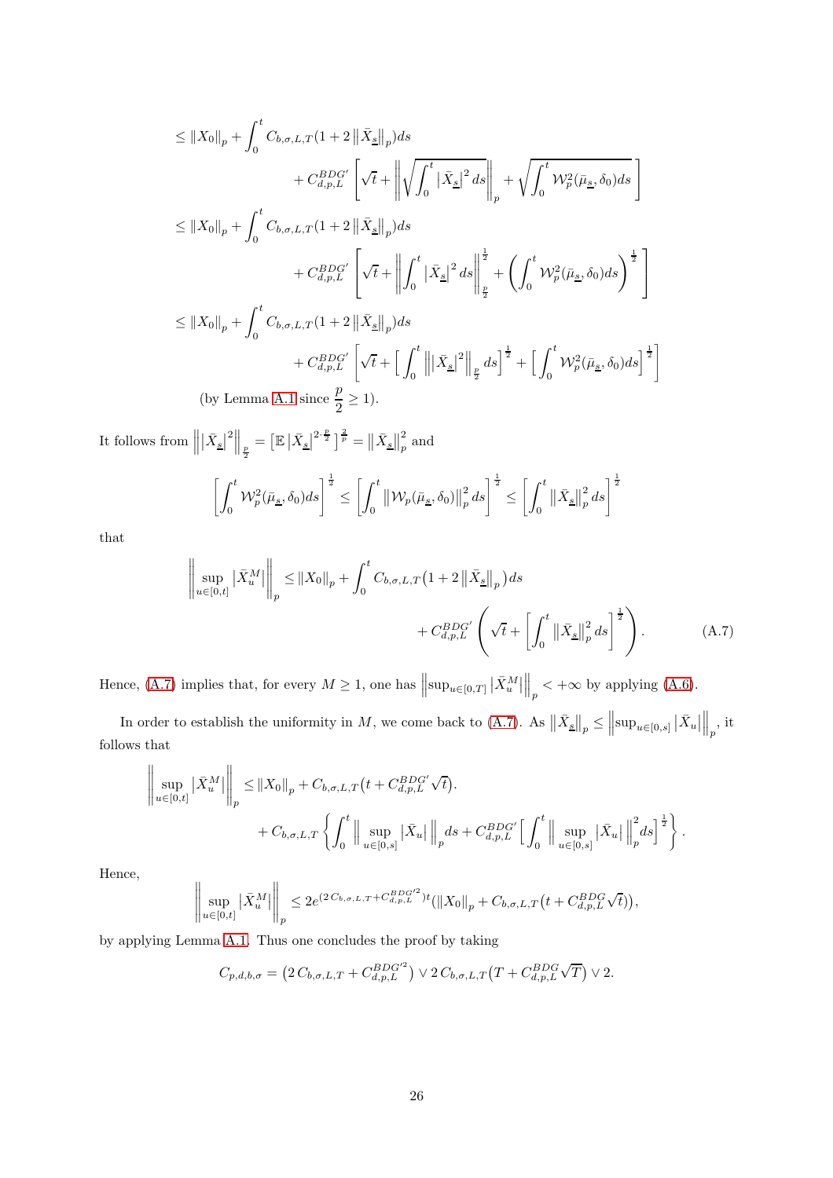$$
\begin{aligned}
&\leq \|X_0\|_p + \int_0^t C_{b,\sigma,L,T}(1 + 2\,\|\bar{X}_{\underline{s}}\|_p)ds \\
&\qquad\qquad + C_{d,p,L}^{BDG'}\left[\sqrt{t} + \left\|\sqrt{\int_0^t |\bar{X}_{\underline{s}}|^2\,ds}\right\|_p + \sqrt{\int_0^t \mathcal{W}_p^2(\bar{\mu}_{\underline{s}}, \delta_0)ds}\,\right] \\
&\leq \|X_0\|_p + \int_0^t C_{b,\sigma,L,T}(1 + 2\,\|\bar{X}_{\underline{s}}\|_p)ds \\
&\qquad\qquad + C_{d,p,L}^{BDG'}\left[\sqrt{t} + \left\|\int_0^t |\bar{X}_{\underline{s}}|^2\,ds\right\|_{\frac{p}{2}}^{\frac{1}{2}} + \left(\int_0^t \mathcal{W}_p^2(\bar{\mu}_{\underline{s}}, \delta_0)ds\right)^{\frac{1}{2}}\,\right] \\
&\leq \|X_0\|_p + \int_0^t C_{b,\sigma,L,T}(1 + 2\,\|\bar{X}_{\underline{s}}\|_p)ds \\
&\qquad\qquad + C_{d,p,L}^{BDG'}\left[\sqrt{t} + \Big[\int_0^t \left\||\bar{X}_{\underline{s}}|^2\right\|_{\frac{p}{2}} ds\Big]^{\frac{1}{2}} + \Big[\int_0^t \mathcal{W}_p^2(\bar{\mu}_{\underline{s}}, \delta_0)ds\Big]^{\frac{1}{2}}\right] \\
&\qquad \text{(by Lemma A.1 since } \tfrac{p}{2} \geq 1\text{).}
\end{aligned}
$$

It follows from $\left\||\bar{X}_{\underline{s}}|^2\right\|_{\frac{p}{2}} = \left[\mathbb{E}\,|\bar{X}_{\underline{s}}|^{2\cdot\frac{p}{2}}\right]^{\frac{2}{p}} = \|\bar{X}_{\underline{s}}\|_p^2$ and

$$
\left[\int_0^t \mathcal{W}_p^2(\bar{\mu}_{\underline{s}}, \delta_0)ds\right]^{\frac{1}{2}} \leq \left[\int_0^t \|\mathcal{W}_p(\bar{\mu}_{\underline{s}}, \delta_0)\|_p^2\,ds\right]^{\frac{1}{2}} \leq \left[\int_0^t \|\bar{X}_{\underline{s}}\|_p^2\,ds\right]^{\frac{1}{2}}
$$

that

$$
\left\|\sup_{u\in[0,t]} |\bar{X}_u^M|\right\|_p \leq \|X_0\|_p + \int_0^t C_{b,\sigma,L,T}\big(1 + 2\,\|\bar{X}_{\underline{s}}\|_p\big)ds + C_{d,p,L}^{BDG'}\left(\sqrt{t} + \left[\int_0^t \|\bar{X}_{\underline{s}}\|_p^2\,ds\right]^{\frac{1}{2}}\right). \tag{A.7}
$$

Hence, (A.7) implies that, for every $M \geq 1$, one has $\left\|\sup_{u\in[0,T]} |\bar{X}_u^M|\right\|_p < +\infty$ by applying (A.6).

In order to establish the uniformity in $M$, we come back to (A.7). As $\|\bar{X}_{\underline{s}}\|_p \leq \left\|\sup_{u\in[0,s]} |\bar{X}_u|\right\|_p$, it follows that

$$
\begin{aligned}
\left\|\sup_{u\in[0,t]} |\bar{X}_u^M|\right\|_p &\leq \|X_0\|_p + C_{b,\sigma,L,T}\big(t + C_{d,p,L}^{BDG'}\sqrt{t}\big). \\
&\qquad + C_{b,\sigma,L,T}\left\{\int_0^t \Big\|\sup_{u\in[0,s]} |\bar{X}_u|\Big\|_p ds + C_{d,p,L}^{BDG'}\Big[\int_0^t \Big\|\sup_{u\in[0,s]} |\bar{X}_u|\Big\|_p^2 ds\Big]^{\frac{1}{2}}\right\}.
\end{aligned}
$$

Hence,

$$
\left\|\sup_{u\in[0,t]} |\bar{X}_u^M|\right\|_p \leq 2e^{(2\,C_{b,\sigma,L,T} + C_{d,p,L}^{BDG'^2})t}\big(\|X_0\|_p + C_{b,\sigma,L,T}\big(t + C_{d,p,L}^{BDG}\sqrt{t}\big)\big),
$$

by applying Lemma A.1. Thus one concludes the proof by taking

$$
C_{p,d,b,\sigma} = \big(2\,C_{b,\sigma,L,T} + C_{d,p,L}^{BDG'^2}\big) \vee 2\,C_{b,\sigma,L,T}\big(T + C_{d,p,L}^{BDG}\sqrt{T}\big) \vee 2.
$$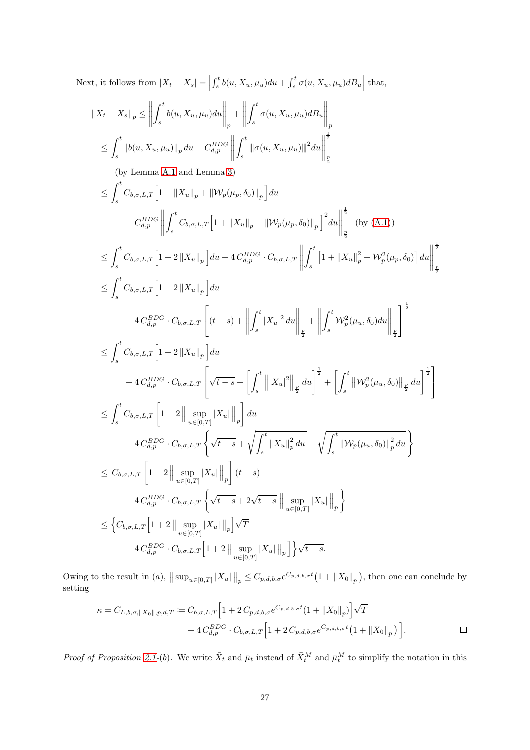Next, it follows from $|X_t - X_s| = \left|\int_s^t b(u,X_u,\mu_u)du + \int_s^t \sigma(u,X_u,\mu_u)dB_u\right|$ that,

$$
\begin{aligned}
\left\|X_t - X_s\right\|_p &\leq \left\|\int_s^t b(u,X_u,\mu_u)du\right\|_p + \left\|\int_s^t \sigma(u,X_u,\mu_u)dB_u\right\|_p \\
&\leq \int_s^t \left\|b(u,X_u,\mu_u)\right\|_p du + C_{d,p}^{BDG}\left\|\int_s^t |\!|\!|\sigma(u,X_u,\mu_u)|\!|\!|^2 du\right\|_{\frac{p}{2}}^{\frac{1}{2}} \\
&\qquad \text{(by Lemma A.1 and Lemma 3)} \\
&\leq \int_s^t C_{b,\sigma,L,T}\Big[1 + \left\|X_u\right\|_p + \left\|\mathcal{W}_p(\mu_p,\delta_0)\right\|_p\Big] du \\
&\qquad + C_{d,p}^{BDG}\left\|\int_s^t C_{b,\sigma,L,T}\Big[1 + \left\|X_u\right\|_p + \left\|\mathcal{W}_p(\mu_p,\delta_0)\right\|_p\Big]^2 du\right\|_{\frac{p}{2}}^{\frac{1}{2}} \quad \text{(by (A.1))} \\
&\leq \int_s^t C_{b,\sigma,L,T}\Big[1 + 2\left\|X_u\right\|_p\Big] du + 4\,C_{d,p}^{BDG}\cdot C_{b,\sigma,L,T}\left\|\int_s^t \Big[1 + \left\|X_u\right\|_p^2 + \mathcal{W}_p^2(\mu_p,\delta_0)\Big] du\right\|_{\frac{p}{2}}^{\frac{1}{2}} \\
&\leq \int_s^t C_{b,\sigma,L,T}\Big[1 + 2\left\|X_u\right\|_p\Big] du \\
&\qquad + 4\,C_{d,p}^{BDG}\cdot C_{b,\sigma,L,T}\left[(t-s) + \left\|\int_s^t |X_u|^2 du\right\|_{\frac{p}{2}} + \left\|\int_s^t \mathcal{W}_p^2(\mu_u,\delta_0)du\right\|_{\frac{p}{2}}\right]^{\frac{1}{2}} \\
&\leq \int_s^t C_{b,\sigma,L,T}\Big[1 + 2\left\|X_u\right\|_p\Big] du \\
&\qquad + 4\,C_{d,p}^{BDG}\cdot C_{b,\sigma,L,T}\left[\sqrt{t-s} + \left[\int_s^t \left\||X_u|^2\right\|_{\frac{p}{2}} du\right]^{\frac{1}{2}} + \left[\int_s^t \left\|\mathcal{W}_p^2(\mu_u,\delta_0)\right\|_{\frac{p}{2}} du\right]^{\frac{1}{2}}\right] \\
&\leq \int_s^t C_{b,\sigma,L,T}\left[1 + 2\Big\|\sup_{u\in[0,T]}|X_u|\,\Big\|_p\right] du \\
&\qquad + 4\,C_{d,p}^{BDG}\cdot C_{b,\sigma,L,T}\left\{\sqrt{t-s} + \sqrt{\int_s^t \left\|X_u\right\|_p^2 du} + \sqrt{\int_s^t \left\|\mathcal{W}_p(\mu_u,\delta_0)\right\|_p^2 du}\right\} \\
&\leq C_{b,\sigma,L,T}\left[1 + 2\Big\|\sup_{u\in[0,T]}|X_u|\,\Big\|_p\right](t-s) \\
&\qquad + 4\,C_{d,p}^{BDG}\cdot C_{b,\sigma,L,T}\left\{\sqrt{t-s} + 2\sqrt{t-s}\,\Big\|\sup_{u\in[0,T]}|X_u|\,\Big\|_p\right\} \\
&\leq \Big\{C_{b,\sigma,L,T}\Big[1 + 2\Big\|\sup_{u\in[0,T]}|X_u|\,\Big\|_p\Big]\sqrt{T} \\
&\qquad + 4\,C_{d,p}^{BDG}\cdot C_{b,\sigma,L,T}\Big[1 + 2\Big\|\sup_{u\in[0,T]}|X_u|\,\Big\|_p\Big]\Big\}\sqrt{t-s}.
\end{aligned}
$$

Owing to the result in (a), $\Big\|\sup_{u\in[0,T]}|X_u|\,\Big\|_p \leq C_{p,d,b,\sigma}e^{C_{p,d,b,\sigma}t}\big(1 + \left\|X_0\right\|_p\big)$, then one can conclude by setting

$$
\begin{aligned}
\kappa = C_{L,b,\sigma,\|X_0\|,p,d,T} &:= C_{b,\sigma,L,T}\Big[1 + 2\,C_{p,d,b,\sigma}e^{C_{p,d,b,\sigma}t}(1 + \left\|X_0\right\|_p)\Big]\sqrt{T} \\
&\qquad + 4\,C_{d,p}^{BDG}\cdot C_{b,\sigma,L,T}\Big[1 + 2\,C_{p,d,b,\sigma}e^{C_{p,d,b,\sigma}t}\big(1 + \left\|X_0\right\|_p\big)\Big].
\end{aligned}
$$

□

*Proof of Proposition 2.1-(b).* We write $\bar{X}_t$ and $\bar{\mu}_t$ instead of $\bar{X}_t^M$ and $\bar{\mu}_t^M$ to simplify the notation in this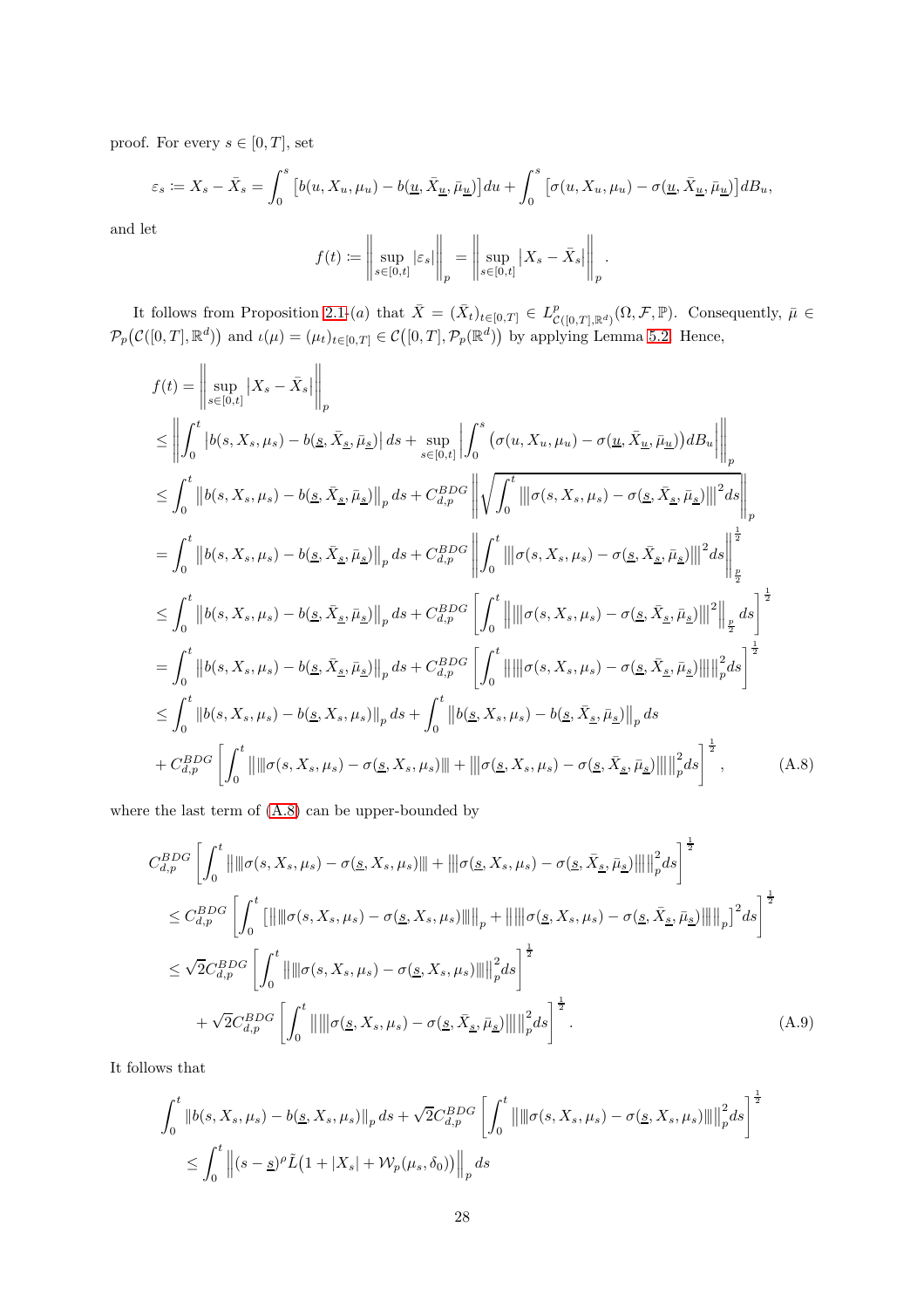proof. For every $s \in [0,T]$, set

$$\varepsilon_s \coloneqq X_s - \bar{X}_s = \int_0^s \big[b(u, X_u, \mu_u) - b(\underline{u}, \bar{X}_{\underline{u}}, \bar{\mu}_{\underline{u}})\big] du + \int_0^s \big[\sigma(u, X_u, \mu_u) - \sigma(\underline{u}, \bar{X}_{\underline{u}}, \bar{\mu}_{\underline{u}})\big] dB_u,$$

and let

$$f(t) \coloneqq \left\| \sup_{s\in[0,t]} |\varepsilon_s| \right\|_p = \left\| \sup_{s\in[0,t]} \big|X_s - \bar{X}_s\big| \right\|_p.$$

It follows from Proposition 2.1-(a) that $\bar{X} = (\bar{X}_t)_{t\in[0,T]} \in L^p_{\mathcal{C}([0,T],\mathbb{R}^d)}(\Omega, \mathcal{F}, \mathbb{P})$. Consequently, $\bar{\mu} \in \mathcal{P}_p\big(\mathcal{C}([0,T],\mathbb{R}^d)\big)$ and $\iota(\mu) = (\mu_t)_{t\in[0,T]} \in \mathcal{C}\big([0,T], \mathcal{P}_p(\mathbb{R}^d)\big)$ by applying Lemma 5.2. Hence,

$$\begin{aligned}
f(t) &= \left\| \sup_{s\in[0,t]} \big|X_s - \bar{X}_s\big| \right\|_p \\
&\le \left\| \int_0^t \big|b(s, X_s, \mu_s) - b(\underline{s}, \bar{X}_{\underline{s}}, \bar{\mu}_{\underline{s}})\big| ds + \sup_{s\in[0,t]} \left| \int_0^s \big(\sigma(u, X_u, \mu_u) - \sigma(\underline{u}, \bar{X}_{\underline{u}}, \bar{\mu}_{\underline{u}})\big) dB_u \right| \right\|_p \\
&\le \int_0^t \big\|b(s, X_s, \mu_s) - b(\underline{s}, \bar{X}_{\underline{s}}, \bar{\mu}_{\underline{s}})\big\|_p ds + C^{BDG}_{d,p} \left\| \sqrt{\int_0^t \left|\!\left|\!\left|\sigma(s, X_s, \mu_s) - \sigma(\underline{s}, \bar{X}_{\underline{s}}, \bar{\mu}_{\underline{s}})\right|\!\right|\!\right|^2 ds} \right\|_p \\
&= \int_0^t \big\|b(s, X_s, \mu_s) - b(\underline{s}, \bar{X}_{\underline{s}}, \bar{\mu}_{\underline{s}})\big\|_p ds + C^{BDG}_{d,p} \left\| \int_0^t \left|\!\left|\!\left|\sigma(s, X_s, \mu_s) - \sigma(\underline{s}, \bar{X}_{\underline{s}}, \bar{\mu}_{\underline{s}})\right|\!\right|\!\right|^2 ds \right\|_{\frac{p}{2}}^{\frac{1}{2}} \\
&\le \int_0^t \big\|b(s, X_s, \mu_s) - b(\underline{s}, \bar{X}_{\underline{s}}, \bar{\mu}_{\underline{s}})\big\|_p ds + C^{BDG}_{d,p} \left[ \int_0^t \left\| \left|\!\left|\!\left|\sigma(s, X_s, \mu_s) - \sigma(\underline{s}, \bar{X}_{\underline{s}}, \bar{\mu}_{\underline{s}})\right|\!\right|\!\right|^2 \right\|_{\frac{p}{2}} ds \right]^{\frac{1}{2}} \\
&= \int_0^t \big\|b(s, X_s, \mu_s) - b(\underline{s}, \bar{X}_{\underline{s}}, \bar{\mu}_{\underline{s}})\big\|_p ds + C^{BDG}_{d,p} \left[ \int_0^t \left\| \left|\!\left|\!\left|\sigma(s, X_s, \mu_s) - \sigma(\underline{s}, \bar{X}_{\underline{s}}, \bar{\mu}_{\underline{s}})\right|\!\right|\!\right| \right\|_p^2 ds \right]^{\frac{1}{2}} \\
&\le \int_0^t \big\|b(s, X_s, \mu_s) - b(\underline{s}, X_s, \mu_s)\big\|_p ds + \int_0^t \big\|b(\underline{s}, X_s, \mu_s) - b(\underline{s}, \bar{X}_{\underline{s}}, \bar{\mu}_{\underline{s}})\big\|_p ds \\
&\quad + C^{BDG}_{d,p} \left[ \int_0^t \left\| \left|\!\left|\!\left|\sigma(s, X_s, \mu_s) - \sigma(\underline{s}, X_s, \mu_s)\right|\!\right|\!\right| + \left|\!\left|\!\left|\sigma(\underline{s}, X_s, \mu_s) - \sigma(\underline{s}, \bar{X}_{\underline{s}}, \bar{\mu}_{\underline{s}})\right|\!\right|\!\right| \right\|_p^2 ds \right]^{\frac{1}{2}},
\end{aligned} \tag{A.8}$$

where the last term of (A.8) can be upper-bounded by

$$\begin{aligned}
& C^{BDG}_{d,p} \left[ \int_0^t \left\| \left|\!\left|\!\left|\sigma(s, X_s, \mu_s) - \sigma(\underline{s}, X_s, \mu_s)\right|\!\right|\!\right| + \left|\!\left|\!\left|\sigma(\underline{s}, X_s, \mu_s) - \sigma(\underline{s}, \bar{X}_{\underline{s}}, \bar{\mu}_{\underline{s}})\right|\!\right|\!\right| \right\|_p^2 ds \right]^{\frac{1}{2}} \\
&\le C^{BDG}_{d,p} \left[ \int_0^t \Big[ \left\| \left|\!\left|\!\left|\sigma(s, X_s, \mu_s) - \sigma(\underline{s}, X_s, \mu_s)\right|\!\right|\!\right| \right\|_p + \left\| \left|\!\left|\!\left|\sigma(\underline{s}, X_s, \mu_s) - \sigma(\underline{s}, \bar{X}_{\underline{s}}, \bar{\mu}_{\underline{s}})\right|\!\right|\!\right| \right\|_p \Big]^2 ds \right]^{\frac{1}{2}} \\
&\le \sqrt{2} C^{BDG}_{d,p} \left[ \int_0^t \left\| \left|\!\left|\!\left|\sigma(s, X_s, \mu_s) - \sigma(\underline{s}, X_s, \mu_s)\right|\!\right|\!\right| \right\|_p^2 ds \right]^{\frac{1}{2}} \\
&\quad + \sqrt{2} C^{BDG}_{d,p} \left[ \int_0^t \left\| \left|\!\left|\!\left|\sigma(\underline{s}, X_s, \mu_s) - \sigma(\underline{s}, \bar{X}_{\underline{s}}, \bar{\mu}_{\underline{s}})\right|\!\right|\!\right| \right\|_p^2 ds \right]^{\frac{1}{2}}.
\end{aligned} \tag{A.9}$$

It follows that

$$\begin{aligned}
& \int_0^t \big\|b(s, X_s, \mu_s) - b(\underline{s}, X_s, \mu_s)\big\|_p ds + \sqrt{2} C^{BDG}_{d,p} \left[ \int_0^t \left\| \left|\!\left|\!\left|\sigma(s, X_s, \mu_s) - \sigma(\underline{s}, X_s, \mu_s)\right|\!\right|\!\right| \right\|_p^2 ds \right]^{\frac{1}{2}} \\
&\le \int_0^t \left\| (s - \underline{s})^\rho \tilde{L} \big(1 + |X_s| + \mathcal{W}_p(\mu_s, \delta_0)\big) \right\|_p ds
\end{aligned}$$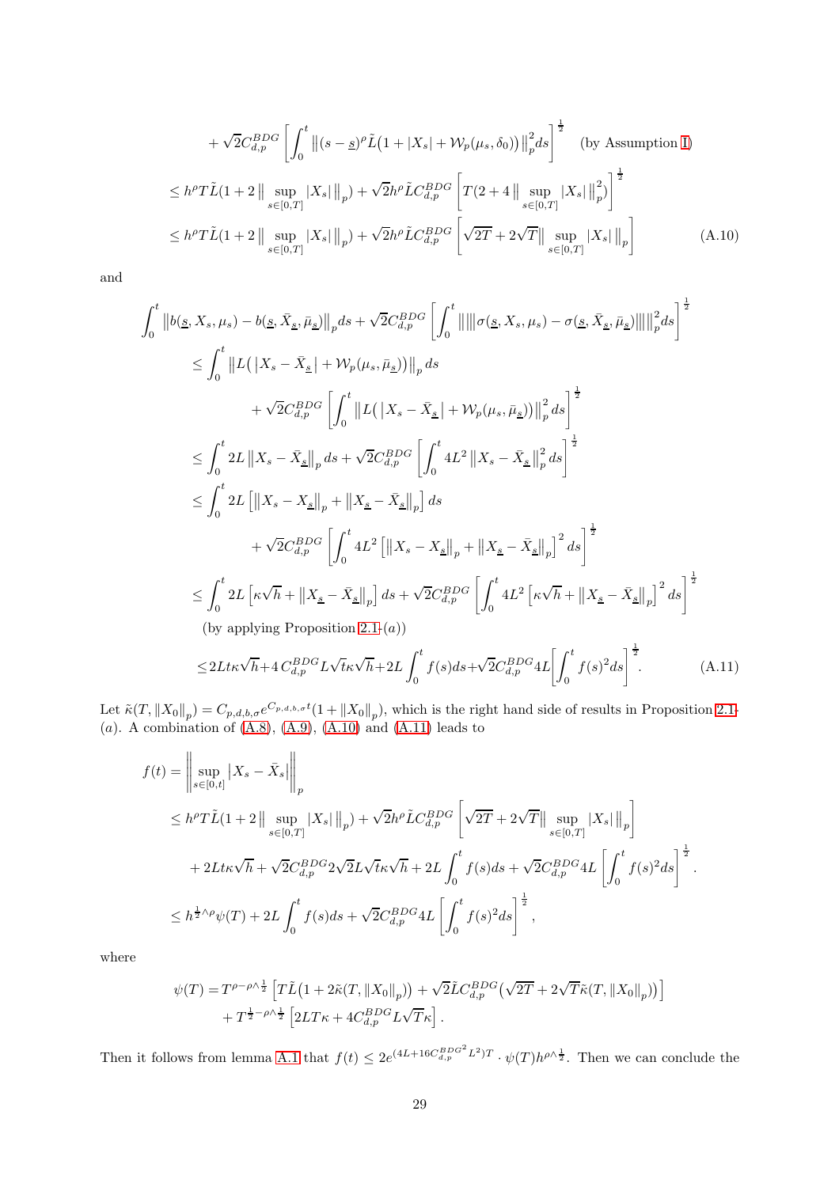$$
\begin{aligned}
&+\sqrt{2}C_{d,p}^{BDG}\left[\int_0^t \left\|(s-\underline{s})^{\rho}\tilde{L}\big(1+|X_s|+\mathcal{W}_p(\mu_s,\delta_0)\big)\right\|_p^2 ds\right]^{\frac{1}{2}} \quad \text{(by Assumption I)}\\
&\leq h^{\rho}T\tilde{L}(1+2\left\|\sup_{s\in[0,T]}|X_s|\right\|_p)+\sqrt{2}h^{\rho}\tilde{L}C_{d,p}^{BDG}\left[T(2+4\left\|\sup_{s\in[0,T]}|X_s|\right\|_p^2)\right]^{\frac{1}{2}}\\
&\leq h^{\rho}T\tilde{L}(1+2\left\|\sup_{s\in[0,T]}|X_s|\right\|_p)+\sqrt{2}h^{\rho}\tilde{L}C_{d,p}^{BDG}\left[\sqrt{2T}+2\sqrt{T}\left\|\sup_{s\in[0,T]}|X_s|\right\|_p\right] \qquad \text{(A.10)}
\end{aligned}
$$

and

$$
\begin{aligned}
&\int_0^t \left\|b(\underline{s},X_s,\mu_s)-b(\underline{s},\bar{X}_{\underline{s}},\bar{\mu}_{\underline{s}})\right\|_p ds+\sqrt{2}C_{d,p}^{BDG}\left[\int_0^t \left\|\left|\!\left|\!\left|\sigma(\underline{s},X_s,\mu_s)-\sigma(\underline{s},\bar{X}_{\underline{s}},\bar{\mu}_{\underline{s}})\right|\!\right|\!\right|\right\|_p^2 ds\right]^{\frac{1}{2}}\\
&\quad\leq \int_0^t \left\|L\big(\left|X_s-\bar{X}_{\underline{s}}\right|+\mathcal{W}_p(\mu_s,\bar{\mu}_{\underline{s}})\big)\right\|_p ds\\
&\qquad\qquad +\sqrt{2}C_{d,p}^{BDG}\left[\int_0^t \left\|L\big(\left|X_s-\bar{X}_{\underline{s}}\right|+\mathcal{W}_p(\mu_s,\bar{\mu}_{\underline{s}})\big)\right\|_p^2 ds\right]^{\frac{1}{2}}\\
&\quad\leq \int_0^t 2L\left\|X_s-\bar{X}_{\underline{s}}\right\|_p ds+\sqrt{2}C_{d,p}^{BDG}\left[\int_0^t 4L^2\left\|X_s-\bar{X}_{\underline{s}}\right\|_p^2 ds\right]^{\frac{1}{2}}\\
&\quad\leq \int_0^t 2L\left[\left\|X_s-X_{\underline{s}}\right\|_p+\left\|X_{\underline{s}}-\bar{X}_{\underline{s}}\right\|_p\right]ds\\
&\qquad\qquad +\sqrt{2}C_{d,p}^{BDG}\left[\int_0^t 4L^2\left[\left\|X_s-X_{\underline{s}}\right\|_p+\left\|X_{\underline{s}}-\bar{X}_{\underline{s}}\right\|_p\right]^2 ds\right]^{\frac{1}{2}}\\
&\quad\leq \int_0^t 2L\left[\kappa\sqrt{h}+\left\|X_{\underline{s}}-\bar{X}_{\underline{s}}\right\|_p\right]ds+\sqrt{2}C_{d,p}^{BDG}\left[\int_0^t 4L^2\left[\kappa\sqrt{h}+\left\|X_{\underline{s}}-\bar{X}_{\underline{s}}\right\|_p\right]^2 ds\right]^{\frac{1}{2}}\\
&\qquad \text{(by applying Proposition 2.1-}(a))\\
&\quad\leq 2Lt\kappa\sqrt{h}+4\,C_{d,p}^{BDG}L\sqrt{t}\kappa\sqrt{h}+2L\int_0^t f(s)ds+\sqrt{2}C_{d,p}^{BDG}4L\left[\int_0^t f(s)^2 ds\right]^{\frac{1}{2}}. \qquad \text{(A.11)}
\end{aligned}
$$

Let $\tilde{\kappa}(T,\left\|X_0\right\|_p)=C_{p,d,b,\sigma}e^{C_{p,d,b,\sigma}t}(1+\left\|X_0\right\|_p)$, which is the right hand side of results in Proposition 2.1-$(a)$. A combination of (A.8), (A.9), (A.10) and (A.11) leads to

$$
\begin{aligned}
f(t)&=\left\|\sup_{s\in[0,t]}\left|X_s-\bar{X}_s\right|\right\|_p\\
&\leq h^{\rho}T\tilde{L}(1+2\left\|\sup_{s\in[0,T]}|X_s|\right\|_p)+\sqrt{2}h^{\rho}\tilde{L}C_{d,p}^{BDG}\left[\sqrt{2T}+2\sqrt{T}\left\|\sup_{s\in[0,T]}|X_s|\right\|_p\right]\\
&\quad+2Lt\kappa\sqrt{h}+\sqrt{2}C_{d,p}^{BDG}2\sqrt{2}L\sqrt{t}\kappa\sqrt{h}+2L\int_0^t f(s)ds+\sqrt{2}C_{d,p}^{BDG}4L\left[\int_0^t f(s)^2 ds\right]^{\frac{1}{2}}.\\
&\leq h^{\frac{1}{2}\wedge\rho}\psi(T)+2L\int_0^t f(s)ds+\sqrt{2}C_{d,p}^{BDG}4L\left[\int_0^t f(s)^2 ds\right]^{\frac{1}{2}},
\end{aligned}
$$

where

$$
\begin{aligned}
\psi(T)=&\,T^{\rho-\rho\wedge\frac{1}{2}}\left[T\tilde{L}\big(1+2\tilde{\kappa}(T,\left\|X_0\right\|_p)\big)+\sqrt{2}\tilde{L}C_{d,p}^{BDG}\big(\sqrt{2T}+2\sqrt{T}\tilde{\kappa}(T,\left\|X_0\right\|_p)\big)\right]\\
&+T^{\frac{1}{2}-\rho\wedge\frac{1}{2}}\left[2LT\kappa+4C_{d,p}^{BDG}L\sqrt{T}\kappa\right].
\end{aligned}
$$

Then it follows from lemma A.1 that $f(t)\leq 2e^{(4L+16C_{d,p}^{BDG^2}L^2)T}\cdot\psi(T)h^{\rho\wedge\frac{1}{2}}$. Then we can conclude the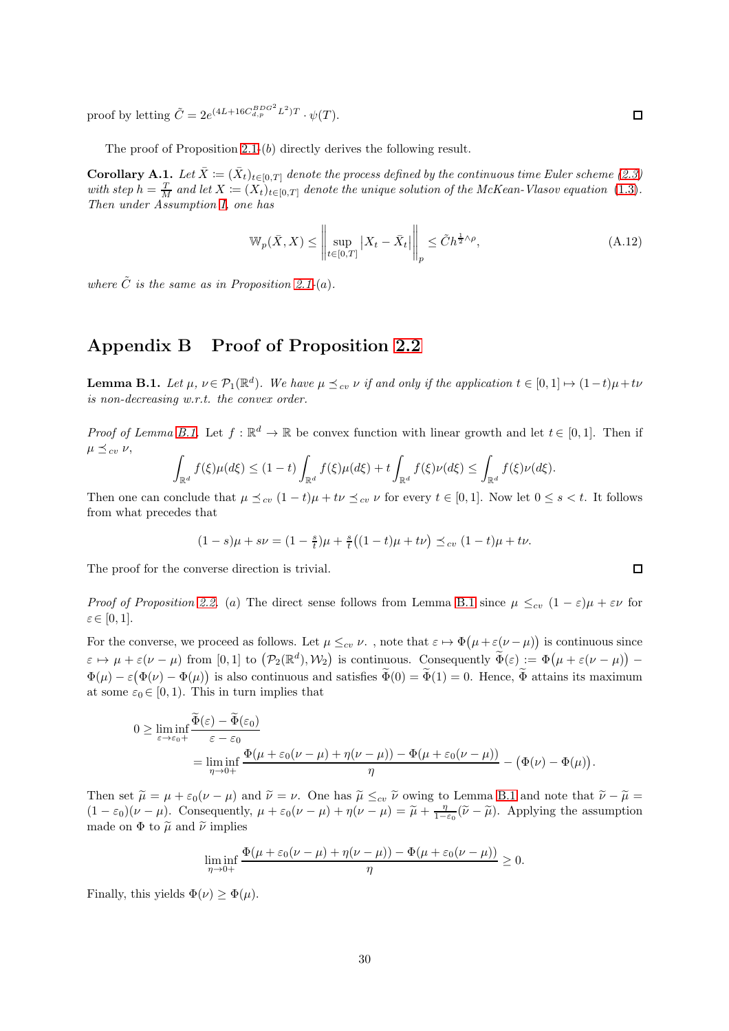proof by letting $\tilde{C} = 2e^{(4L+16C_{d,p}^{BDG^2}L^2)T} \cdot \psi(T)$. ☐

The proof of Proposition 2.1-(b) directly derives the following result.

**Corollary A.1.** *Let $\bar{X} := (\bar{X}_t)_{t\in[0,T]}$ denote the process defined by the continuous time Euler scheme (2.3) with step $h = \frac{T}{M}$ and let $X := (X_t)_{t\in[0,T]}$ denote the unique solution of the McKean-Vlasov equation (1.3). Then under Assumption I, one has*

$$\mathbb{W}_p(\bar{X}, X) \leq \left\| \sup_{t\in[0,T]} \left| X_t - \bar{X}_t \right| \right\|_p \leq \tilde{C} h^{\frac{1}{2}\wedge\rho}, \tag{A.12}$$

*where $\tilde{C}$ is the same as in Proposition 2.1-(a).*

# Appendix B Proof of Proposition 2.2

**Lemma B.1.** *Let $\mu, \nu \in \mathcal{P}_1(\mathbb{R}^d)$. We have $\mu \preceq_{cv} \nu$ if and only if the application $t \in [0,1] \mapsto (1-t)\mu + t\nu$ is non-decreasing w.r.t. the convex order.*

*Proof of Lemma B.1.* Let $f : \mathbb{R}^d \to \mathbb{R}$ be convex function with linear growth and let $t \in [0,1]$. Then if $\mu \preceq_{cv} \nu$,

$$\int_{\mathbb{R}^d} f(\xi)\mu(d\xi) \leq (1-t)\int_{\mathbb{R}^d} f(\xi)\mu(d\xi) + t\int_{\mathbb{R}^d} f(\xi)\nu(d\xi) \leq \int_{\mathbb{R}^d} f(\xi)\nu(d\xi).$$

Then one can conclude that $\mu \preceq_{cv} (1-t)\mu + t\nu \preceq_{cv} \nu$ for every $t \in [0,1]$. Now let $0 \leq s < t$. It follows from what precedes that

$$(1-s)\mu + s\nu = (1 - \tfrac{s}{t})\mu + \tfrac{s}{t}\big((1-t)\mu + t\nu\big) \preceq_{cv} (1-t)\mu + t\nu.$$

The proof for the converse direction is trivial. ☐

*Proof of Proposition 2.2.* (a) The direct sense follows from Lemma B.1 since $\mu \leq_{cv} (1-\varepsilon)\mu + \varepsilon\nu$ for $\varepsilon \in [0,1]$.

For the converse, we proceed as follows. Let $\mu \leq_{cv} \nu$. , note that $\varepsilon \mapsto \Phi\big(\mu + \varepsilon(\nu-\mu)\big)$ is continuous since $\varepsilon \mapsto \mu + \varepsilon(\nu - \mu)$ from $[0,1]$ to $\big(\mathcal{P}_2(\mathbb{R}^d), \mathcal{W}_2\big)$ is continuous. Consequently $\widetilde{\Phi}(\varepsilon) := \Phi\big(\mu + \varepsilon(\nu-\mu)\big) - \Phi(\mu) - \varepsilon\big(\Phi(\nu) - \Phi(\mu)\big)$ is also continuous and satisfies $\widetilde{\Phi}(0) = \widetilde{\Phi}(1) = 0$. Hence, $\widetilde{\Phi}$ attains its maximum at some $\varepsilon_0 \in [0,1)$. This in turn implies that

$$\begin{aligned}
0 \geq \liminf_{\varepsilon\to\varepsilon_0+} &\frac{\widetilde{\Phi}(\varepsilon) - \widetilde{\Phi}(\varepsilon_0)}{\varepsilon - \varepsilon_0} \\
&= \liminf_{\eta\to 0+} \frac{\Phi(\mu + \varepsilon_0(\nu-\mu) + \eta(\nu-\mu)) - \Phi(\mu + \varepsilon_0(\nu-\mu))}{\eta} - \big(\Phi(\nu) - \Phi(\mu)\big).
\end{aligned}$$

Then set $\widetilde{\mu} = \mu + \varepsilon_0(\nu - \mu)$ and $\widetilde{\nu} = \nu$. One has $\widetilde{\mu} \leq_{cv} \widetilde{\nu}$ owing to Lemma B.1 and note that $\widetilde{\nu} - \widetilde{\mu} = (1-\varepsilon_0)(\nu-\mu)$. Consequently, $\mu + \varepsilon_0(\nu-\mu) + \eta(\nu-\mu) = \widetilde{\mu} + \frac{\eta}{1-\varepsilon_0}(\widetilde{\nu} - \widetilde{\mu})$. Applying the assumption made on $\Phi$ to $\widetilde{\mu}$ and $\widetilde{\nu}$ implies

$$\liminf_{\eta\to 0+} \frac{\Phi(\mu + \varepsilon_0(\nu-\mu) + \eta(\nu-\mu)) - \Phi(\mu + \varepsilon_0(\nu-\mu))}{\eta} \geq 0.$$

Finally, this yields $\Phi(\nu) \geq \Phi(\mu)$.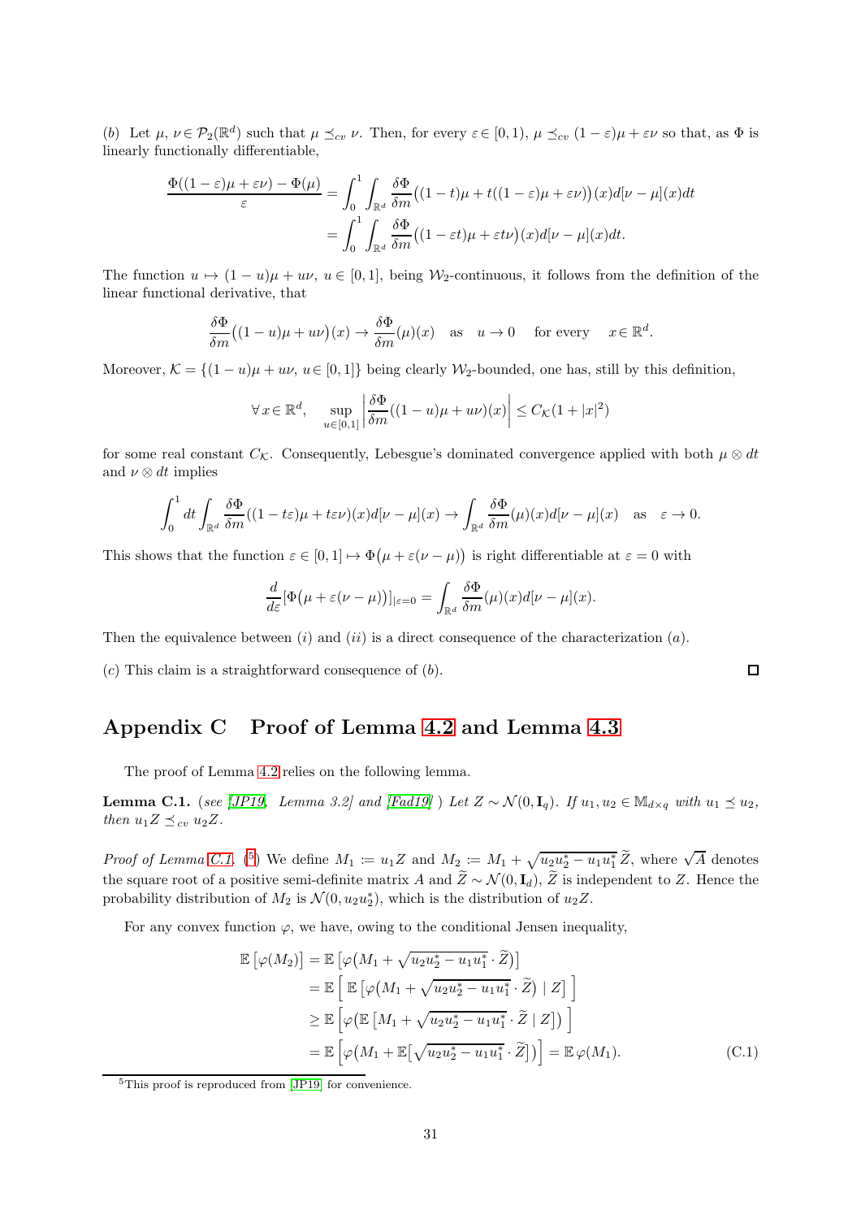(b) Let $\mu, \nu \in \mathcal{P}_2(\mathbb{R}^d)$ such that $\mu \preceq_{cv} \nu$. Then, for every $\varepsilon \in [0,1)$, $\mu \preceq_{cv} (1-\varepsilon)\mu + \varepsilon\nu$ so that, as $\Phi$ is linearly functionally differentiable,

$$
\begin{aligned}
\frac{\Phi((1-\varepsilon)\mu + \varepsilon\nu) - \Phi(\mu)}{\varepsilon} &= \int_0^1 \int_{\mathbb{R}^d} \frac{\delta\Phi}{\delta m}\big((1-t)\mu + t((1-\varepsilon)\mu + \varepsilon\nu)\big)(x)d[\nu-\mu](x)dt \\
&= \int_0^1 \int_{\mathbb{R}^d} \frac{\delta\Phi}{\delta m}\big((1-\varepsilon t)\mu + \varepsilon t\nu\big)(x)d[\nu-\mu](x)dt.
\end{aligned}
$$

The function $u \mapsto (1-u)\mu + u\nu$, $u \in [0,1]$, being $\mathcal{W}_2$-continuous, it follows from the definition of the linear functional derivative, that

$$
\frac{\delta\Phi}{\delta m}\big((1-u)\mu + u\nu\big)(x) \to \frac{\delta\Phi}{\delta m}(\mu)(x) \quad \text{as} \quad u \to 0 \quad \text{for every} \quad x \in \mathbb{R}^d.
$$

Moreover, $\mathcal{K} = \{(1-u)\mu + u\nu,\ u \in [0,1]\}$ being clearly $\mathcal{W}_2$-bounded, one has, still by this definition,

$$
\forall\, x \in \mathbb{R}^d, \quad \sup_{u\in[0,1]} \left|\frac{\delta\Phi}{\delta m}((1-u)\mu + u\nu)(x)\right| \le C_{\mathcal{K}}(1+|x|^2)
$$

for some real constant $C_{\mathcal{K}}$. Consequently, Lebesgue's dominated convergence applied with both $\mu \otimes dt$ and $\nu \otimes dt$ implies

$$
\int_0^1 dt \int_{\mathbb{R}^d} \frac{\delta\Phi}{\delta m}((1-t\varepsilon)\mu + t\varepsilon\nu)(x)d[\nu-\mu](x) \to \int_{\mathbb{R}^d} \frac{\delta\Phi}{\delta m}(\mu)(x)d[\nu-\mu](x) \quad \text{as} \quad \varepsilon \to 0.
$$

This shows that the function $\varepsilon \in [0,1] \mapsto \Phi\big(\mu + \varepsilon(\nu-\mu)\big)$ is right differentiable at $\varepsilon = 0$ with

$$
\frac{d}{d\varepsilon}[\Phi\big(\mu + \varepsilon(\nu-\mu)\big)]_{|\varepsilon=0} = \int_{\mathbb{R}^d} \frac{\delta\Phi}{\delta m}(\mu)(x)d[\nu-\mu](x).
$$

Then the equivalence between (i) and (ii) is a direct consequence of the characterization (a).

(c) This claim is a straightforward consequence of (b). □

# Appendix C Proof of Lemma 4.2 and Lemma 4.3

The proof of Lemma 4.2 relies on the following lemma.

**Lemma C.1.** *(see [JP19, Lemma 3.2] and [Fad19]) Let $Z \sim \mathcal{N}(0, \mathbf{I}_q)$. If $u_1, u_2 \in \mathbb{M}_{d\times q}$ with $u_1 \preceq u_2$, then $u_1 Z \preceq_{cv} u_2 Z$.*

*Proof of Lemma C.1.* ([5]) We define $M_1 := u_1 Z$ and $M_2 := M_1 + \sqrt{u_2u_2^* - u_1u_1^*}\,\widetilde{Z}$, where $\sqrt{A}$ denotes the square root of a positive semi-definite matrix $A$ and $\widetilde{Z} \sim \mathcal{N}(0, \mathbf{I}_d)$, $\widetilde{Z}$ is independent to $Z$. Hence the probability distribution of $M_2$ is $\mathcal{N}(0, u_2u_2^*)$, which is the distribution of $u_2 Z$.

For any convex function $\varphi$, we have, owing to the conditional Jensen inequality,

$$
\begin{aligned}
\mathbb{E}\left[\varphi(M_2)\right] &= \mathbb{E}\left[\varphi\big(M_1 + \sqrt{u_2u_2^* - u_1u_1^*}\cdot\widetilde{Z}\big)\right] \\
&= \mathbb{E}\left[\ \mathbb{E}\left[\varphi\big(M_1 + \sqrt{u_2u_2^* - u_1u_1^*}\cdot\widetilde{Z}\big) \mid Z\right]\ \right] \\
&\ge \mathbb{E}\left[\varphi\big(\mathbb{E}\left[M_1 + \sqrt{u_2u_2^* - u_1u_1^*}\cdot\widetilde{Z} \mid Z\right]\big)\ \right] \\
&= \mathbb{E}\left[\varphi\big(M_1 + \mathbb{E}\big[\sqrt{u_2u_2^* - u_1u_1^*}\cdot\widetilde{Z}\big]\big)\right] = \mathbb{E}\,\varphi(M_1).
\end{aligned} \tag{C.1}
$$

[5] This proof is reproduced from [JP19] for convenience.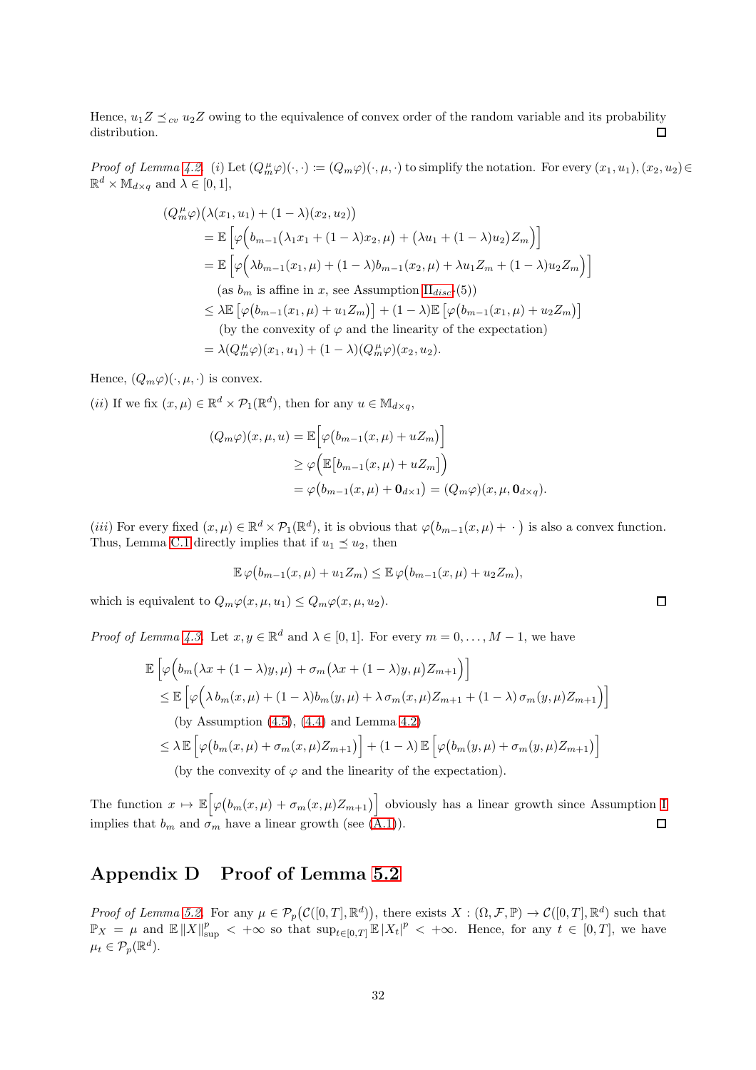Hence, $u_1 Z \preceq_{cv} u_2 Z$ owing to the equivalence of convex order of the random variable and its probability distribution. □

*Proof of Lemma 4.2.* (i) Let $(Q_m^\mu \varphi)(\cdot,\cdot) := (Q_m\varphi)(\cdot,\mu,\cdot)$ to simplify the notation. For every $(x_1,u_1),(x_2,u_2) \in \mathbb{R}^d \times \mathbb{M}_{d\times q}$ and $\lambda \in [0,1]$,

$$
\begin{aligned}
&(Q_m^\mu \varphi)\big(\lambda(x_1,u_1)+(1-\lambda)(x_2,u_2)\big)\\
&\quad = \mathbb{E}\Big[\varphi\Big(b_{m-1}\big(\lambda_1 x_1 + (1-\lambda)x_2,\mu\big) + \big(\lambda u_1 + (1-\lambda)u_2\big)Z_m\Big)\Big]\\
&\quad = \mathbb{E}\Big[\varphi\Big(\lambda b_{m-1}(x_1,\mu) + (1-\lambda)b_{m-1}(x_2,\mu) + \lambda u_1 Z_m + (1-\lambda)u_2 Z_m\Big)\Big]\\
&\qquad\text{(as } b_m \text{ is affine in } x\text{, see Assumption II}_{disc}\text{-(5))}\\
&\quad \le \lambda \mathbb{E}\left[\varphi\big(b_{m-1}(x_1,\mu)+u_1 Z_m\big)\right] + (1-\lambda)\mathbb{E}\left[\varphi\big(b_{m-1}(x_1,\mu)+u_2 Z_m\big)\right]\\
&\qquad\text{(by the convexity of } \varphi \text{ and the linearity of the expectation)}\\
&\quad = \lambda (Q_m^\mu\varphi)(x_1,u_1) + (1-\lambda)(Q_m^\mu\varphi)(x_2,u_2).
\end{aligned}
$$

Hence, $(Q_m\varphi)(\cdot,\mu,\cdot)$ is convex.

(*ii*) If we fix $(x,\mu) \in \mathbb{R}^d \times \mathcal{P}_1(\mathbb{R}^d)$, then for any $u \in \mathbb{M}_{d\times q}$,

$$
\begin{aligned}
(Q_m\varphi)(x,\mu,u) &= \mathbb{E}\Big[\varphi\big(b_{m-1}(x,\mu)+uZ_m\big)\Big]\\
&\ge \varphi\Big(\mathbb{E}\big[b_{m-1}(x,\mu)+uZ_m\big]\Big)\\
&= \varphi\big(b_{m-1}(x,\mu)+\mathbf{0}_{d\times 1}\big) = (Q_m\varphi)(x,\mu,\mathbf{0}_{d\times q}).
\end{aligned}
$$

(*iii*) For every fixed $(x,\mu) \in \mathbb{R}^d \times \mathcal{P}_1(\mathbb{R}^d)$, it is obvious that $\varphi\big(b_{m-1}(x,\mu)+\,\cdot\,\big)$ is also a convex function. Thus, Lemma C.1 directly implies that if $u_1 \preceq u_2$, then

$$
\mathbb{E}\,\varphi\big(b_{m-1}(x,\mu)+u_1 Z_m\big) \le \mathbb{E}\,\varphi\big(b_{m-1}(x,\mu)+u_2 Z_m\big),
$$

which is equivalent to $Q_m\varphi(x,\mu,u_1) \le Q_m\varphi(x,\mu,u_2)$. □

*Proof of Lemma 4.3.* Let $x,y\in\mathbb{R}^d$ and $\lambda\in[0,1]$. For every $m = 0,\dots,M-1$, we have

$$
\begin{aligned}
&\mathbb{E}\left[\varphi\Big(b_m\big(\lambda x + (1-\lambda)y,\mu\big) + \sigma_m\big(\lambda x+(1-\lambda)y,\mu\big)Z_{m+1}\Big)\right]\\
&\quad\le \mathbb{E}\left[\varphi\Big(\lambda\, b_m(x,\mu) + (1-\lambda)b_m(y,\mu) + \lambda\,\sigma_m(x,\mu)Z_{m+1} + (1-\lambda)\,\sigma_m(y,\mu)Z_{m+1}\Big)\right]\\
&\qquad\text{(by Assumption (4.5), (4.4) and Lemma 4.2)}\\
&\quad\le \lambda\,\mathbb{E}\left[\varphi\big(b_m(x,\mu)+\sigma_m(x,\mu)Z_{m+1}\big)\right] + (1-\lambda)\,\mathbb{E}\left[\varphi\big(b_m(y,\mu)+\sigma_m(y,\mu)Z_{m+1}\big)\right]\\
&\qquad\text{(by the convexity of } \varphi \text{ and the linearity of the expectation).}
\end{aligned}
$$

The function $x \mapsto \mathbb{E}\Big[\varphi\big(b_m(x,\mu)+\sigma_m(x,\mu)Z_{m+1}\big)\Big]$ obviously has a linear growth since Assumption I implies that $b_m$ and $\sigma_m$ have a linear growth (see (A.1)). □

# Appendix D Proof of Lemma 5.2

*Proof of Lemma 5.2.* For any $\mu \in \mathcal{P}_p\big(\mathcal{C}([0,T],\mathbb{R}^d)\big)$, there exists $X : (\Omega,\mathcal{F},\mathbb{P}) \to \mathcal{C}([0,T],\mathbb{R}^d)$ such that $\mathbb{P}_X = \mu$ and $\mathbb{E}\,\|X\|_{\sup}^p < +\infty$ so that $\sup_{t\in[0,T]}\mathbb{E}\,|X_t|^p < +\infty$. Hence, for any $t\in[0,T]$, we have $\mu_t \in \mathcal{P}_p(\mathbb{R}^d)$.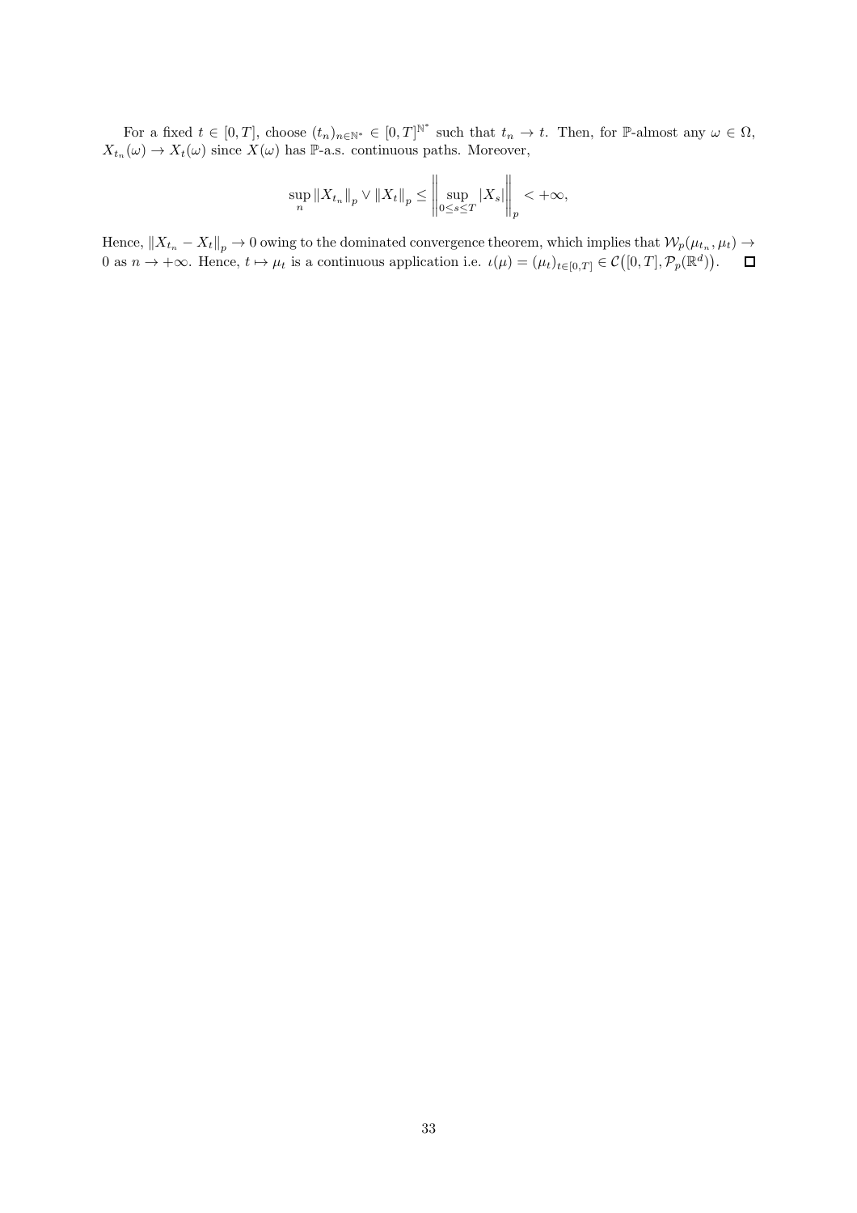For a fixed $t \in [0,T]$, choose $(t_n)_{n\in\mathbb{N}^*} \in [0,T]^{\mathbb{N}^*}$ such that $t_n \to t$. Then, for $\mathbb{P}$-almost any $\omega \in \Omega$, $X_{t_n}(\omega) \to X_t(\omega)$ since $X(\omega)$ has $\mathbb{P}$-a.s. continuous paths. Moreover,

$$\sup_n \left\|X_{t_n}\right\|_p \vee \left\|X_t\right\|_p \leq \left\| \sup_{0\leq s\leq T} |X_s| \right\|_p < +\infty,$$

Hence, $\left\|X_{t_n} - X_t\right\|_p \to 0$ owing to the dominated convergence theorem, which implies that $\mathcal{W}_p(\mu_{t_n}, \mu_t) \to 0$ as $n \to +\infty$. Hence, $t \mapsto \mu_t$ is a continuous application i.e. $\iota(\mu) = (\mu_t)_{t\in[0,T]} \in \mathcal{C}\big([0,T], \mathcal{P}_p(\mathbb{R}^d)\big)$. $\square$